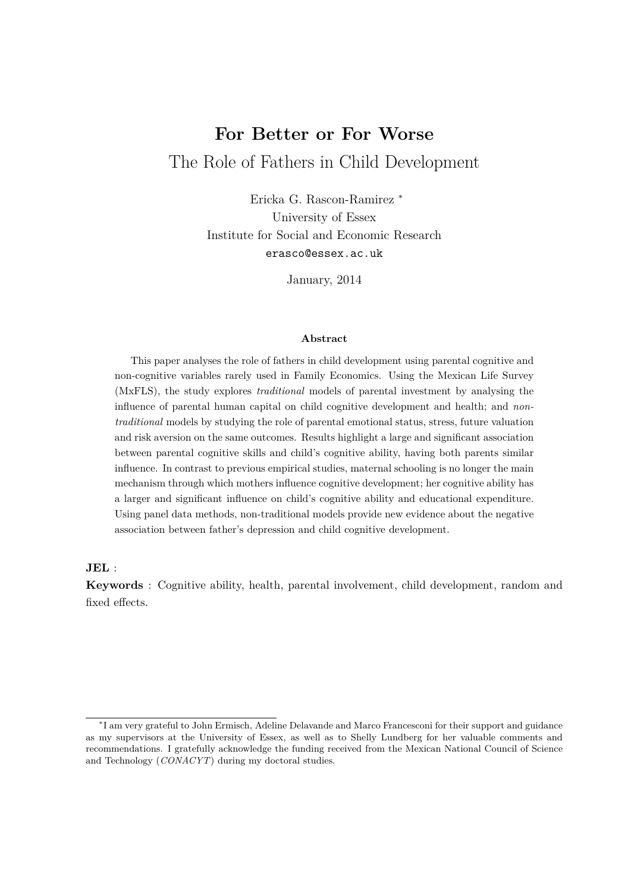# For Better or For Worse

## The Role of Fathers in Child Development

Ericka G. Rascon-Ramirez [*]

University of Essex

Institute for Social and Economic Research

erasco@essex.ac.uk

January, 2014

### Abstract

This paper analyses the role of fathers in child development using parental cognitive and non-cognitive variables rarely used in Family Economics. Using the Mexican Life Survey (MxFLS), the study explores *traditional* models of parental investment by analysing the influence of parental human capital on child cognitive development and health; and *non-traditional* models by studying the role of parental emotional status, stress, future valuation and risk aversion on the same outcomes. Results highlight a large and significant association between parental cognitive skills and child's cognitive ability, having both parents similar influence. In contrast to previous empirical studies, maternal schooling is no longer the main mechanism through which mothers influence cognitive development; her cognitive ability has a larger and significant influence on child's cognitive ability and educational expenditure. Using panel data methods, non-traditional models provide new evidence about the negative association between father's depression and child cognitive development.

**JEL** :

**Keywords** : Cognitive ability, health, parental involvement, child development, random and fixed effects.

---

[*] I am very grateful to John Ermisch, Adeline Delavande and Marco Francesconi for their support and guidance as my supervisors at the University of Essex, as well as to Shelly Lundberg for her valuable comments and recommendations. I gratefully acknowledge the funding received from the Mexican National Council of Science and Technology (*CONACYT*) during my doctoral studies.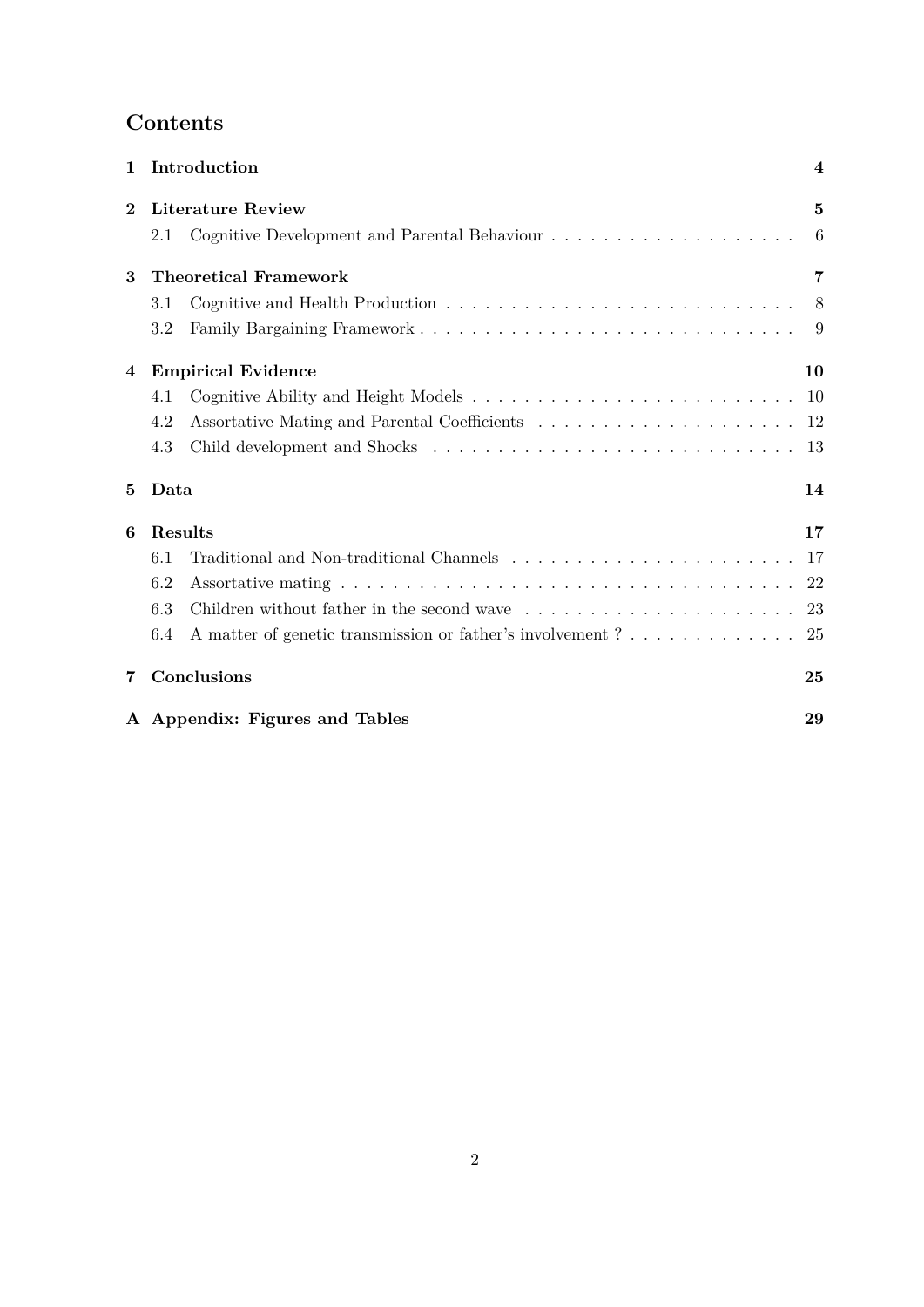## Contents

| | | |
|---|---|---|
| **1** | **Introduction** | **4** |
| **2** | **Literature Review** | **5** |
| | 2.1 Cognitive Development and Parental Behaviour | 6 |
| **3** | **Theoretical Framework** | **7** |
| | 3.1 Cognitive and Health Production | 8 |
| | 3.2 Family Bargaining Framework | 9 |
| **4** | **Empirical Evidence** | **10** |
| | 4.1 Cognitive Ability and Height Models | 10 |
| | 4.2 Assortative Mating and Parental Coefficients | 12 |
| | 4.3 Child development and Shocks | 13 |
| **5** | **Data** | **14** |
| **6** | **Results** | **17** |
| | 6.1 Traditional and Non-traditional Channels | 17 |
| | 6.2 Assortative mating | 22 |
| | 6.3 Children without father in the second wave | 23 |
| | 6.4 A matter of genetic transmission or father's involvement ? | 25 |
| **7** | **Conclusions** | **25** |
| **A** | **Appendix: Figures and Tables** | **29** |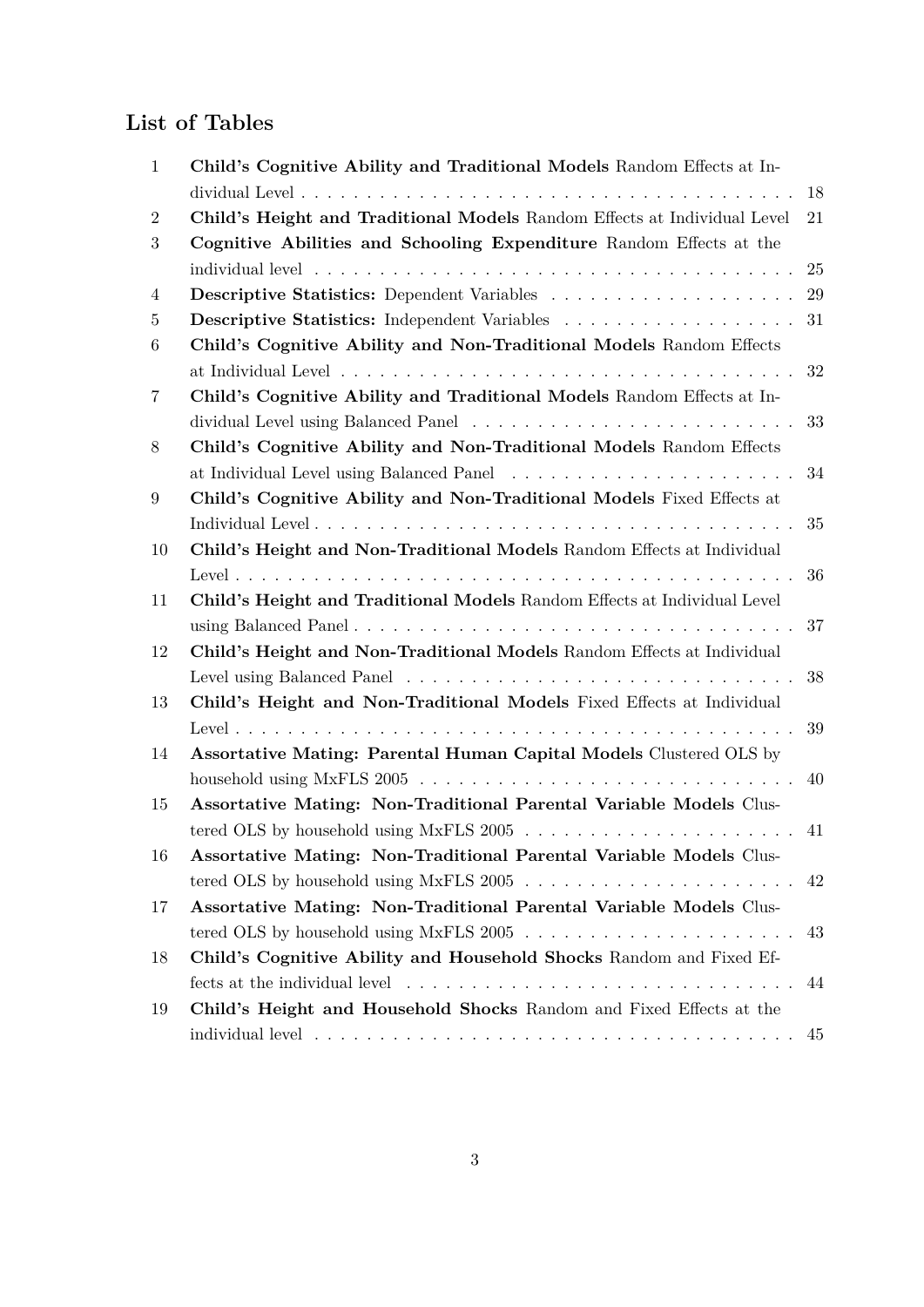## List of Tables

1. **Child's Cognitive Ability and Traditional Models** Random Effects at Individual Level . . . . . . . . . . 18
2. **Child's Height and Traditional Models** Random Effects at Individual Level 21
3. **Cognitive Abilities and Schooling Expenditure** Random Effects at the individual level . . . . . . . . . . 25
4. **Descriptive Statistics:** Dependent Variables . . . . . . . . . . 29
5. **Descriptive Statistics:** Independent Variables . . . . . . . . . . 31
6. **Child's Cognitive Ability and Non-Traditional Models** Random Effects at Individual Level . . . . . . . . . . 32
7. **Child's Cognitive Ability and Traditional Models** Random Effects at Individual Level using Balanced Panel . . . . . . . . . . 33
8. **Child's Cognitive Ability and Non-Traditional Models** Random Effects at Individual Level using Balanced Panel . . . . . . . . . . 34
9. **Child's Cognitive Ability and Non-Traditional Models** Fixed Effects at Individual Level . . . . . . . . . . 35
10. **Child's Height and Non-Traditional Models** Random Effects at Individual Level . . . . . . . . . . 36
11. **Child's Height and Traditional Models** Random Effects at Individual Level using Balanced Panel . . . . . . . . . . 37
12. **Child's Height and Non-Traditional Models** Random Effects at Individual Level using Balanced Panel . . . . . . . . . . 38
13. **Child's Height and Non-Traditional Models** Fixed Effects at Individual Level . . . . . . . . . . 39
14. **Assortative Mating: Parental Human Capital Models** Clustered OLS by household using MxFLS 2005 . . . . . . . . . . 40
15. **Assortative Mating: Non-Traditional Parental Variable Models** Clustered OLS by household using MxFLS 2005 . . . . . . . . . . 41
16. **Assortative Mating: Non-Traditional Parental Variable Models** Clustered OLS by household using MxFLS 2005 . . . . . . . . . . 42
17. **Assortative Mating: Non-Traditional Parental Variable Models** Clustered OLS by household using MxFLS 2005 . . . . . . . . . . 43
18. **Child's Cognitive Ability and Household Shocks** Random and Fixed Effects at the individual level . . . . . . . . . . 44
19. **Child's Height and Household Shocks** Random and Fixed Effects at the individual level . . . . . . . . . . 45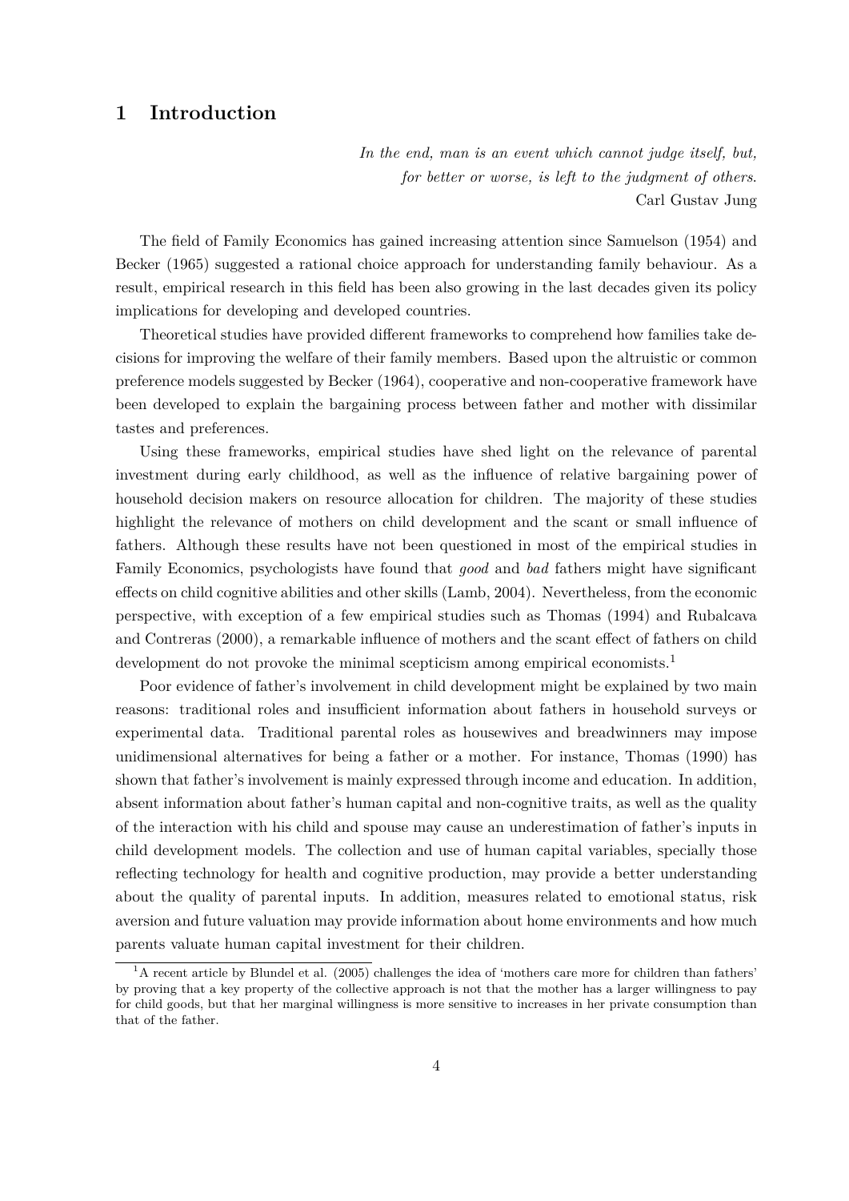# 1 Introduction

*In the end, man is an event which cannot judge itself, but, for better or worse, is left to the judgment of others.*
Carl Gustav Jung

The field of Family Economics has gained increasing attention since Samuelson (1954) and Becker (1965) suggested a rational choice approach for understanding family behaviour. As a result, empirical research in this field has been also growing in the last decades given its policy implications for developing and developed countries.

Theoretical studies have provided different frameworks to comprehend how families take decisions for improving the welfare of their family members. Based upon the altruistic or common preference models suggested by Becker (1964), cooperative and non-cooperative framework have been developed to explain the bargaining process between father and mother with dissimilar tastes and preferences.

Using these frameworks, empirical studies have shed light on the relevance of parental investment during early childhood, as well as the influence of relative bargaining power of household decision makers on resource allocation for children. The majority of these studies highlight the relevance of mothers on child development and the scant or small influence of fathers. Although these results have not been questioned in most of the empirical studies in Family Economics, psychologists have found that *good* and *bad* fathers might have significant effects on child cognitive abilities and other skills (Lamb, 2004). Nevertheless, from the economic perspective, with exception of a few empirical studies such as Thomas (1994) and Rubalcava and Contreras (2000), a remarkable influence of mothers and the scant effect of fathers on child development do not provoke the minimal scepticism among empirical economists.[1]

Poor evidence of father's involvement in child development might be explained by two main reasons: traditional roles and insufficient information about fathers in household surveys or experimental data. Traditional parental roles as housewives and breadwinners may impose unidimensional alternatives for being a father or a mother. For instance, Thomas (1990) has shown that father's involvement is mainly expressed through income and education. In addition, absent information about father's human capital and non-cognitive traits, as well as the quality of the interaction with his child and spouse may cause an underestimation of father's inputs in child development models. The collection and use of human capital variables, specially those reflecting technology for health and cognitive production, may provide a better understanding about the quality of parental inputs. In addition, measures related to emotional status, risk aversion and future valuation may provide information about home environments and how much parents valuate human capital investment for their children.

[1] A recent article by Blundel et al. (2005) challenges the idea of 'mothers care more for children than fathers' by proving that a key property of the collective approach is not that the mother has a larger willingness to pay for child goods, but that her marginal willingness is more sensitive to increases in her private consumption than that of the father.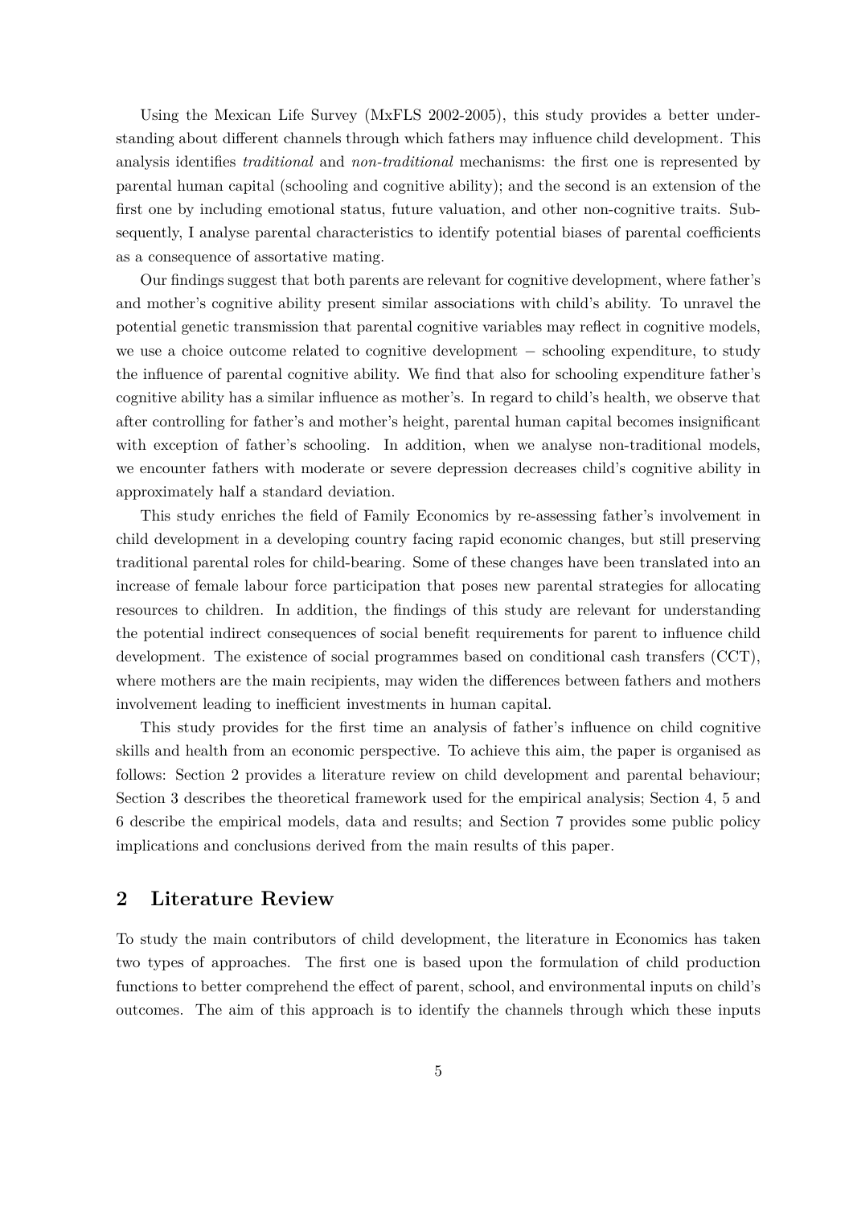Using the Mexican Life Survey (MxFLS 2002-2005), this study provides a better understanding about different channels through which fathers may influence child development. This analysis identifies *traditional* and *non-traditional* mechanisms: the first one is represented by parental human capital (schooling and cognitive ability); and the second is an extension of the first one by including emotional status, future valuation, and other non-cognitive traits. Subsequently, I analyse parental characteristics to identify potential biases of parental coefficients as a consequence of assortative mating.

Our findings suggest that both parents are relevant for cognitive development, where father's and mother's cognitive ability present similar associations with child's ability. To unravel the potential genetic transmission that parental cognitive variables may reflect in cognitive models, we use a choice outcome related to cognitive development − schooling expenditure, to study the influence of parental cognitive ability. We find that also for schooling expenditure father's cognitive ability has a similar influence as mother's. In regard to child's health, we observe that after controlling for father's and mother's height, parental human capital becomes insignificant with exception of father's schooling. In addition, when we analyse non-traditional models, we encounter fathers with moderate or severe depression decreases child's cognitive ability in approximately half a standard deviation.

This study enriches the field of Family Economics by re-assessing father's involvement in child development in a developing country facing rapid economic changes, but still preserving traditional parental roles for child-bearing. Some of these changes have been translated into an increase of female labour force participation that poses new parental strategies for allocating resources to children. In addition, the findings of this study are relevant for understanding the potential indirect consequences of social benefit requirements for parent to influence child development. The existence of social programmes based on conditional cash transfers (CCT), where mothers are the main recipients, may widen the differences between fathers and mothers involvement leading to inefficient investments in human capital.

This study provides for the first time an analysis of father's influence on child cognitive skills and health from an economic perspective. To achieve this aim, the paper is organised as follows: Section 2 provides a literature review on child development and parental behaviour; Section 3 describes the theoretical framework used for the empirical analysis; Section 4, 5 and 6 describe the empirical models, data and results; and Section 7 provides some public policy implications and conclusions derived from the main results of this paper.

## 2 Literature Review

To study the main contributors of child development, the literature in Economics has taken two types of approaches. The first one is based upon the formulation of child production functions to better comprehend the effect of parent, school, and environmental inputs on child's outcomes. The aim of this approach is to identify the channels through which these inputs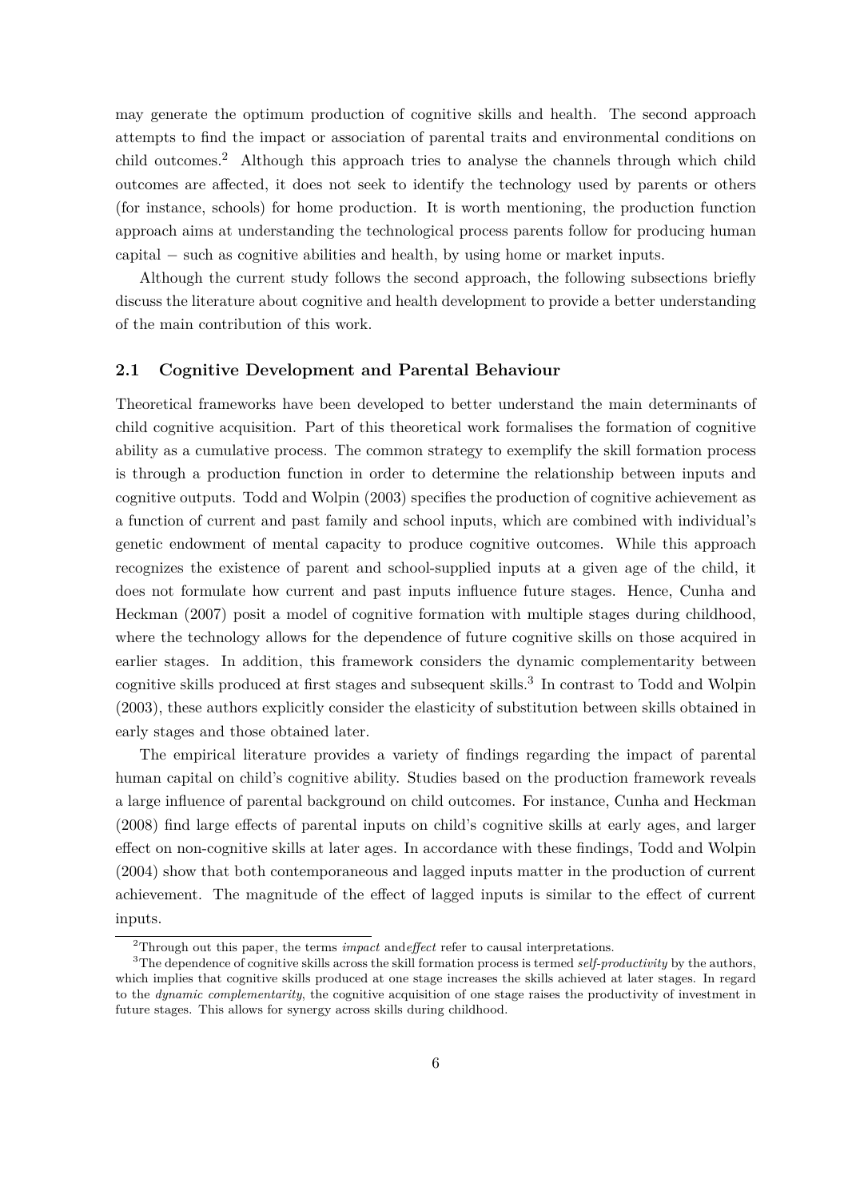may generate the optimum production of cognitive skills and health. The second approach attempts to find the impact or association of parental traits and environmental conditions on child outcomes.[2] Although this approach tries to analyse the channels through which child outcomes are affected, it does not seek to identify the technology used by parents or others (for instance, schools) for home production. It is worth mentioning, the production function approach aims at understanding the technological process parents follow for producing human capital − such as cognitive abilities and health, by using home or market inputs.

Although the current study follows the second approach, the following subsections briefly discuss the literature about cognitive and health development to provide a better understanding of the main contribution of this work.

## 2.1 Cognitive Development and Parental Behaviour

Theoretical frameworks have been developed to better understand the main determinants of child cognitive acquisition. Part of this theoretical work formalises the formation of cognitive ability as a cumulative process. The common strategy to exemplify the skill formation process is through a production function in order to determine the relationship between inputs and cognitive outputs. Todd and Wolpin (2003) specifies the production of cognitive achievement as a function of current and past family and school inputs, which are combined with individual's genetic endowment of mental capacity to produce cognitive outcomes. While this approach recognizes the existence of parent and school-supplied inputs at a given age of the child, it does not formulate how current and past inputs influence future stages. Hence, Cunha and Heckman (2007) posit a model of cognitive formation with multiple stages during childhood, where the technology allows for the dependence of future cognitive skills on those acquired in earlier stages. In addition, this framework considers the dynamic complementarity between cognitive skills produced at first stages and subsequent skills.[3] In contrast to Todd and Wolpin (2003), these authors explicitly consider the elasticity of substitution between skills obtained in early stages and those obtained later.

The empirical literature provides a variety of findings regarding the impact of parental human capital on child's cognitive ability. Studies based on the production framework reveals a large influence of parental background on child outcomes. For instance, Cunha and Heckman (2008) find large effects of parental inputs on child's cognitive skills at early ages, and larger effect on non-cognitive skills at later ages. In accordance with these findings, Todd and Wolpin (2004) show that both contemporaneous and lagged inputs matter in the production of current achievement. The magnitude of the effect of lagged inputs is similar to the effect of current inputs.

---

[2] Through out this paper, the terms *impact* and*effect* refer to causal interpretations.

[3] The dependence of cognitive skills across the skill formation process is termed *self-productivity* by the authors, which implies that cognitive skills produced at one stage increases the skills achieved at later stages. In regard to the *dynamic complementarity*, the cognitive acquisition of one stage raises the productivity of investment in future stages. This allows for synergy across skills during childhood.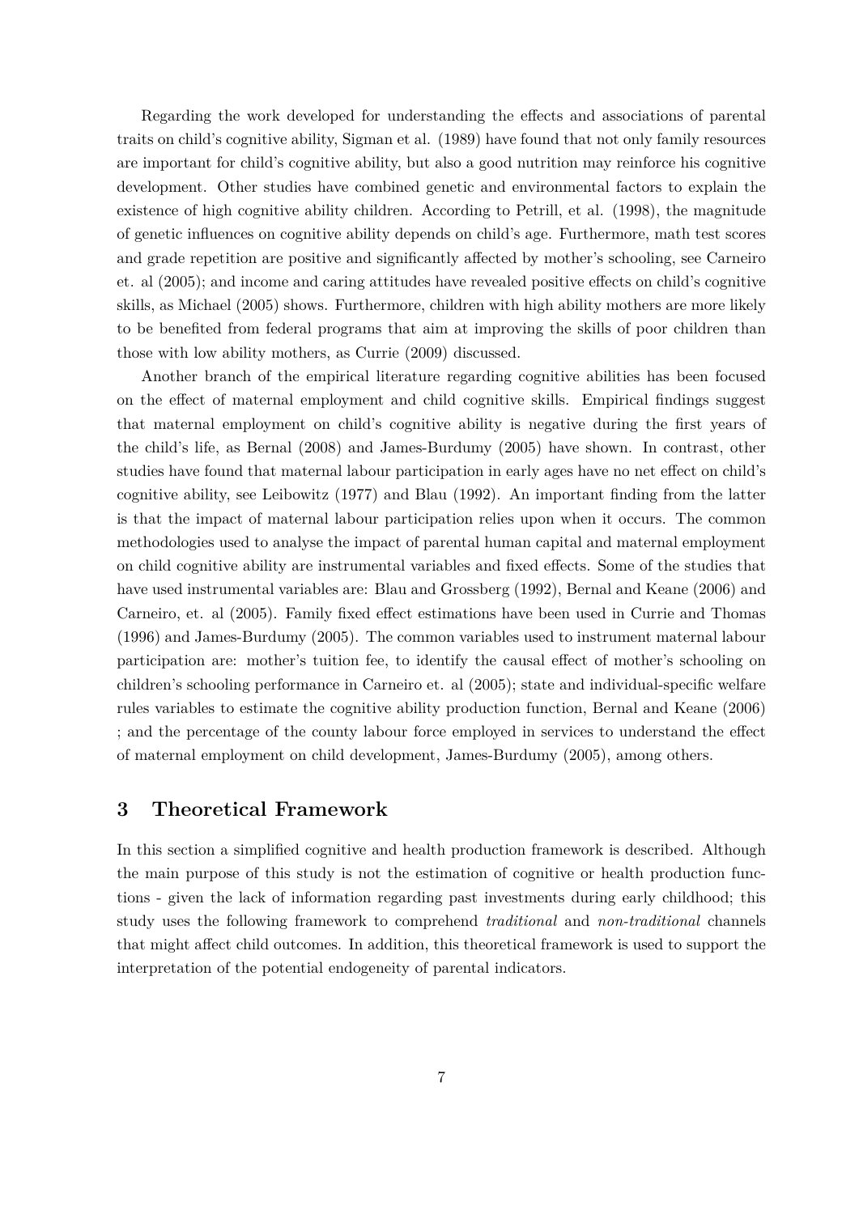Regarding the work developed for understanding the effects and associations of parental traits on child's cognitive ability, Sigman et al. (1989) have found that not only family resources are important for child's cognitive ability, but also a good nutrition may reinforce his cognitive development. Other studies have combined genetic and environmental factors to explain the existence of high cognitive ability children. According to Petrill, et al. (1998), the magnitude of genetic influences on cognitive ability depends on child's age. Furthermore, math test scores and grade repetition are positive and significantly affected by mother's schooling, see Carneiro et. al (2005); and income and caring attitudes have revealed positive effects on child's cognitive skills, as Michael (2005) shows. Furthermore, children with high ability mothers are more likely to be benefited from federal programs that aim at improving the skills of poor children than those with low ability mothers, as Currie (2009) discussed.

Another branch of the empirical literature regarding cognitive abilities has been focused on the effect of maternal employment and child cognitive skills. Empirical findings suggest that maternal employment on child's cognitive ability is negative during the first years of the child's life, as Bernal (2008) and James-Burdumy (2005) have shown. In contrast, other studies have found that maternal labour participation in early ages have no net effect on child's cognitive ability, see Leibowitz (1977) and Blau (1992). An important finding from the latter is that the impact of maternal labour participation relies upon when it occurs. The common methodologies used to analyse the impact of parental human capital and maternal employment on child cognitive ability are instrumental variables and fixed effects. Some of the studies that have used instrumental variables are: Blau and Grossberg (1992), Bernal and Keane (2006) and Carneiro, et. al (2005). Family fixed effect estimations have been used in Currie and Thomas (1996) and James-Burdumy (2005). The common variables used to instrument maternal labour participation are: mother's tuition fee, to identify the causal effect of mother's schooling on children's schooling performance in Carneiro et. al (2005); state and individual-specific welfare rules variables to estimate the cognitive ability production function, Bernal and Keane (2006) ; and the percentage of the county labour force employed in services to understand the effect of maternal employment on child development, James-Burdumy (2005), among others.

## 3 Theoretical Framework

In this section a simplified cognitive and health production framework is described. Although the main purpose of this study is not the estimation of cognitive or health production functions - given the lack of information regarding past investments during early childhood; this study uses the following framework to comprehend *traditional* and *non-traditional* channels that might affect child outcomes. In addition, this theoretical framework is used to support the interpretation of the potential endogeneity of parental indicators.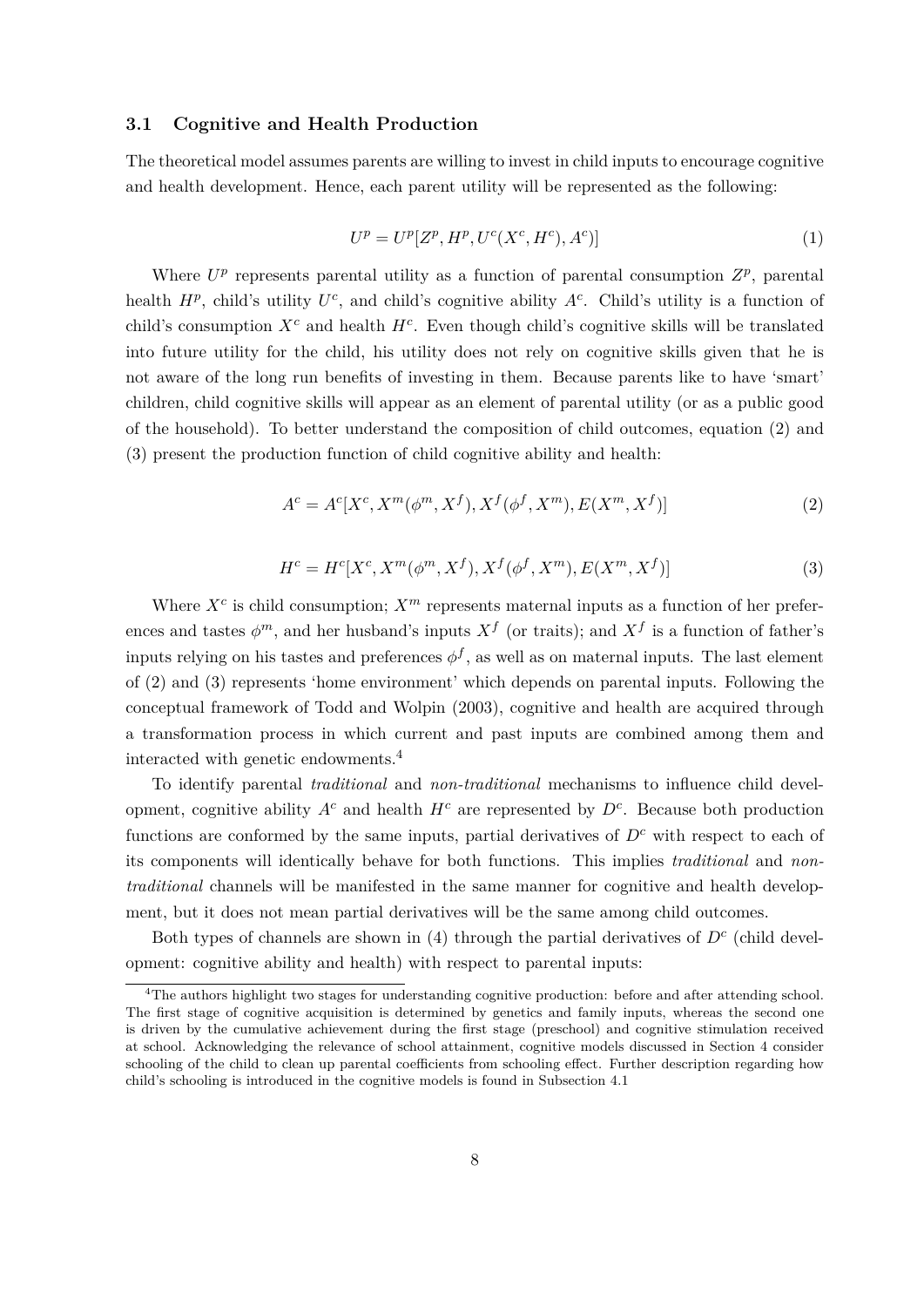### 3.1 Cognitive and Health Production

The theoretical model assumes parents are willing to invest in child inputs to encourage cognitive and health development. Hence, each parent utility will be represented as the following:

$$U^p = U^p[Z^p, H^p, U^c(X^c, H^c), A^c)] \tag{1}$$

Where $U^p$ represents parental utility as a function of parental consumption $Z^p$, parental health $H^p$, child's utility $U^c$, and child's cognitive ability $A^c$. Child's utility is a function of child's consumption $X^c$ and health $H^c$. Even though child's cognitive skills will be translated into future utility for the child, his utility does not rely on cognitive skills given that he is not aware of the long run benefits of investing in them. Because parents like to have 'smart' children, child cognitive skills will appear as an element of parental utility (or as a public good of the household). To better understand the composition of child outcomes, equation (2) and (3) present the production function of child cognitive ability and health:

$$A^c = A^c[X^c, X^m(\phi^m, X^f), X^f(\phi^f, X^m), E(X^m, X^f)] \tag{2}$$

$$H^c = H^c[X^c, X^m(\phi^m, X^f), X^f(\phi^f, X^m), E(X^m, X^f)] \tag{3}$$

Where $X^c$ is child consumption; $X^m$ represents maternal inputs as a function of her preferences and tastes $\phi^m$, and her husband's inputs $X^f$ (or traits); and $X^f$ is a function of father's inputs relying on his tastes and preferences $\phi^f$, as well as on maternal inputs. The last element of (2) and (3) represents 'home environment' which depends on parental inputs. Following the conceptual framework of Todd and Wolpin (2003), cognitive and health are acquired through a transformation process in which current and past inputs are combined among them and interacted with genetic endowments.[4]

To identify parental *traditional* and *non-traditional* mechanisms to influence child development, cognitive ability $A^c$ and health $H^c$ are represented by $D^c$. Because both production functions are conformed by the same inputs, partial derivatives of $D^c$ with respect to each of its components will identically behave for both functions. This implies *traditional* and *non-traditional* channels will be manifested in the same manner for cognitive and health development, but it does not mean partial derivatives will be the same among child outcomes.

Both types of channels are shown in (4) through the partial derivatives of $D^c$ (child development: cognitive ability and health) with respect to parental inputs:

[4] The authors highlight two stages for understanding cognitive production: before and after attending school. The first stage of cognitive acquisition is determined by genetics and family inputs, whereas the second one is driven by the cumulative achievement during the first stage (preschool) and cognitive stimulation received at school. Acknowledging the relevance of school attainment, cognitive models discussed in Section 4 consider schooling of the child to clean up parental coefficients from schooling effect. Further description regarding how child's schooling is introduced in the cognitive models is found in Subsection 4.1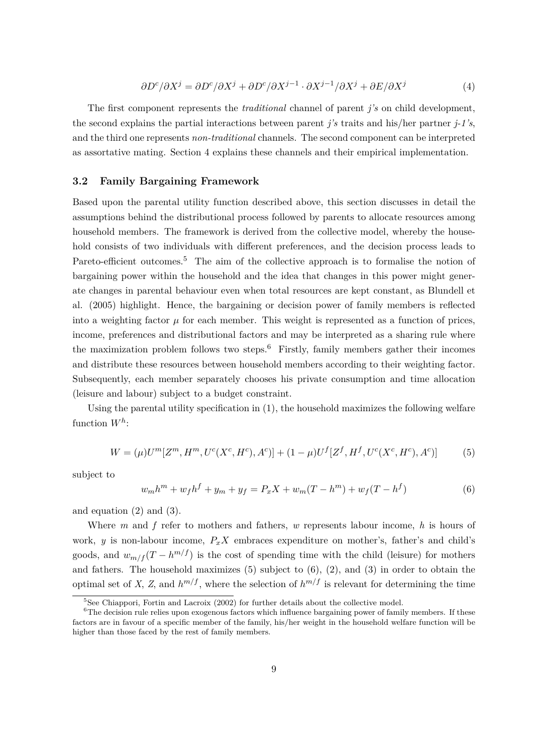$$\partial D^c/\partial X^j = \partial D^c/\partial X^j + \partial D^c/\partial X^{j-1} \cdot \partial X^{j-1}/\partial X^j + \partial E/\partial X^j \tag{4}$$

The first component represents the *traditional* channel of parent *j's* on child development, the second explains the partial interactions between parent *j's* traits and his/her partner *j-1's*, and the third one represents *non-traditional* channels. The second component can be interpreted as assortative mating. Section 4 explains these channels and their empirical implementation.

### 3.2 Family Bargaining Framework

Based upon the parental utility function described above, this section discusses in detail the assumptions behind the distributional process followed by parents to allocate resources among household members. The framework is derived from the collective model, whereby the household consists of two individuals with different preferences, and the decision process leads to Pareto-efficient outcomes.[5] The aim of the collective approach is to formalise the notion of bargaining power within the household and the idea that changes in this power might generate changes in parental behaviour even when total resources are kept constant, as Blundell et al. (2005) highlight. Hence, the bargaining or decision power of family members is reflected into a weighting factor $\mu$ for each member. This weight is represented as a function of prices, income, preferences and distributional factors and may be interpreted as a sharing rule where the maximization problem follows two steps.[6] Firstly, family members gather their incomes and distribute these resources between household members according to their weighting factor. Subsequently, each member separately chooses his private consumption and time allocation (leisure and labour) subject to a budget constraint.

Using the parental utility specification in (1), the household maximizes the following welfare function $W^h$:

$$W = (\mu)U^m[Z^m, H^m, U^c(X^c, H^c), A^c)] + (1-\mu)U^f[Z^f, H^f, U^c(X^c, H^c), A^c)] \tag{5}$$

subject to

$$w_m h^m + w_f h^f + y_m + y_f = P_x X + w_m(T - h^m) + w_f(T - h^f) \tag{6}$$

and equation (2) and (3).

Where $m$ and $f$ refer to mothers and fathers, $w$ represents labour income, $h$ is hours of work, $y$ is non-labour income, $P_x X$ embraces expenditure on mother's, father's and child's goods, and $w_{m/f}(T - h^{m/f})$ is the cost of spending time with the child (leisure) for mothers and fathers. The household maximizes (5) subject to (6), (2), and (3) in order to obtain the optimal set of $X$, $Z$, and $h^{m/f}$, where the selection of $h^{m/f}$ is relevant for determining the time

[5] See Chiappori, Fortin and Lacroix (2002) for further details about the collective model.

[6] The decision rule relies upon exogenous factors which influence bargaining power of family members. If these factors are in favour of a specific member of the family, his/her weight in the household welfare function will be higher than those faced by the rest of family members.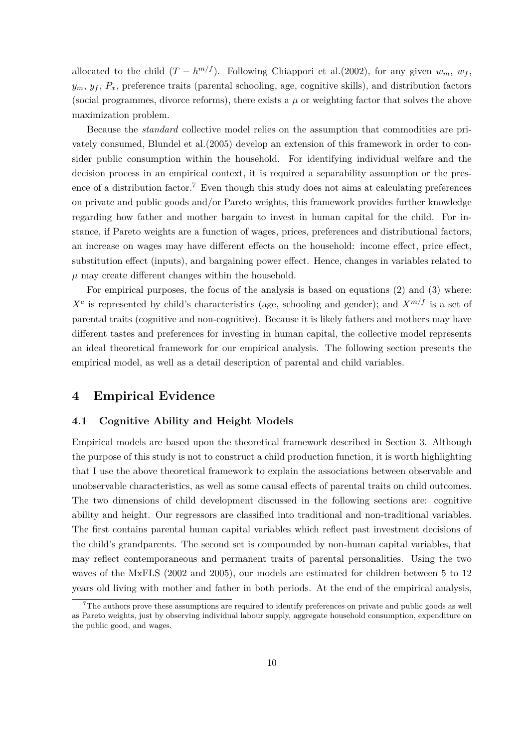allocated to the child $(T - h^{m/f})$. Following Chiappori et al.(2002), for any given $w_m$, $w_f$, $y_m$, $y_f$, $P_x$, preference traits (parental schooling, age, cognitive skills), and distribution factors (social programmes, divorce reforms), there exists a $\mu$ or weighting factor that solves the above maximization problem.

Because the *standard* collective model relies on the assumption that commodities are privately consumed, Blundel et al.(2005) develop an extension of this framework in order to consider public consumption within the household. For identifying individual welfare and the decision process in an empirical context, it is required a separability assumption or the presence of a distribution factor.[7] Even though this study does not aims at calculating preferences on private and public goods and/or Pareto weights, this framework provides further knowledge regarding how father and mother bargain to invest in human capital for the child. For instance, if Pareto weights are a function of wages, prices, preferences and distributional factors, an increase on wages may have different effects on the household: income effect, price effect, substitution effect (inputs), and bargaining power effect. Hence, changes in variables related to $\mu$ may create different changes within the household.

For empirical purposes, the focus of the analysis is based on equations (2) and (3) where: $X^c$ is represented by child's characteristics (age, schooling and gender); and $X^{m/f}$ is a set of parental traits (cognitive and non-cognitive). Because it is likely fathers and mothers may have different tastes and preferences for investing in human capital, the collective model represents an ideal theoretical framework for our empirical analysis. The following section presents the empirical model, as well as a detail description of parental and child variables.

## 4 Empirical Evidence

### 4.1 Cognitive Ability and Height Models

Empirical models are based upon the theoretical framework described in Section 3. Although the purpose of this study is not to construct a child production function, it is worth highlighting that I use the above theoretical framework to explain the associations between observable and unobservable characteristics, as well as some causal effects of parental traits on child outcomes. The two dimensions of child development discussed in the following sections are: cognitive ability and height. Our regressors are classified into traditional and non-traditional variables. The first contains parental human capital variables which reflect past investment decisions of the child's grandparents. The second set is compounded by non-human capital variables, that may reflect contemporaneous and permanent traits of parental personalities. Using the two waves of the MxFLS (2002 and 2005), our models are estimated for children between 5 to 12 years old living with mother and father in both periods. At the end of the empirical analysis,

[7] The authors prove these assumptions are required to identify preferences on private and public goods as well as Pareto weights, just by observing individual labour supply, aggregate household consumption, expenditure on the public good, and wages.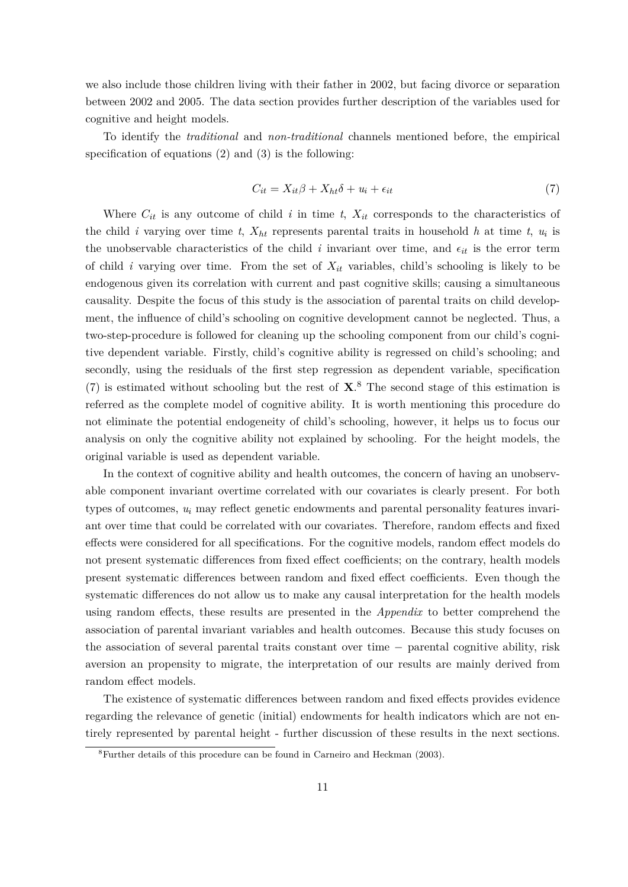we also include those children living with their father in 2002, but facing divorce or separation between 2002 and 2005. The data section provides further description of the variables used for cognitive and height models.

To identify the *traditional* and *non-traditional* channels mentioned before, the empirical specification of equations (2) and (3) is the following:

$$C_{it} = X_{it}\beta + X_{ht}\delta + u_i + \epsilon_{it} \tag{7}$$

Where $C_{it}$ is any outcome of child $i$ in time $t$, $X_{it}$ corresponds to the characteristics of the child $i$ varying over time $t$, $X_{ht}$ represents parental traits in household $h$ at time $t$, $u_i$ is the unobservable characteristics of the child $i$ invariant over time, and $\epsilon_{it}$ is the error term of child $i$ varying over time. From the set of $X_{it}$ variables, child's schooling is likely to be endogenous given its correlation with current and past cognitive skills; causing a simultaneous causality. Despite the focus of this study is the association of parental traits on child development, the influence of child's schooling on cognitive development cannot be neglected. Thus, a two-step-procedure is followed for cleaning up the schooling component from our child's cognitive dependent variable. Firstly, child's cognitive ability is regressed on child's schooling; and secondly, using the residuals of the first step regression as dependent variable, specification (7) is estimated without schooling but the rest of $\mathbf{X}$.[8] The second stage of this estimation is referred as the complete model of cognitive ability. It is worth mentioning this procedure do not eliminate the potential endogeneity of child's schooling, however, it helps us to focus our analysis on only the cognitive ability not explained by schooling. For the height models, the original variable is used as dependent variable.

In the context of cognitive ability and health outcomes, the concern of having an unobservable component invariant overtime correlated with our covariates is clearly present. For both types of outcomes, $u_i$ may reflect genetic endowments and parental personality features invariant over time that could be correlated with our covariates. Therefore, random effects and fixed effects were considered for all specifications. For the cognitive models, random effect models do not present systematic differences from fixed effect coefficients; on the contrary, health models present systematic differences between random and fixed effect coefficients. Even though the systematic differences do not allow us to make any causal interpretation for the health models using random effects, these results are presented in the *Appendix* to better comprehend the association of parental invariant variables and health outcomes. Because this study focuses on the association of several parental traits constant over time − parental cognitive ability, risk aversion an propensity to migrate, the interpretation of our results are mainly derived from random effect models.

The existence of systematic differences between random and fixed effects provides evidence regarding the relevance of genetic (initial) endowments for health indicators which are not entirely represented by parental height - further discussion of these results in the next sections.

[8] Further details of this procedure can be found in Carneiro and Heckman (2003).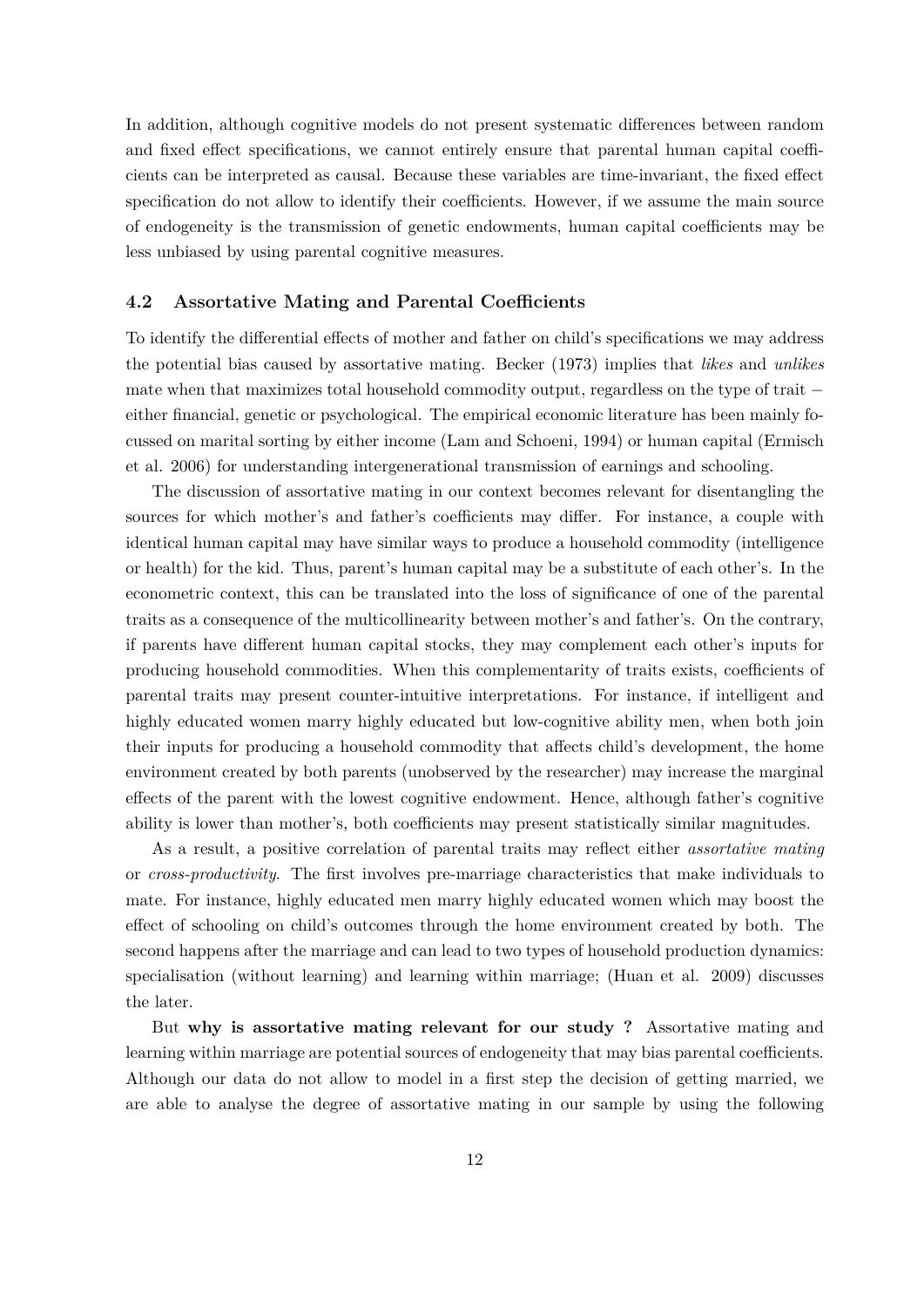In addition, although cognitive models do not present systematic differences between random and fixed effect specifications, we cannot entirely ensure that parental human capital coefficients can be interpreted as causal. Because these variables are time-invariant, the fixed effect specification do not allow to identify their coefficients. However, if we assume the main source of endogeneity is the transmission of genetic endowments, human capital coefficients may be less unbiased by using parental cognitive measures.

### 4.2 Assortative Mating and Parental Coefficients

To identify the differential effects of mother and father on child's specifications we may address the potential bias caused by assortative mating. Becker (1973) implies that *likes* and *unlikes* mate when that maximizes total household commodity output, regardless on the type of trait − either financial, genetic or psychological. The empirical economic literature has been mainly focussed on marital sorting by either income (Lam and Schoeni, 1994) or human capital (Ermisch et al. 2006) for understanding intergenerational transmission of earnings and schooling.

The discussion of assortative mating in our context becomes relevant for disentangling the sources for which mother's and father's coefficients may differ. For instance, a couple with identical human capital may have similar ways to produce a household commodity (intelligence or health) for the kid. Thus, parent's human capital may be a substitute of each other's. In the econometric context, this can be translated into the loss of significance of one of the parental traits as a consequence of the multicollinearity between mother's and father's. On the contrary, if parents have different human capital stocks, they may complement each other's inputs for producing household commodities. When this complementarity of traits exists, coefficients of parental traits may present counter-intuitive interpretations. For instance, if intelligent and highly educated women marry highly educated but low-cognitive ability men, when both join their inputs for producing a household commodity that affects child's development, the home environment created by both parents (unobserved by the researcher) may increase the marginal effects of the parent with the lowest cognitive endowment. Hence, although father's cognitive ability is lower than mother's, both coefficients may present statistically similar magnitudes.

As a result, a positive correlation of parental traits may reflect either *assortative mating* or *cross-productivity*. The first involves pre-marriage characteristics that make individuals to mate. For instance, highly educated men marry highly educated women which may boost the effect of schooling on child's outcomes through the home environment created by both. The second happens after the marriage and can lead to two types of household production dynamics: specialisation (without learning) and learning within marriage; (Huan et al. 2009) discusses the later.

But **why is assortative mating relevant for our study ?** Assortative mating and learning within marriage are potential sources of endogeneity that may bias parental coefficients. Although our data do not allow to model in a first step the decision of getting married, we are able to analyse the degree of assortative mating in our sample by using the following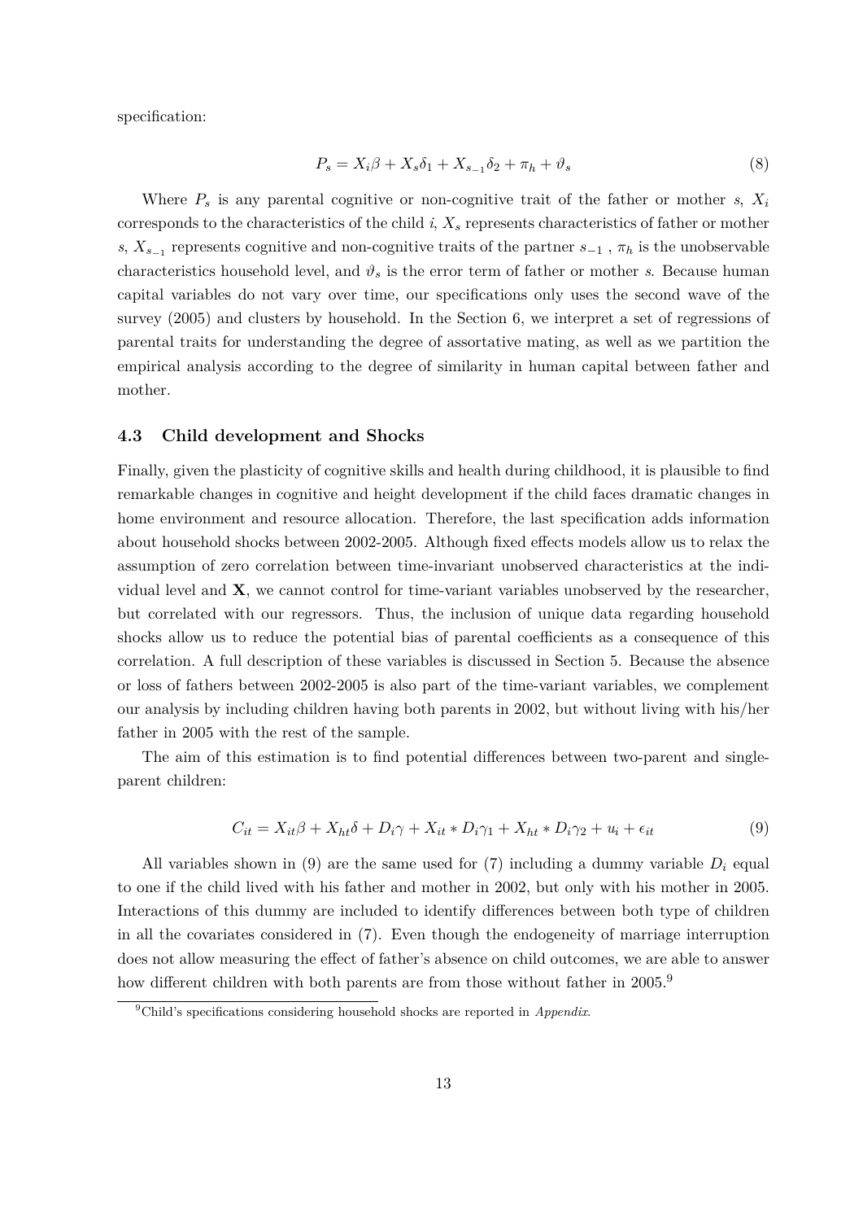specification:

$$P_s = X_i\beta + X_s\delta_1 + X_{s_{-1}}\delta_2 + \pi_h + \vartheta_s \tag{8}$$

Where $P_s$ is any parental cognitive or non-cognitive trait of the father or mother $s$, $X_i$ corresponds to the characteristics of the child $i$, $X_s$ represents characteristics of father or mother $s$, $X_{s_{-1}}$ represents cognitive and non-cognitive traits of the partner $s_{-1}$ , $\pi_h$ is the unobservable characteristics household level, and $\vartheta_s$ is the error term of father or mother $s$. Because human capital variables do not vary over time, our specifications only uses the second wave of the survey (2005) and clusters by household. In the Section 6, we interpret a set of regressions of parental traits for understanding the degree of assortative mating, as well as we partition the empirical analysis according to the degree of similarity in human capital between father and mother.

### 4.3 Child development and Shocks

Finally, given the plasticity of cognitive skills and health during childhood, it is plausible to find remarkable changes in cognitive and height development if the child faces dramatic changes in home environment and resource allocation. Therefore, the last specification adds information about household shocks between 2002-2005. Although fixed effects models allow us to relax the assumption of zero correlation between time-invariant unobserved characteristics at the individual level and $\mathbf{X}$, we cannot control for time-variant variables unobserved by the researcher, but correlated with our regressors. Thus, the inclusion of unique data regarding household shocks allow us to reduce the potential bias of parental coefficients as a consequence of this correlation. A full description of these variables is discussed in Section 5. Because the absence or loss of fathers between 2002-2005 is also part of the time-variant variables, we complement our analysis by including children having both parents in 2002, but without living with his/her father in 2005 with the rest of the sample.

The aim of this estimation is to find potential differences between two-parent and single-parent children:

$$C_{it} = X_{it}\beta + X_{ht}\delta + D_i\gamma + X_{it} * D_i\gamma_1 + X_{ht} * D_i\gamma_2 + u_i + \epsilon_{it} \tag{9}$$

All variables shown in (9) are the same used for (7) including a dummy variable $D_i$ equal to one if the child lived with his father and mother in 2002, but only with his mother in 2005. Interactions of this dummy are included to identify differences between both type of children in all the covariates considered in (7). Even though the endogeneity of marriage interruption does not allow measuring the effect of father's absence on child outcomes, we are able to answer how different children with both parents are from those without father in 2005.[9]

[9] Child's specifications considering household shocks are reported in *Appendix*.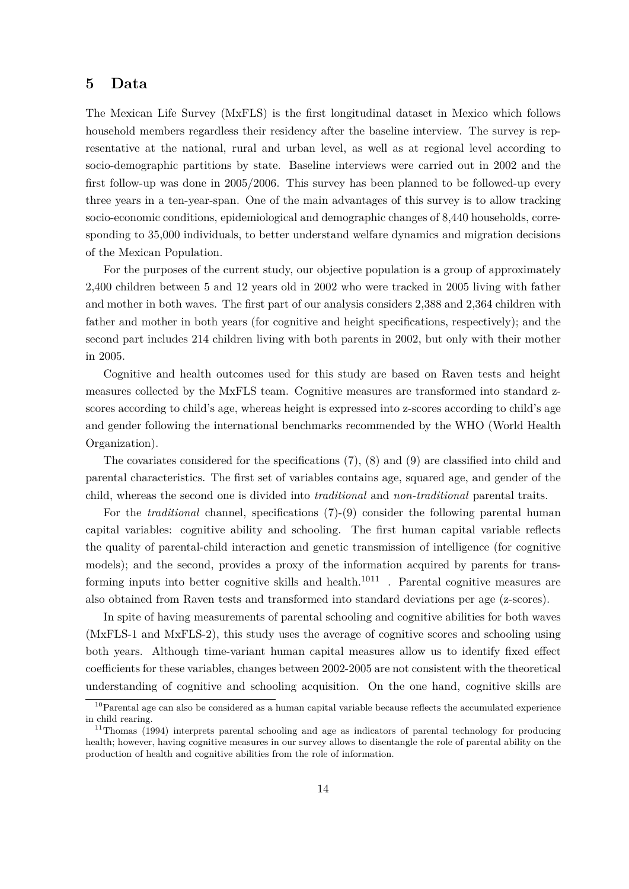## 5 Data

The Mexican Life Survey (MxFLS) is the first longitudinal dataset in Mexico which follows household members regardless their residency after the baseline interview. The survey is representative at the national, rural and urban level, as well as at regional level according to socio-demographic partitions by state. Baseline interviews were carried out in 2002 and the first follow-up was done in 2005/2006. This survey has been planned to be followed-up every three years in a ten-year-span. One of the main advantages of this survey is to allow tracking socio-economic conditions, epidemiological and demographic changes of 8,440 households, corresponding to 35,000 individuals, to better understand welfare dynamics and migration decisions of the Mexican Population.

For the purposes of the current study, our objective population is a group of approximately 2,400 children between 5 and 12 years old in 2002 who were tracked in 2005 living with father and mother in both waves. The first part of our analysis considers 2,388 and 2,364 children with father and mother in both years (for cognitive and height specifications, respectively); and the second part includes 214 children living with both parents in 2002, but only with their mother in 2005.

Cognitive and health outcomes used for this study are based on Raven tests and height measures collected by the MxFLS team. Cognitive measures are transformed into standard z-scores according to child's age, whereas height is expressed into z-scores according to child's age and gender following the international benchmarks recommended by the WHO (World Health Organization).

The covariates considered for the specifications (7), (8) and (9) are classified into child and parental characteristics. The first set of variables contains age, squared age, and gender of the child, whereas the second one is divided into *traditional* and *non-traditional* parental traits.

For the *traditional* channel, specifications (7)-(9) consider the following parental human capital variables: cognitive ability and schooling. The first human capital variable reflects the quality of parental-child interaction and genetic transmission of intelligence (for cognitive models); and the second, provides a proxy of the information acquired by parents for transforming inputs into better cognitive skills and health.[10][11] . Parental cognitive measures are also obtained from Raven tests and transformed into standard deviations per age (z-scores).

In spite of having measurements of parental schooling and cognitive abilities for both waves (MxFLS-1 and MxFLS-2), this study uses the average of cognitive scores and schooling using both years. Although time-variant human capital measures allow us to identify fixed effect coefficients for these variables, changes between 2002-2005 are not consistent with the theoretical understanding of cognitive and schooling acquisition. On the one hand, cognitive skills are

[10] Parental age can also be considered as a human capital variable because reflects the accumulated experience in child rearing.

[11] Thomas (1994) interprets parental schooling and age as indicators of parental technology for producing health; however, having cognitive measures in our survey allows to disentangle the role of parental ability on the production of health and cognitive abilities from the role of information.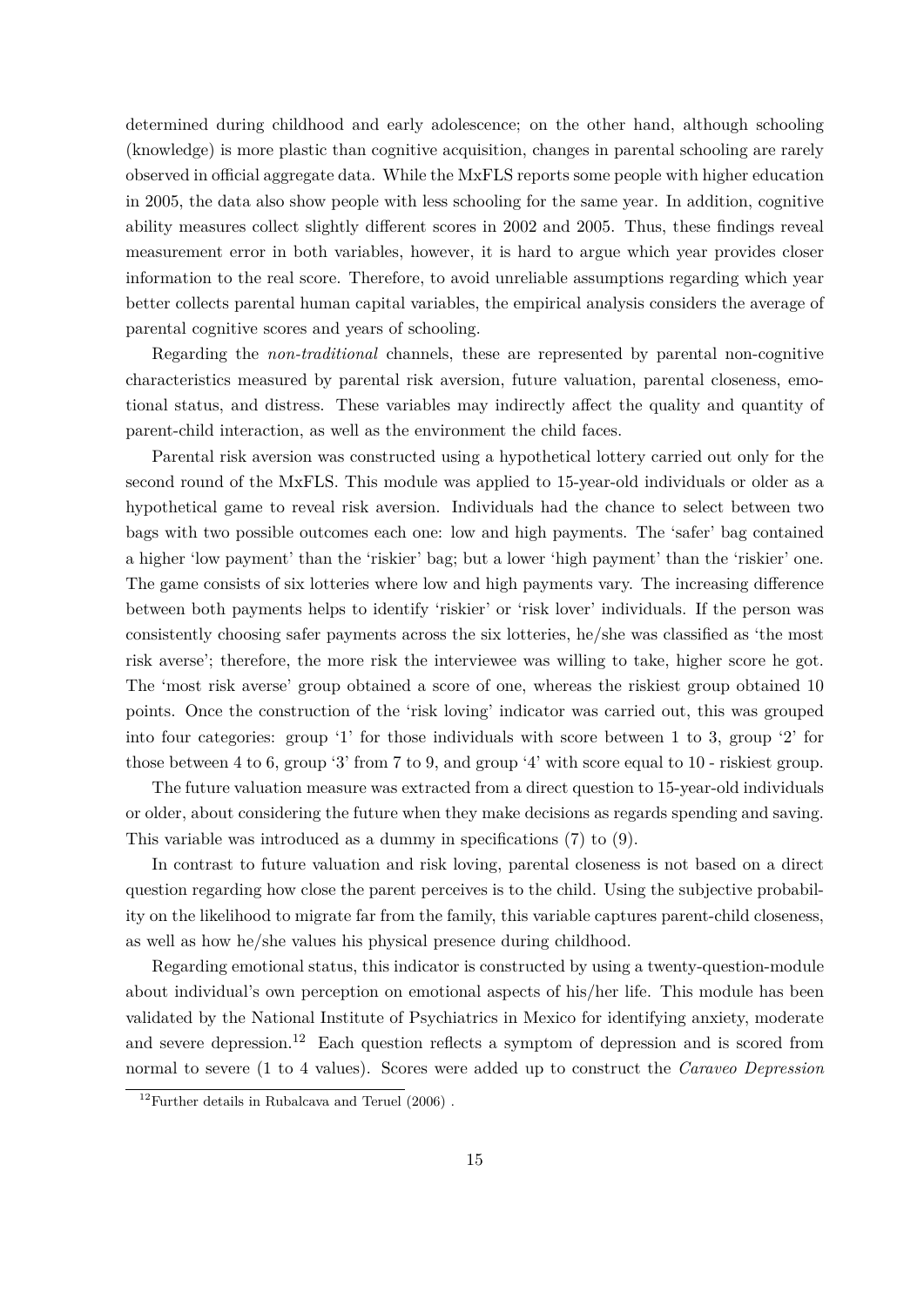determined during childhood and early adolescence; on the other hand, although schooling (knowledge) is more plastic than cognitive acquisition, changes in parental schooling are rarely observed in official aggregate data. While the MxFLS reports some people with higher education in 2005, the data also show people with less schooling for the same year. In addition, cognitive ability measures collect slightly different scores in 2002 and 2005. Thus, these findings reveal measurement error in both variables, however, it is hard to argue which year provides closer information to the real score. Therefore, to avoid unreliable assumptions regarding which year better collects parental human capital variables, the empirical analysis considers the average of parental cognitive scores and years of schooling.

Regarding the *non-traditional* channels, these are represented by parental non-cognitive characteristics measured by parental risk aversion, future valuation, parental closeness, emotional status, and distress. These variables may indirectly affect the quality and quantity of parent-child interaction, as well as the environment the child faces.

Parental risk aversion was constructed using a hypothetical lottery carried out only for the second round of the MxFLS. This module was applied to 15-year-old individuals or older as a hypothetical game to reveal risk aversion. Individuals had the chance to select between two bags with two possible outcomes each one: low and high payments. The 'safer' bag contained a higher 'low payment' than the 'riskier' bag; but a lower 'high payment' than the 'riskier' one. The game consists of six lotteries where low and high payments vary. The increasing difference between both payments helps to identify 'riskier' or 'risk lover' individuals. If the person was consistently choosing safer payments across the six lotteries, he/she was classified as 'the most risk averse'; therefore, the more risk the interviewee was willing to take, higher score he got. The 'most risk averse' group obtained a score of one, whereas the riskiest group obtained 10 points. Once the construction of the 'risk loving' indicator was carried out, this was grouped into four categories: group '1' for those individuals with score between 1 to 3, group '2' for those between 4 to 6, group '3' from 7 to 9, and group '4' with score equal to 10 - riskiest group.

The future valuation measure was extracted from a direct question to 15-year-old individuals or older, about considering the future when they make decisions as regards spending and saving. This variable was introduced as a dummy in specifications (7) to (9).

In contrast to future valuation and risk loving, parental closeness is not based on a direct question regarding how close the parent perceives is to the child. Using the subjective probability on the likelihood to migrate far from the family, this variable captures parent-child closeness, as well as how he/she values his physical presence during childhood.

Regarding emotional status, this indicator is constructed by using a twenty-question-module about individual's own perception on emotional aspects of his/her life. This module has been validated by the National Institute of Psychiatrics in Mexico for identifying anxiety, moderate and severe depression.[12] Each question reflects a symptom of depression and is scored from normal to severe (1 to 4 values). Scores were added up to construct the *Caraveo Depression*

[12] Further details in Rubalcava and Teruel (2006) .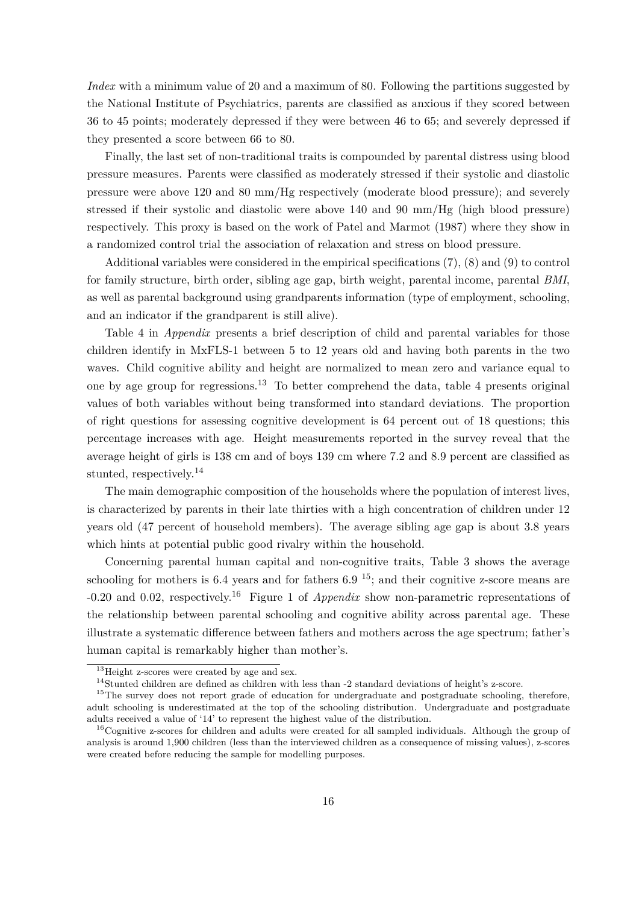*Index* with a minimum value of 20 and a maximum of 80. Following the partitions suggested by the National Institute of Psychiatrics, parents are classified as anxious if they scored between 36 to 45 points; moderately depressed if they were between 46 to 65; and severely depressed if they presented a score between 66 to 80.

Finally, the last set of non-traditional traits is compounded by parental distress using blood pressure measures. Parents were classified as moderately stressed if their systolic and diastolic pressure were above 120 and 80 mm/Hg respectively (moderate blood pressure); and severely stressed if their systolic and diastolic were above 140 and 90 mm/Hg (high blood pressure) respectively. This proxy is based on the work of Patel and Marmot (1987) where they show in a randomized control trial the association of relaxation and stress on blood pressure.

Additional variables were considered in the empirical specifications (7), (8) and (9) to control for family structure, birth order, sibling age gap, birth weight, parental income, parental *BMI*, as well as parental background using grandparents information (type of employment, schooling, and an indicator if the grandparent is still alive).

Table 4 in *Appendix* presents a brief description of child and parental variables for those children identify in MxFLS-1 between 5 to 12 years old and having both parents in the two waves. Child cognitive ability and height are normalized to mean zero and variance equal to one by age group for regressions.[13] To better comprehend the data, table 4 presents original values of both variables without being transformed into standard deviations. The proportion of right questions for assessing cognitive development is 64 percent out of 18 questions; this percentage increases with age. Height measurements reported in the survey reveal that the average height of girls is 138 cm and of boys 139 cm where 7.2 and 8.9 percent are classified as stunted, respectively.[14]

The main demographic composition of the households where the population of interest lives, is characterized by parents in their late thirties with a high concentration of children under 12 years old (47 percent of household members). The average sibling age gap is about 3.8 years which hints at potential public good rivalry within the household.

Concerning parental human capital and non-cognitive traits, Table 3 shows the average schooling for mothers is 6.4 years and for fathers 6.9 [15]; and their cognitive z-score means are -0.20 and 0.02, respectively.[16] Figure 1 of *Appendix* show non-parametric representations of the relationship between parental schooling and cognitive ability across parental age. These illustrate a systematic difference between fathers and mothers across the age spectrum; father's human capital is remarkably higher than mother's.

[13] Height z-scores were created by age and sex.

[14] Stunted children are defined as children with less than -2 standard deviations of height's z-score.

[15] The survey does not report grade of education for undergraduate and postgraduate schooling, therefore, adult schooling is underestimated at the top of the schooling distribution. Undergraduate and postgraduate adults received a value of '14' to represent the highest value of the distribution.

[16] Cognitive z-scores for children and adults were created for all sampled individuals. Although the group of analysis is around 1,900 children (less than the interviewed children as a consequence of missing values), z-scores were created before reducing the sample for modelling purposes.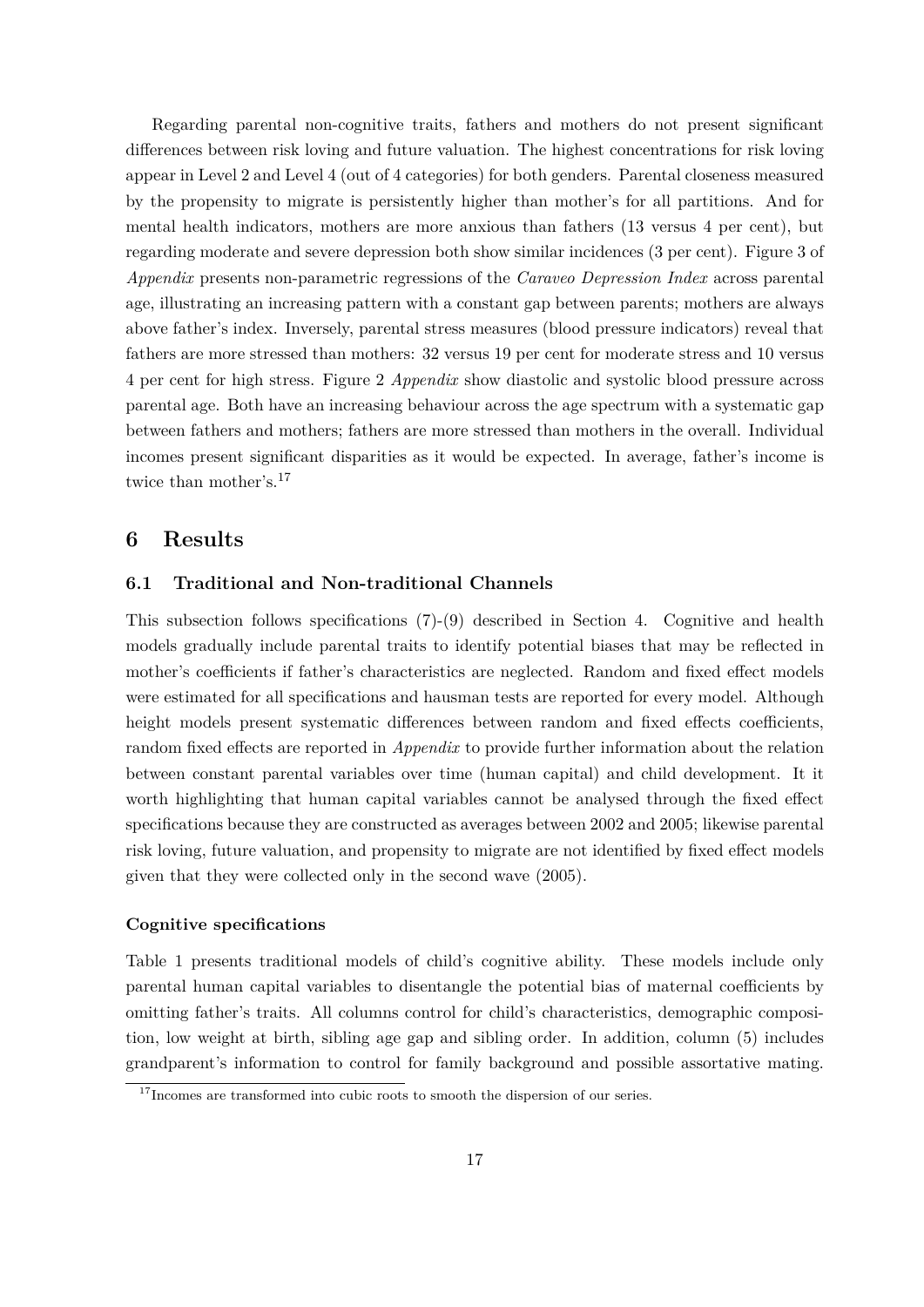Regarding parental non-cognitive traits, fathers and mothers do not present significant differences between risk loving and future valuation. The highest concentrations for risk loving appear in Level 2 and Level 4 (out of 4 categories) for both genders. Parental closeness measured by the propensity to migrate is persistently higher than mother's for all partitions. And for mental health indicators, mothers are more anxious than fathers (13 versus 4 per cent), but regarding moderate and severe depression both show similar incidences (3 per cent). Figure 3 of *Appendix* presents non-parametric regressions of the *Caraveo Depression Index* across parental age, illustrating an increasing pattern with a constant gap between parents; mothers are always above father's index. Inversely, parental stress measures (blood pressure indicators) reveal that fathers are more stressed than mothers: 32 versus 19 per cent for moderate stress and 10 versus 4 per cent for high stress. Figure 2 *Appendix* show diastolic and systolic blood pressure across parental age. Both have an increasing behaviour across the age spectrum with a systematic gap between fathers and mothers; fathers are more stressed than mothers in the overall. Individual incomes present significant disparities as it would be expected. In average, father's income is twice than mother's.[17]

## 6 Results

### 6.1 Traditional and Non-traditional Channels

This subsection follows specifications (7)-(9) described in Section 4. Cognitive and health models gradually include parental traits to identify potential biases that may be reflected in mother's coefficients if father's characteristics are neglected. Random and fixed effect models were estimated for all specifications and hausman tests are reported for every model. Although height models present systematic differences between random and fixed effects coefficients, random fixed effects are reported in *Appendix* to provide further information about the relation between constant parental variables over time (human capital) and child development. It it worth highlighting that human capital variables cannot be analysed through the fixed effect specifications because they are constructed as averages between 2002 and 2005; likewise parental risk loving, future valuation, and propensity to migrate are not identified by fixed effect models given that they were collected only in the second wave (2005).

#### Cognitive specifications

Table 1 presents traditional models of child's cognitive ability. These models include only parental human capital variables to disentangle the potential bias of maternal coefficients by omitting father's traits. All columns control for child's characteristics, demographic composition, low weight at birth, sibling age gap and sibling order. In addition, column (5) includes grandparent's information to control for family background and possible assortative mating.

[17] Incomes are transformed into cubic roots to smooth the dispersion of our series.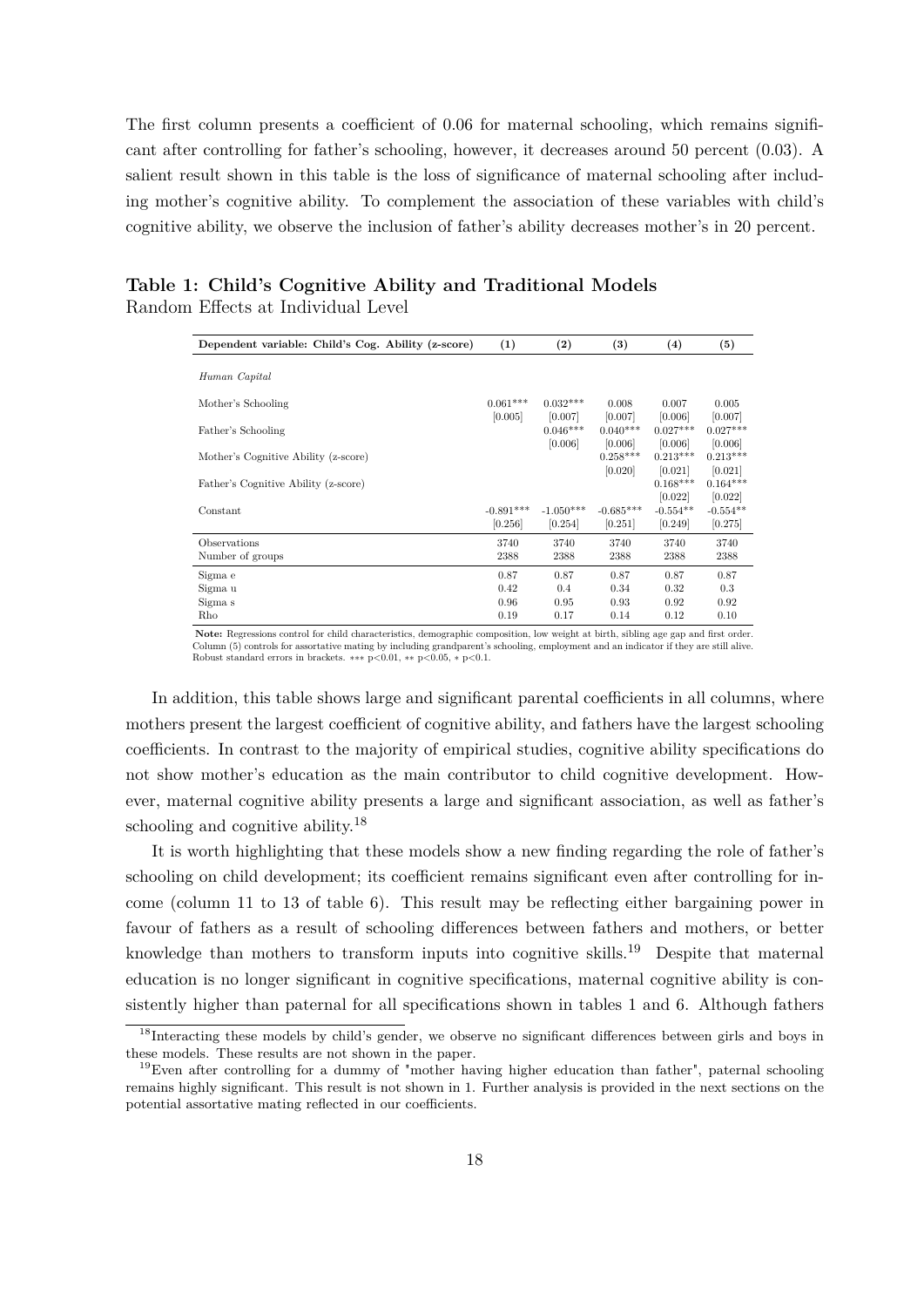The first column presents a coefficient of 0.06 for maternal schooling, which remains significant after controlling for father's schooling, however, it decreases around 50 percent (0.03). A salient result shown in this table is the loss of significance of maternal schooling after including mother's cognitive ability. To complement the association of these variables with child's cognitive ability, we observe the inclusion of father's ability decreases mother's in 20 percent.

**Table 1: Child's Cognitive Ability and Traditional Models**
Random Effects at Individual Level

| Dependent variable: Child's Cog. Ability (z-score) | (1) | (2) | (3) | (4) | (5) |
|---|---|---|---|---|---|
| *Human Capital* | | | | | |
| Mother's Schooling | 0.061*** | 0.032*** | 0.008 | 0.007 | 0.005 |
| | [0.005] | [0.007] | [0.007] | [0.006] | [0.007] |
| Father's Schooling | | 0.046*** | 0.040*** | 0.027*** | 0.027*** |
| | | [0.006] | [0.006] | [0.006] | [0.006] |
| Mother's Cognitive Ability (z-score) | | | 0.258*** | 0.213*** | 0.213*** |
| | | | [0.020] | [0.021] | [0.021] |
| Father's Cognitive Ability (z-score) | | | | 0.168*** | 0.164*** |
| | | | | [0.022] | [0.022] |
| Constant | -0.891*** | -1.050*** | -0.685*** | -0.554** | -0.554** |
| | [0.256] | [0.254] | [0.251] | [0.249] | [0.275] |
| Observations | 3740 | 3740 | 3740 | 3740 | 3740 |
| Number of groups | 2388 | 2388 | 2388 | 2388 | 2388 |
| Sigma e | 0.87 | 0.87 | 0.87 | 0.87 | 0.87 |
| Sigma u | 0.42 | 0.4 | 0.34 | 0.32 | 0.3 |
| Sigma s | 0.96 | 0.95 | 0.93 | 0.92 | 0.92 |
| Rho | 0.19 | 0.17 | 0.14 | 0.12 | 0.10 |

**Note:** Regressions control for child characteristics, demographic composition, low weight at birth, sibling age gap and first order. Column (5) controls for assortative mating by including grandparent's schooling, employment and an indicator if they are still alive. Robust standard errors in brackets. *** p<0.01, ** p<0.05, * p<0.1.

In addition, this table shows large and significant parental coefficients in all columns, where mothers present the largest coefficient of cognitive ability, and fathers have the largest schooling coefficients. In contrast to the majority of empirical studies, cognitive ability specifications do not show mother's education as the main contributor to child cognitive development. However, maternal cognitive ability presents a large and significant association, as well as father's schooling and cognitive ability.[18]

It is worth highlighting that these models show a new finding regarding the role of father's schooling on child development; its coefficient remains significant even after controlling for income (column 11 to 13 of table 6). This result may be reflecting either bargaining power in favour of fathers as a result of schooling differences between fathers and mothers, or better knowledge than mothers to transform inputs into cognitive skills.[19] Despite that maternal education is no longer significant in cognitive specifications, maternal cognitive ability is consistently higher than paternal for all specifications shown in tables 1 and 6. Although fathers

[18]Interacting these models by child's gender, we observe no significant differences between girls and boys in these models. These results are not shown in the paper.

[19]Even after controlling for a dummy of "mother having higher education than father", paternal schooling remains highly significant. This result is not shown in 1. Further analysis is provided in the next sections on the potential assortative mating reflected in our coefficients.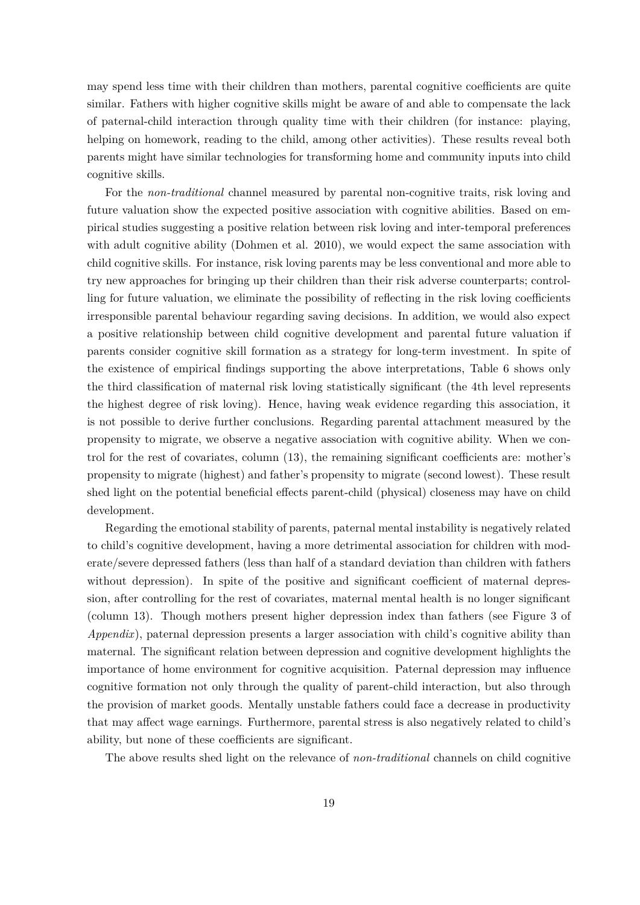may spend less time with their children than mothers, parental cognitive coefficients are quite similar. Fathers with higher cognitive skills might be aware of and able to compensate the lack of paternal-child interaction through quality time with their children (for instance: playing, helping on homework, reading to the child, among other activities). These results reveal both parents might have similar technologies for transforming home and community inputs into child cognitive skills.

For the *non-traditional* channel measured by parental non-cognitive traits, risk loving and future valuation show the expected positive association with cognitive abilities. Based on empirical studies suggesting a positive relation between risk loving and inter-temporal preferences with adult cognitive ability (Dohmen et al. 2010), we would expect the same association with child cognitive skills. For instance, risk loving parents may be less conventional and more able to try new approaches for bringing up their children than their risk adverse counterparts; controlling for future valuation, we eliminate the possibility of reflecting in the risk loving coefficients irresponsible parental behaviour regarding saving decisions. In addition, we would also expect a positive relationship between child cognitive development and parental future valuation if parents consider cognitive skill formation as a strategy for long-term investment. In spite of the existence of empirical findings supporting the above interpretations, Table 6 shows only the third classification of maternal risk loving statistically significant (the 4th level represents the highest degree of risk loving). Hence, having weak evidence regarding this association, it is not possible to derive further conclusions. Regarding parental attachment measured by the propensity to migrate, we observe a negative association with cognitive ability. When we control for the rest of covariates, column (13), the remaining significant coefficients are: mother's propensity to migrate (highest) and father's propensity to migrate (second lowest). These result shed light on the potential beneficial effects parent-child (physical) closeness may have on child development.

Regarding the emotional stability of parents, paternal mental instability is negatively related to child's cognitive development, having a more detrimental association for children with moderate/severe depressed fathers (less than half of a standard deviation than children with fathers without depression). In spite of the positive and significant coefficient of maternal depression, after controlling for the rest of covariates, maternal mental health is no longer significant (column 13). Though mothers present higher depression index than fathers (see Figure 3 of *Appendix*), paternal depression presents a larger association with child's cognitive ability than maternal. The significant relation between depression and cognitive development highlights the importance of home environment for cognitive acquisition. Paternal depression may influence cognitive formation not only through the quality of parent-child interaction, but also through the provision of market goods. Mentally unstable fathers could face a decrease in productivity that may affect wage earnings. Furthermore, parental stress is also negatively related to child's ability, but none of these coefficients are significant.

The above results shed light on the relevance of *non-traditional* channels on child cognitive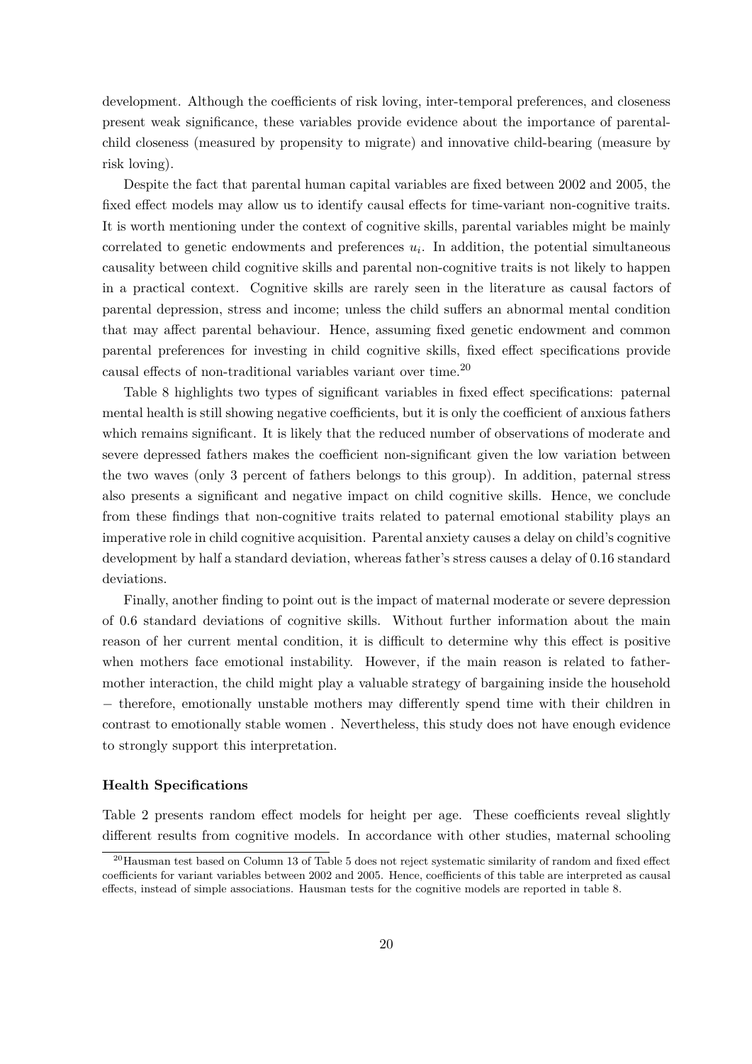development. Although the coefficients of risk loving, inter-temporal preferences, and closeness present weak significance, these variables provide evidence about the importance of parental-child closeness (measured by propensity to migrate) and innovative child-bearing (measure by risk loving).

Despite the fact that parental human capital variables are fixed between 2002 and 2005, the fixed effect models may allow us to identify causal effects for time-variant non-cognitive traits. It is worth mentioning under the context of cognitive skills, parental variables might be mainly correlated to genetic endowments and preferences $u_i$. In addition, the potential simultaneous causality between child cognitive skills and parental non-cognitive traits is not likely to happen in a practical context. Cognitive skills are rarely seen in the literature as causal factors of parental depression, stress and income; unless the child suffers an abnormal mental condition that may affect parental behaviour. Hence, assuming fixed genetic endowment and common parental preferences for investing in child cognitive skills, fixed effect specifications provide causal effects of non-traditional variables variant over time.[20]

Table 8 highlights two types of significant variables in fixed effect specifications: paternal mental health is still showing negative coefficients, but it is only the coefficient of anxious fathers which remains significant. It is likely that the reduced number of observations of moderate and severe depressed fathers makes the coefficient non-significant given the low variation between the two waves (only 3 percent of fathers belongs to this group). In addition, paternal stress also presents a significant and negative impact on child cognitive skills. Hence, we conclude from these findings that non-cognitive traits related to paternal emotional stability plays an imperative role in child cognitive acquisition. Parental anxiety causes a delay on child's cognitive development by half a standard deviation, whereas father's stress causes a delay of 0.16 standard deviations.

Finally, another finding to point out is the impact of maternal moderate or severe depression of 0.6 standard deviations of cognitive skills. Without further information about the main reason of her current mental condition, it is difficult to determine why this effect is positive when mothers face emotional instability. However, if the main reason is related to father-mother interaction, the child might play a valuable strategy of bargaining inside the household − therefore, emotionally unstable mothers may differently spend time with their children in contrast to emotionally stable women . Nevertheless, this study does not have enough evidence to strongly support this interpretation.

**Health Specifications**

Table 2 presents random effect models for height per age. These coefficients reveal slightly different results from cognitive models. In accordance with other studies, maternal schooling

[20] Hausman test based on Column 13 of Table 5 does not reject systematic similarity of random and fixed effect coefficients for variant variables between 2002 and 2005. Hence, coefficients of this table are interpreted as causal effects, instead of simple associations. Hausman tests for the cognitive models are reported in table 8.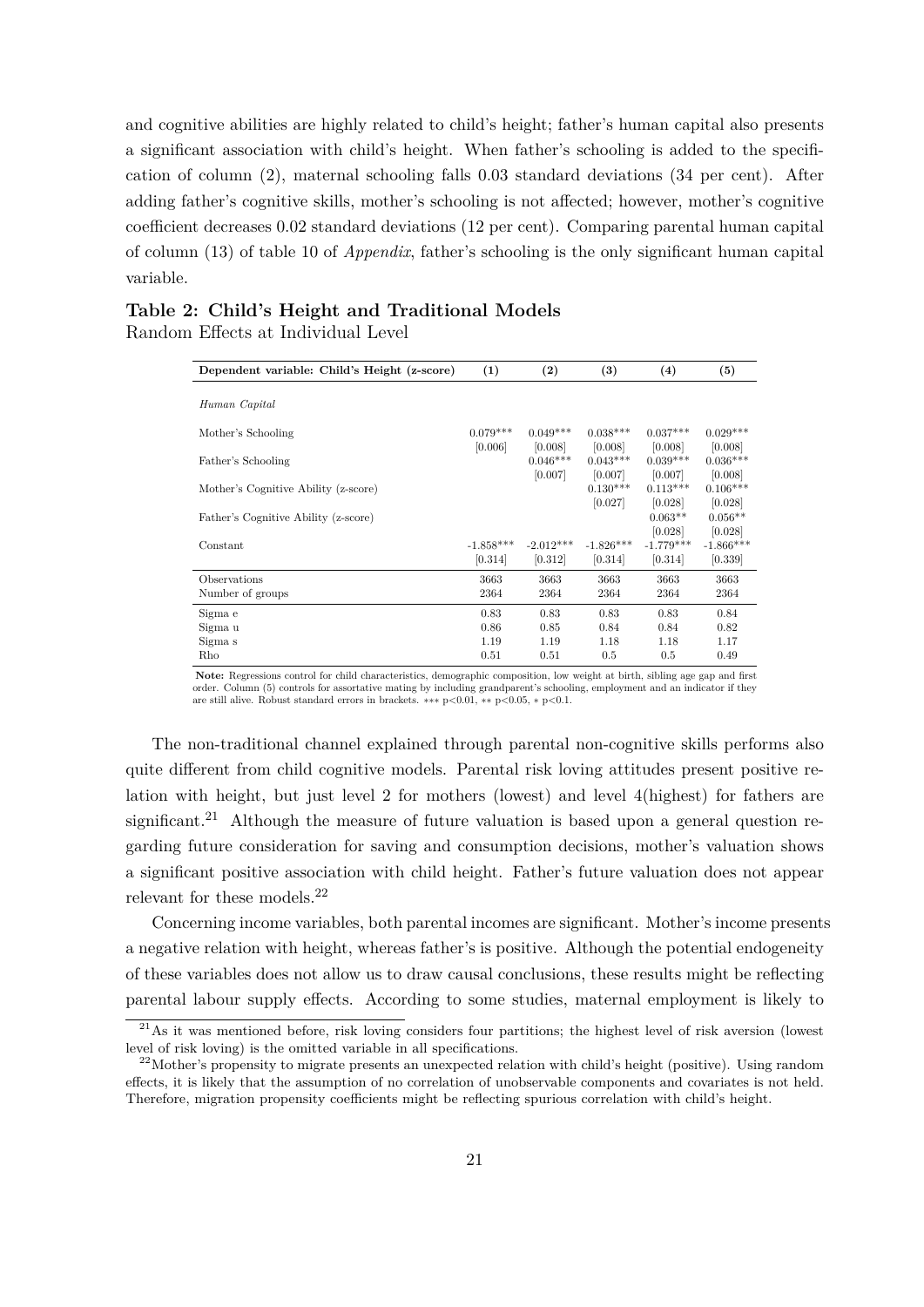and cognitive abilities are highly related to child's height; father's human capital also presents a significant association with child's height. When father's schooling is added to the specification of column (2), maternal schooling falls 0.03 standard deviations (34 per cent). After adding father's cognitive skills, mother's schooling is not affected; however, mother's cognitive coefficient decreases 0.02 standard deviations (12 per cent). Comparing parental human capital of column (13) of table 10 of *Appendix*, father's schooling is the only significant human capital variable.

**Table 2: Child's Height and Traditional Models**
Random Effects at Individual Level

| Dependent variable: Child's Height (z-score) | (1) | (2) | (3) | (4) | (5) |
|---|---|---|---|---|---|
| *Human Capital* | | | | | |
| Mother's Schooling | 0.079*** | 0.049*** | 0.038*** | 0.037*** | 0.029*** |
| | [0.006] | [0.008] | [0.008] | [0.008] | [0.008] |
| Father's Schooling | | 0.046*** | 0.043*** | 0.039*** | 0.036*** |
| | | [0.007] | [0.007] | [0.007] | [0.008] |
| Mother's Cognitive Ability (z-score) | | | 0.130*** | 0.113*** | 0.106*** |
| | | | [0.027] | [0.028] | [0.028] |
| Father's Cognitive Ability (z-score) | | | | 0.063** | 0.056** |
| | | | | [0.028] | [0.028] |
| Constant | -1.858*** | -2.012*** | -1.826*** | -1.779*** | -1.866*** |
| | [0.314] | [0.312] | [0.314] | [0.314] | [0.339] |
| Observations | 3663 | 3663 | 3663 | 3663 | 3663 |
| Number of groups | 2364 | 2364 | 2364 | 2364 | 2364 |
| Sigma e | 0.83 | 0.83 | 0.83 | 0.83 | 0.84 |
| Sigma u | 0.86 | 0.85 | 0.84 | 0.84 | 0.82 |
| Sigma s | 1.19 | 1.19 | 1.18 | 1.18 | 1.17 |
| Rho | 0.51 | 0.51 | 0.5 | 0.5 | 0.49 |

**Note:** Regressions control for child characteristics, demographic composition, low weight at birth, sibling age gap and first order. Column (5) controls for assortative mating by including grandparent's schooling, employment and an indicator if they are still alive. Robust standard errors in brackets. *** p<0.01, ** p<0.05, * p<0.1.

The non-traditional channel explained through parental non-cognitive skills performs also quite different from child cognitive models. Parental risk loving attitudes present positive relation with height, but just level 2 for mothers (lowest) and level 4(highest) for fathers are significant.[21] Although the measure of future valuation is based upon a general question regarding future consideration for saving and consumption decisions, mother's valuation shows a significant positive association with child height. Father's future valuation does not appear relevant for these models.[22]

Concerning income variables, both parental incomes are significant. Mother's income presents a negative relation with height, whereas father's is positive. Although the potential endogeneity of these variables does not allow us to draw causal conclusions, these results might be reflecting parental labour supply effects. According to some studies, maternal employment is likely to

[21] As it was mentioned before, risk loving considers four partitions; the highest level of risk aversion (lowest level of risk loving) is the omitted variable in all specifications.

[22] Mother's propensity to migrate presents an unexpected relation with child's height (positive). Using random effects, it is likely that the assumption of no correlation of unobservable components and covariates is not held. Therefore, migration propensity coefficients might be reflecting spurious correlation with child's height.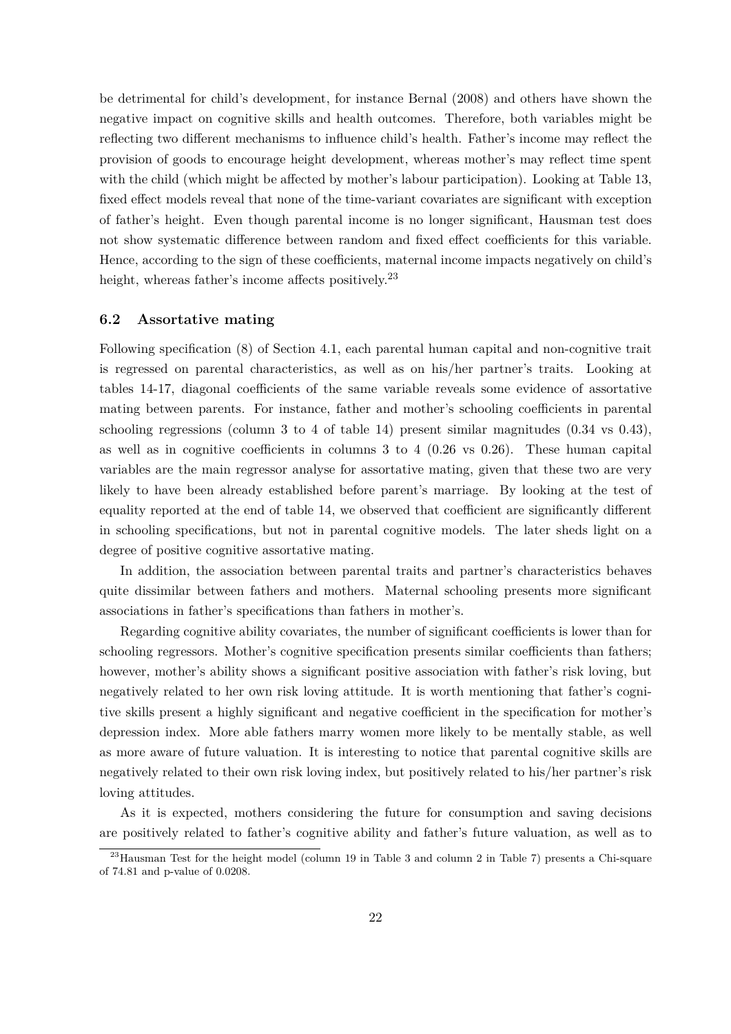be detrimental for child's development, for instance Bernal (2008) and others have shown the negative impact on cognitive skills and health outcomes. Therefore, both variables might be reflecting two different mechanisms to influence child's health. Father's income may reflect the provision of goods to encourage height development, whereas mother's may reflect time spent with the child (which might be affected by mother's labour participation). Looking at Table 13, fixed effect models reveal that none of the time-variant covariates are significant with exception of father's height. Even though parental income is no longer significant, Hausman test does not show systematic difference between random and fixed effect coefficients for this variable. Hence, according to the sign of these coefficients, maternal income impacts negatively on child's height, whereas father's income affects positively.[23]

### 6.2 Assortative mating

Following specification (8) of Section 4.1, each parental human capital and non-cognitive trait is regressed on parental characteristics, as well as on his/her partner's traits. Looking at tables 14-17, diagonal coefficients of the same variable reveals some evidence of assortative mating between parents. For instance, father and mother's schooling coefficients in parental schooling regressions (column 3 to 4 of table 14) present similar magnitudes (0.34 vs 0.43), as well as in cognitive coefficients in columns 3 to 4 (0.26 vs 0.26). These human capital variables are the main regressor analyse for assortative mating, given that these two are very likely to have been already established before parent's marriage. By looking at the test of equality reported at the end of table 14, we observed that coefficient are significantly different in schooling specifications, but not in parental cognitive models. The later sheds light on a degree of positive cognitive assortative mating.

In addition, the association between parental traits and partner's characteristics behaves quite dissimilar between fathers and mothers. Maternal schooling presents more significant associations in father's specifications than fathers in mother's.

Regarding cognitive ability covariates, the number of significant coefficients is lower than for schooling regressors. Mother's cognitive specification presents similar coefficients than fathers; however, mother's ability shows a significant positive association with father's risk loving, but negatively related to her own risk loving attitude. It is worth mentioning that father's cognitive skills present a highly significant and negative coefficient in the specification for mother's depression index. More able fathers marry women more likely to be mentally stable, as well as more aware of future valuation. It is interesting to notice that parental cognitive skills are negatively related to their own risk loving index, but positively related to his/her partner's risk loving attitudes.

As it is expected, mothers considering the future for consumption and saving decisions are positively related to father's cognitive ability and father's future valuation, as well as to

[23]Hausman Test for the height model (column 19 in Table 3 and column 2 in Table 7) presents a Chi-square of 74.81 and p-value of 0.0208.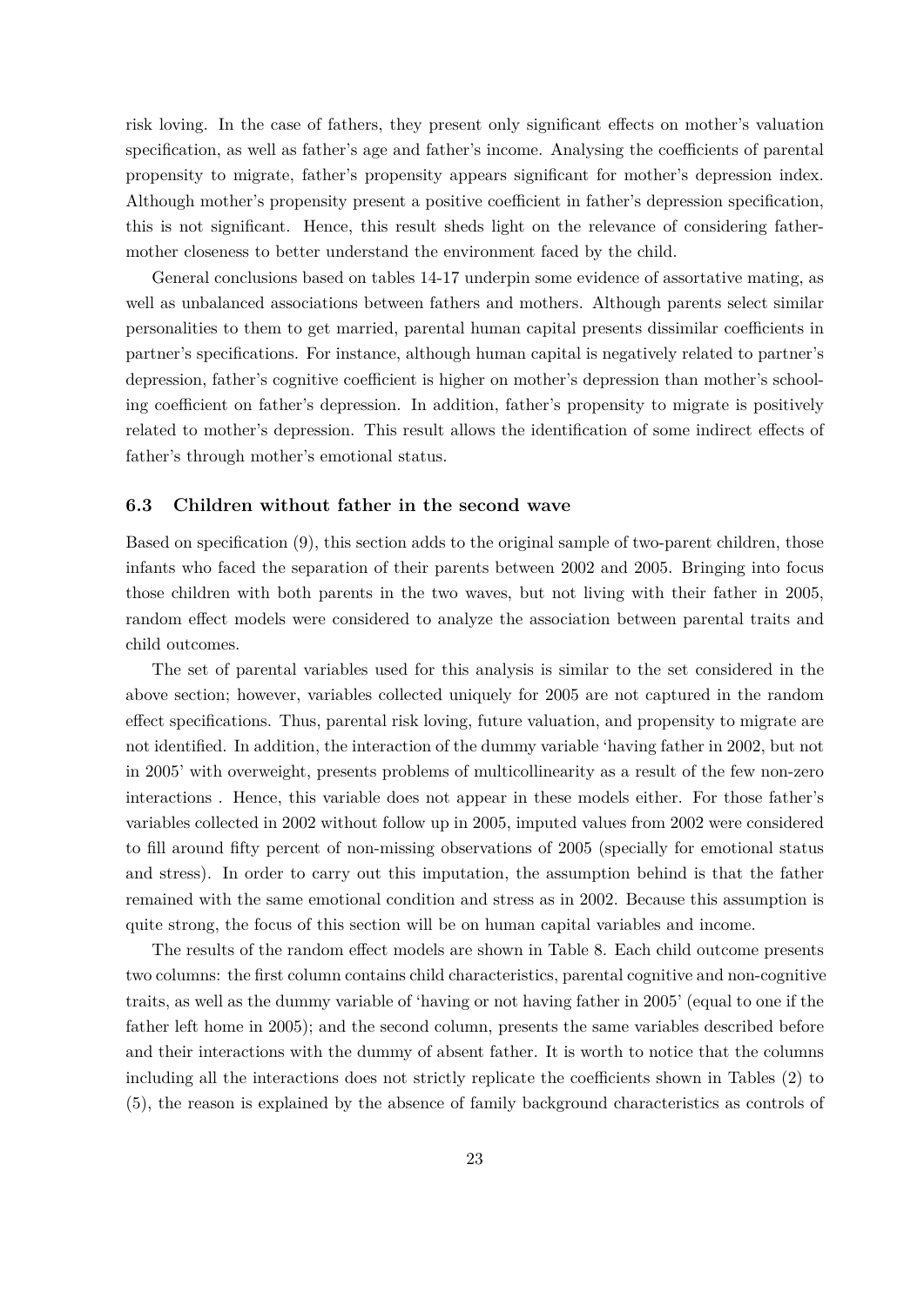risk loving. In the case of fathers, they present only significant effects on mother's valuation specification, as well as father's age and father's income. Analysing the coefficients of parental propensity to migrate, father's propensity appears significant for mother's depression index. Although mother's propensity present a positive coefficient in father's depression specification, this is not significant. Hence, this result sheds light on the relevance of considering father-mother closeness to better understand the environment faced by the child.

General conclusions based on tables 14-17 underpin some evidence of assortative mating, as well as unbalanced associations between fathers and mothers. Although parents select similar personalities to them to get married, parental human capital presents dissimilar coefficients in partner's specifications. For instance, although human capital is negatively related to partner's depression, father's cognitive coefficient is higher on mother's depression than mother's schooling coefficient on father's depression. In addition, father's propensity to migrate is positively related to mother's depression. This result allows the identification of some indirect effects of father's through mother's emotional status.

### 6.3 Children without father in the second wave

Based on specification (9), this section adds to the original sample of two-parent children, those infants who faced the separation of their parents between 2002 and 2005. Bringing into focus those children with both parents in the two waves, but not living with their father in 2005, random effect models were considered to analyze the association between parental traits and child outcomes.

The set of parental variables used for this analysis is similar to the set considered in the above section; however, variables collected uniquely for 2005 are not captured in the random effect specifications. Thus, parental risk loving, future valuation, and propensity to migrate are not identified. In addition, the interaction of the dummy variable 'having father in 2002, but not in 2005' with overweight, presents problems of multicollinearity as a result of the few non-zero interactions . Hence, this variable does not appear in these models either. For those father's variables collected in 2002 without follow up in 2005, imputed values from 2002 were considered to fill around fifty percent of non-missing observations of 2005 (specially for emotional status and stress). In order to carry out this imputation, the assumption behind is that the father remained with the same emotional condition and stress as in 2002. Because this assumption is quite strong, the focus of this section will be on human capital variables and income.

The results of the random effect models are shown in Table 8. Each child outcome presents two columns: the first column contains child characteristics, parental cognitive and non-cognitive traits, as well as the dummy variable of 'having or not having father in 2005' (equal to one if the father left home in 2005); and the second column, presents the same variables described before and their interactions with the dummy of absent father. It is worth to notice that the columns including all the interactions does not strictly replicate the coefficients shown in Tables (2) to (5), the reason is explained by the absence of family background characteristics as controls of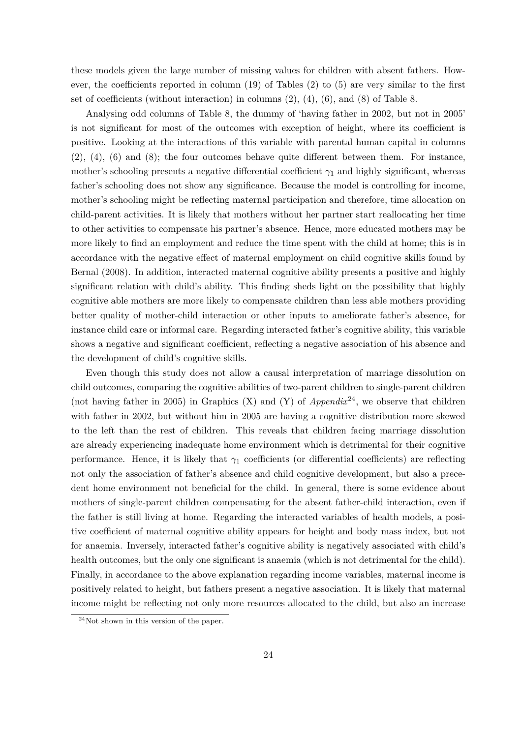these models given the large number of missing values for children with absent fathers. However, the coefficients reported in column (19) of Tables (2) to (5) are very similar to the first set of coefficients (without interaction) in columns (2), (4), (6), and (8) of Table 8.

Analysing odd columns of Table 8, the dummy of 'having father in 2002, but not in 2005' is not significant for most of the outcomes with exception of height, where its coefficient is positive. Looking at the interactions of this variable with parental human capital in columns (2), (4), (6) and (8); the four outcomes behave quite different between them. For instance, mother's schooling presents a negative differential coefficient $\gamma_1$ and highly significant, whereas father's schooling does not show any significance. Because the model is controlling for income, mother's schooling might be reflecting maternal participation and therefore, time allocation on child-parent activities. It is likely that mothers without her partner start reallocating her time to other activities to compensate his partner's absence. Hence, more educated mothers may be more likely to find an employment and reduce the time spent with the child at home; this is in accordance with the negative effect of maternal employment on child cognitive skills found by Bernal (2008). In addition, interacted maternal cognitive ability presents a positive and highly significant relation with child's ability. This finding sheds light on the possibility that highly cognitive able mothers are more likely to compensate children than less able mothers providing better quality of mother-child interaction or other inputs to ameliorate father's absence, for instance child care or informal care. Regarding interacted father's cognitive ability, this variable shows a negative and significant coefficient, reflecting a negative association of his absence and the development of child's cognitive skills.

Even though this study does not allow a causal interpretation of marriage dissolution on child outcomes, comparing the cognitive abilities of two-parent children to single-parent children (not having father in 2005) in Graphics (X) and (Y) of *Appendix*[24], we observe that children with father in 2002, but without him in 2005 are having a cognitive distribution more skewed to the left than the rest of children. This reveals that children facing marriage dissolution are already experiencing inadequate home environment which is detrimental for their cognitive performance. Hence, it is likely that $\gamma_1$ coefficients (or differential coefficients) are reflecting not only the association of father's absence and child cognitive development, but also a precedent home environment not beneficial for the child. In general, there is some evidence about mothers of single-parent children compensating for the absent father-child interaction, even if the father is still living at home. Regarding the interacted variables of health models, a positive coefficient of maternal cognitive ability appears for height and body mass index, but not for anaemia. Inversely, interacted father's cognitive ability is negatively associated with child's health outcomes, but the only one significant is anaemia (which is not detrimental for the child). Finally, in accordance to the above explanation regarding income variables, maternal income is positively related to height, but fathers present a negative association. It is likely that maternal income might be reflecting not only more resources allocated to the child, but also an increase

[24] Not shown in this version of the paper.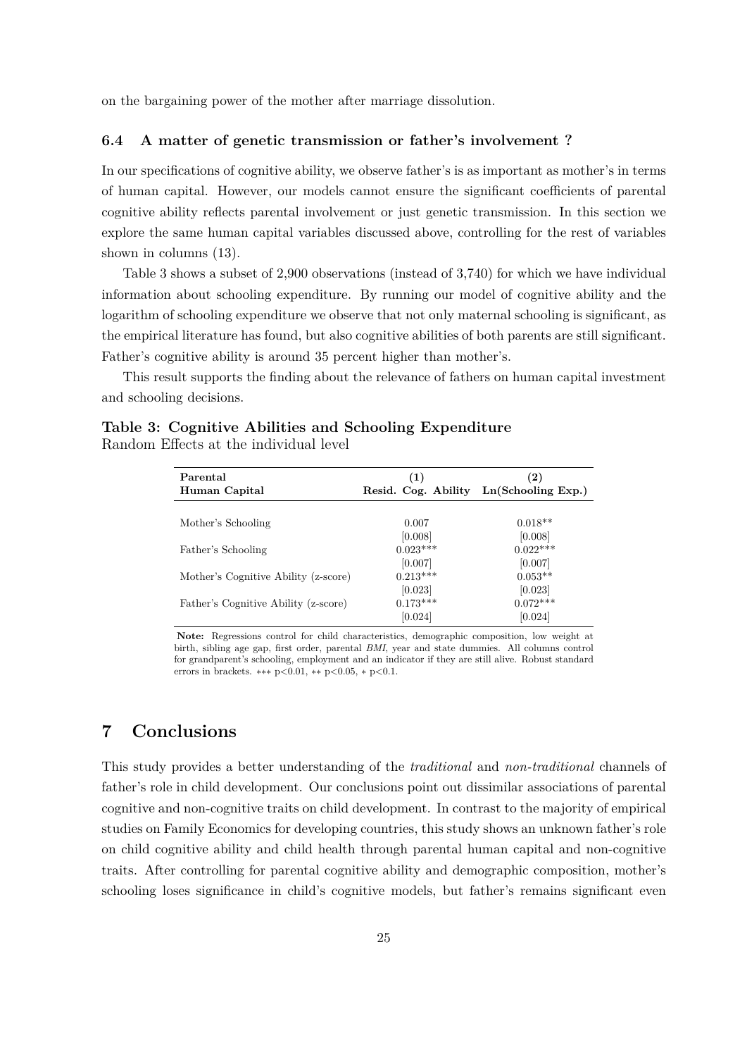on the bargaining power of the mother after marriage dissolution.

### 6.4 A matter of genetic transmission or father's involvement ?

In our specifications of cognitive ability, we observe father's is as important as mother's in terms of human capital. However, our models cannot ensure the significant coefficients of parental cognitive ability reflects parental involvement or just genetic transmission. In this section we explore the same human capital variables discussed above, controlling for the rest of variables shown in columns (13).

Table 3 shows a subset of 2,900 observations (instead of 3,740) for which we have individual information about schooling expenditure. By running our model of cognitive ability and the logarithm of schooling expenditure we observe that not only maternal schooling is significant, as the empirical literature has found, but also cognitive abilities of both parents are still significant. Father's cognitive ability is around 35 percent higher than mother's.

This result supports the finding about the relevance of fathers on human capital investment and schooling decisions.

**Table 3: Cognitive Abilities and Schooling Expenditure**
Random Effects at the individual level

| **Parental Human Capital** | **(1) Resid. Cog. Ability** | **(2) Ln(Schooling Exp.)** |
|---|---|---|
| Mother's Schooling | 0.007 | 0.018** |
| | [0.008] | [0.008] |
| Father's Schooling | 0.023*** | 0.022*** |
| | [0.007] | [0.007] |
| Mother's Cognitive Ability (z-score) | 0.213*** | 0.053** |
| | [0.023] | [0.023] |
| Father's Cognitive Ability (z-score) | 0.173*** | 0.072*** |
| | [0.024] | [0.024] |

**Note:** Regressions control for child characteristics, demographic composition, low weight at birth, sibling age gap, first order, parental *BMI*, year and state dummies. All columns control for grandparent's schooling, employment and an indicator if they are still alive. Robust standard errors in brackets. *** $p<0.01$, ** $p<0.05$, * $p<0.1$.

## 7 Conclusions

This study provides a better understanding of the *traditional* and *non-traditional* channels of father's role in child development. Our conclusions point out dissimilar associations of parental cognitive and non-cognitive traits on child development. In contrast to the majority of empirical studies on Family Economics for developing countries, this study shows an unknown father's role on child cognitive ability and child health through parental human capital and non-cognitive traits. After controlling for parental cognitive ability and demographic composition, mother's schooling loses significance in child's cognitive models, but father's remains significant even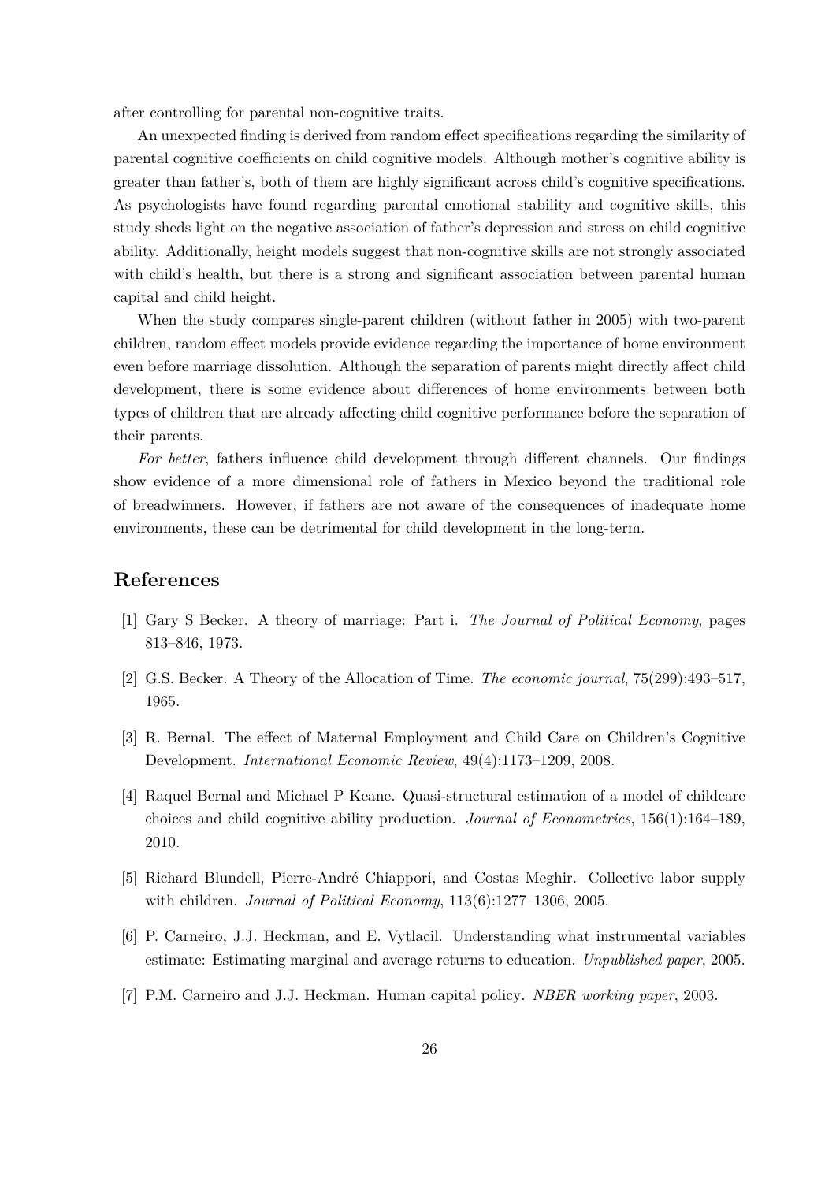after controlling for parental non-cognitive traits.

An unexpected finding is derived from random effect specifications regarding the similarity of parental cognitive coefficients on child cognitive models. Although mother's cognitive ability is greater than father's, both of them are highly significant across child's cognitive specifications. As psychologists have found regarding parental emotional stability and cognitive skills, this study sheds light on the negative association of father's depression and stress on child cognitive ability. Additionally, height models suggest that non-cognitive skills are not strongly associated with child's health, but there is a strong and significant association between parental human capital and child height.

When the study compares single-parent children (without father in 2005) with two-parent children, random effect models provide evidence regarding the importance of home environment even before marriage dissolution. Although the separation of parents might directly affect child development, there is some evidence about differences of home environments between both types of children that are already affecting child cognitive performance before the separation of their parents.

*For better*, fathers influence child development through different channels. Our findings show evidence of a more dimensional role of fathers in Mexico beyond the traditional role of breadwinners. However, if fathers are not aware of the consequences of inadequate home environments, these can be detrimental for child development in the long-term.

# References

[1] Gary S Becker. A theory of marriage: Part i. *The Journal of Political Economy*, pages 813–846, 1973.

[2] G.S. Becker. A Theory of the Allocation of Time. *The economic journal*, 75(299):493–517, 1965.

[3] R. Bernal. The effect of Maternal Employment and Child Care on Children's Cognitive Development. *International Economic Review*, 49(4):1173–1209, 2008.

[4] Raquel Bernal and Michael P Keane. Quasi-structural estimation of a model of childcare choices and child cognitive ability production. *Journal of Econometrics*, 156(1):164–189, 2010.

[5] Richard Blundell, Pierre-André Chiappori, and Costas Meghir. Collective labor supply with children. *Journal of Political Economy*, 113(6):1277–1306, 2005.

[6] P. Carneiro, J.J. Heckman, and E. Vytlacil. Understanding what instrumental variables estimate: Estimating marginal and average returns to education. *Unpublished paper*, 2005.

[7] P.M. Carneiro and J.J. Heckman. Human capital policy. *NBER working paper*, 2003.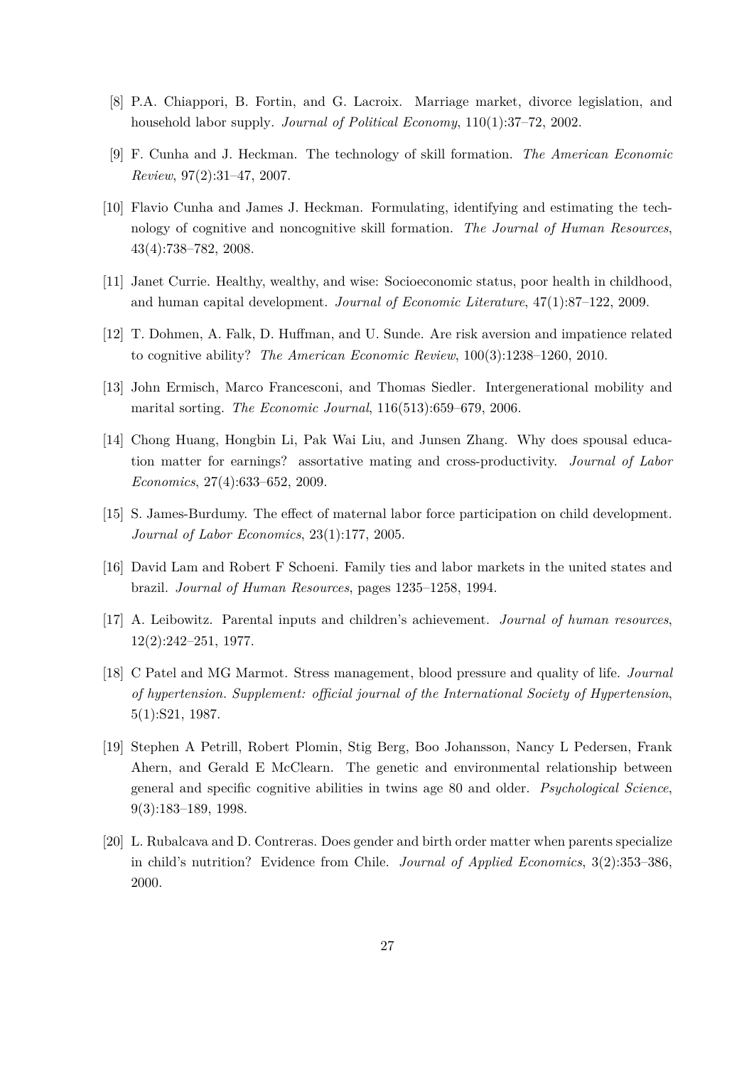[8] P.A. Chiappori, B. Fortin, and G. Lacroix. Marriage market, divorce legislation, and household labor supply. *Journal of Political Economy*, 110(1):37–72, 2002.

[9] F. Cunha and J. Heckman. The technology of skill formation. *The American Economic Review*, 97(2):31–47, 2007.

[10] Flavio Cunha and James J. Heckman. Formulating, identifying and estimating the technology of cognitive and noncognitive skill formation. *The Journal of Human Resources*, 43(4):738–782, 2008.

[11] Janet Currie. Healthy, wealthy, and wise: Socioeconomic status, poor health in childhood, and human capital development. *Journal of Economic Literature*, 47(1):87–122, 2009.

[12] T. Dohmen, A. Falk, D. Huffman, and U. Sunde. Are risk aversion and impatience related to cognitive ability? *The American Economic Review*, 100(3):1238–1260, 2010.

[13] John Ermisch, Marco Francesconi, and Thomas Siedler. Intergenerational mobility and marital sorting. *The Economic Journal*, 116(513):659–679, 2006.

[14] Chong Huang, Hongbin Li, Pak Wai Liu, and Junsen Zhang. Why does spousal education matter for earnings? assortative mating and cross-productivity. *Journal of Labor Economics*, 27(4):633–652, 2009.

[15] S. James-Burdumy. The effect of maternal labor force participation on child development. *Journal of Labor Economics*, 23(1):177, 2005.

[16] David Lam and Robert F Schoeni. Family ties and labor markets in the united states and brazil. *Journal of Human Resources*, pages 1235–1258, 1994.

[17] A. Leibowitz. Parental inputs and children's achievement. *Journal of human resources*, 12(2):242–251, 1977.

[18] C Patel and MG Marmot. Stress management, blood pressure and quality of life. *Journal of hypertension. Supplement: official journal of the International Society of Hypertension*, 5(1):S21, 1987.

[19] Stephen A Petrill, Robert Plomin, Stig Berg, Boo Johansson, Nancy L Pedersen, Frank Ahern, and Gerald E McClearn. The genetic and environmental relationship between general and specific cognitive abilities in twins age 80 and older. *Psychological Science*, 9(3):183–189, 1998.

[20] L. Rubalcava and D. Contreras. Does gender and birth order matter when parents specialize in child's nutrition? Evidence from Chile. *Journal of Applied Economics*, 3(2):353–386, 2000.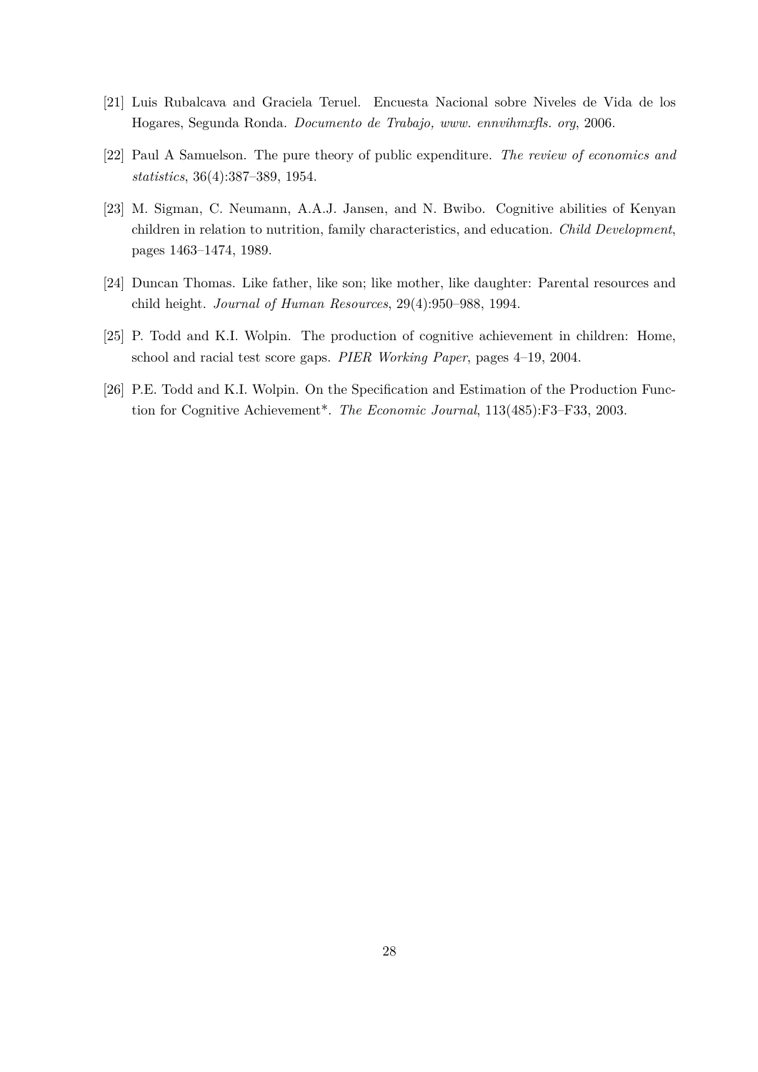[21] Luis Rubalcava and Graciela Teruel. Encuesta Nacional sobre Niveles de Vida de los Hogares, Segunda Ronda. *Documento de Trabajo, www. ennvihmxfls. org*, 2006.

[22] Paul A Samuelson. The pure theory of public expenditure. *The review of economics and statistics*, 36(4):387–389, 1954.

[23] M. Sigman, C. Neumann, A.A.J. Jansen, and N. Bwibo. Cognitive abilities of Kenyan children in relation to nutrition, family characteristics, and education. *Child Development*, pages 1463–1474, 1989.

[24] Duncan Thomas. Like father, like son; like mother, like daughter: Parental resources and child height. *Journal of Human Resources*, 29(4):950–988, 1994.

[25] P. Todd and K.I. Wolpin. The production of cognitive achievement in children: Home, school and racial test score gaps. *PIER Working Paper*, pages 4–19, 2004.

[26] P.E. Todd and K.I. Wolpin. On the Specification and Estimation of the Production Function for Cognitive Achievement*. *The Economic Journal*, 113(485):F3–F33, 2003.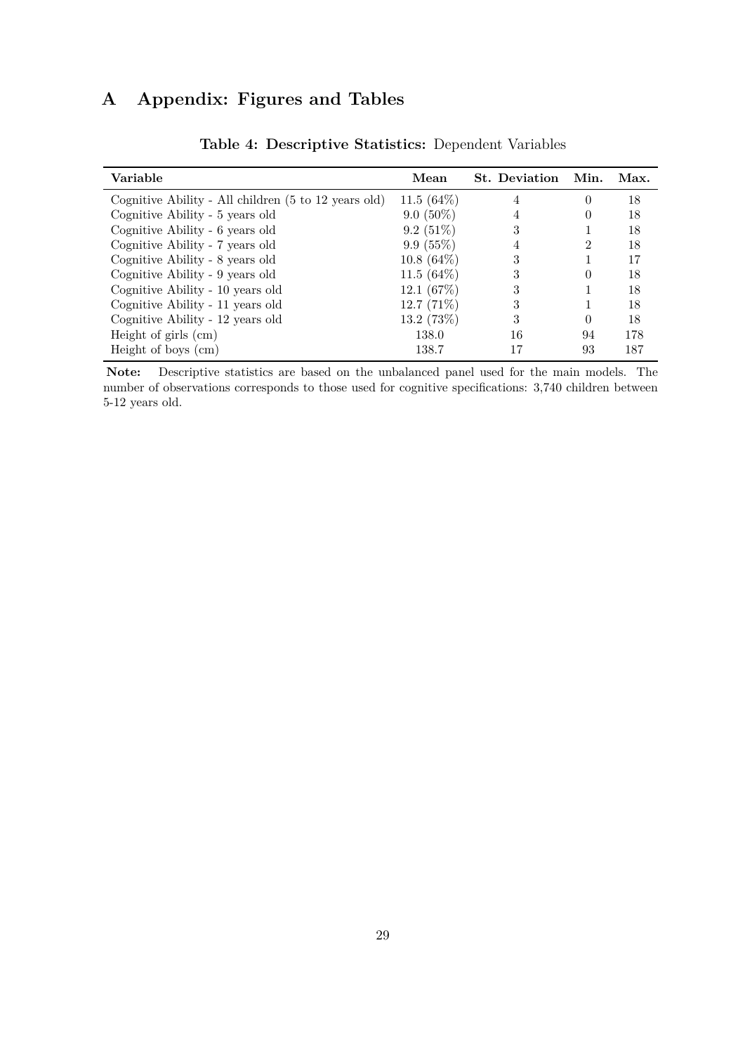# A Appendix: Figures and Tables

**Table 4: Descriptive Statistics:** Dependent Variables

| Variable | Mean | St. Deviation | Min. | Max. |
|---|---|---|---|---|
| Cognitive Ability - All children (5 to 12 years old) | 11.5 (64%) | 4 | 0 | 18 |
| Cognitive Ability - 5 years old | 9.0 (50%) | 4 | 0 | 18 |
| Cognitive Ability - 6 years old | 9.2 (51%) | 3 | 1 | 18 |
| Cognitive Ability - 7 years old | 9.9 (55%) | 4 | 2 | 18 |
| Cognitive Ability - 8 years old | 10.8 (64%) | 3 | 1 | 17 |
| Cognitive Ability - 9 years old | 11.5 (64%) | 3 | 0 | 18 |
| Cognitive Ability - 10 years old | 12.1 (67%) | 3 | 1 | 18 |
| Cognitive Ability - 11 years old | 12.7 (71%) | 3 | 1 | 18 |
| Cognitive Ability - 12 years old | 13.2 (73%) | 3 | 0 | 18 |
| Height of girls (cm) | 138.0 | 16 | 94 | 178 |
| Height of boys (cm) | 138.7 | 17 | 93 | 187 |

**Note:** Descriptive statistics are based on the unbalanced panel used for the main models. The number of observations corresponds to those used for cognitive specifications: 3,740 children between 5-12 years old.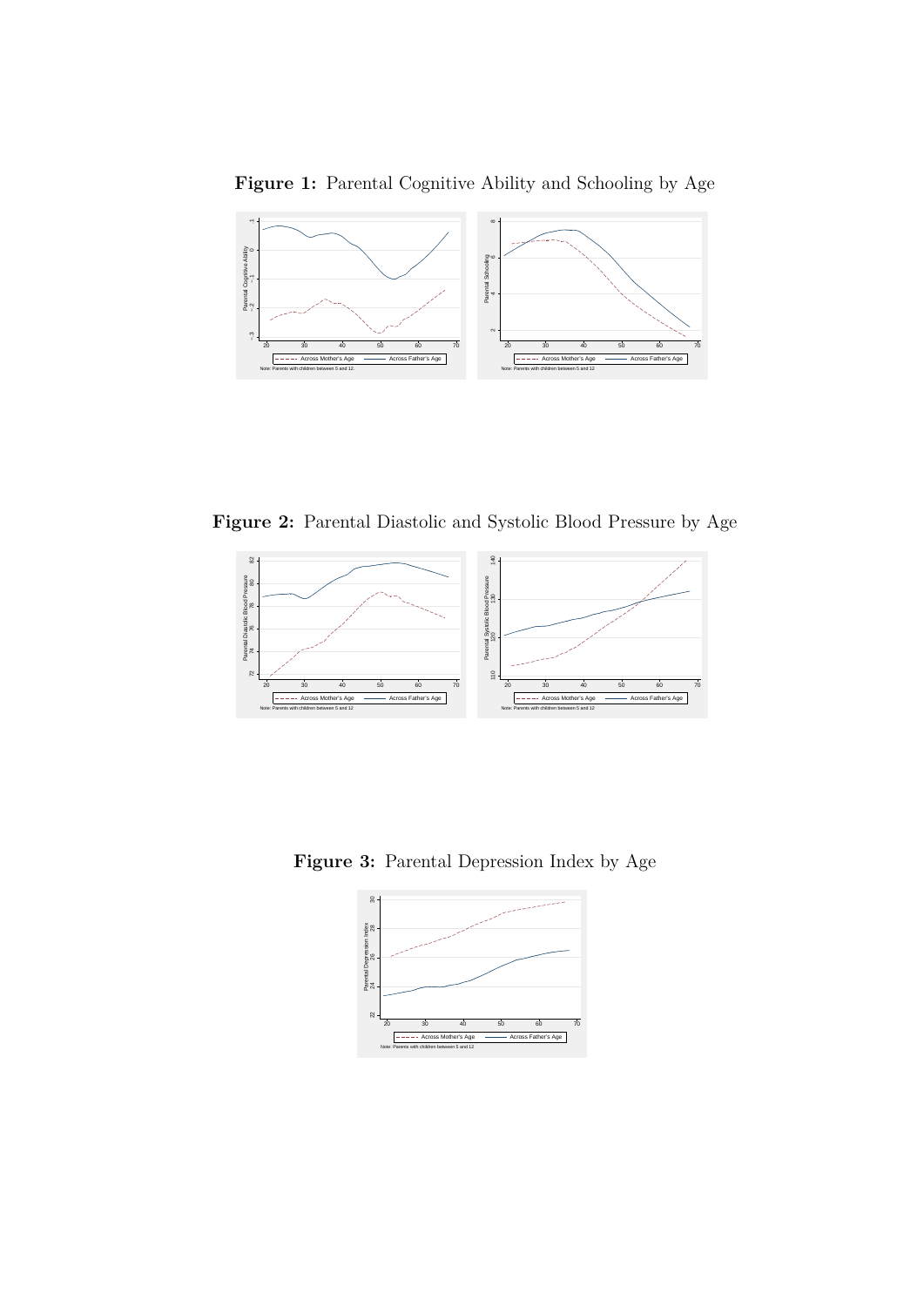**Figure 1:** Parental Cognitive Ability and Schooling by Age

**Figure 2:** Parental Diastolic and Systolic Blood Pressure by Age

**Figure 3:** Parental Depression Index by Age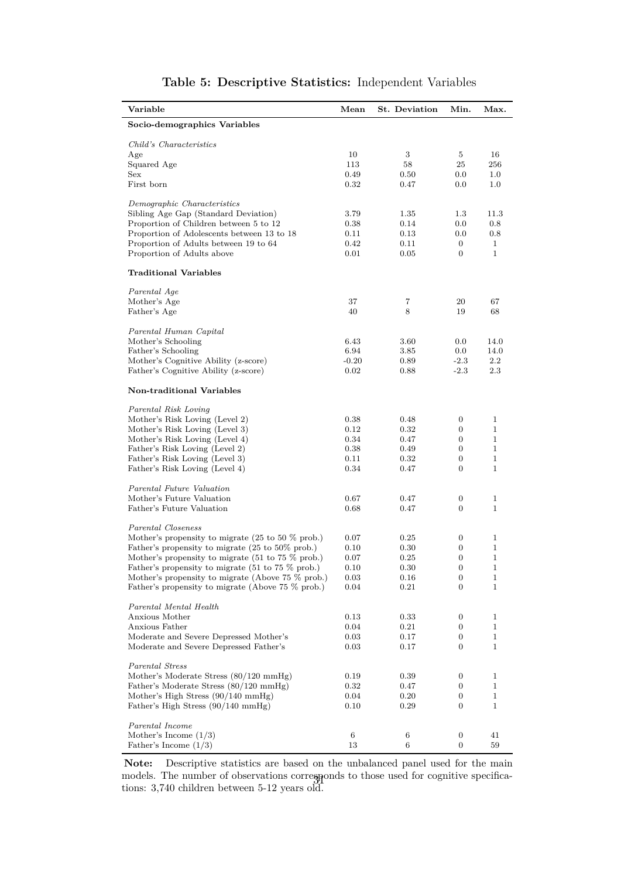**Table 5: Descriptive Statistics:** Independent Variables

| Variable | Mean | St. Deviation | Min. | Max. |
|---|---|---|---|---|
| **Socio-demographics Variables** | | | | |
| *Child's Characteristics* | | | | |
| Age | 10 | 3 | 5 | 16 |
| Squared Age | 113 | 58 | 25 | 256 |
| Sex | 0.49 | 0.50 | 0.0 | 1.0 |
| First born | 0.32 | 0.47 | 0.0 | 1.0 |
| *Demographic Characteristics* | | | | |
| Sibling Age Gap (Standard Deviation) | 3.79 | 1.35 | 1.3 | 11.3 |
| Proportion of Children between 5 to 12 | 0.38 | 0.14 | 0.0 | 0.8 |
| Proportion of Adolescents between 13 to 18 | 0.11 | 0.13 | 0.0 | 0.8 |
| Proportion of Adults between 19 to 64 | 0.42 | 0.11 | 0 | 1 |
| Proportion of Adults above | 0.01 | 0.05 | 0 | 1 |
| **Traditional Variables** | | | | |
| *Parental Age* | | | | |
| Mother's Age | 37 | 7 | 20 | 67 |
| Father's Age | 40 | 8 | 19 | 68 |
| *Parental Human Capital* | | | | |
| Mother's Schooling | 6.43 | 3.60 | 0.0 | 14.0 |
| Father's Schooling | 6.94 | 3.85 | 0.0 | 14.0 |
| Mother's Cognitive Ability (z-score) | -0.20 | 0.89 | -2.3 | 2.2 |
| Father's Cognitive Ability (z-score) | 0.02 | 0.88 | -2.3 | 2.3 |
| **Non-traditional Variables** | | | | |
| *Parental Risk Loving* | | | | |
| Mother's Risk Loving (Level 2) | 0.38 | 0.48 | 0 | 1 |
| Mother's Risk Loving (Level 3) | 0.12 | 0.32 | 0 | 1 |
| Mother's Risk Loving (Level 4) | 0.34 | 0.47 | 0 | 1 |
| Father's Risk Loving (Level 2) | 0.38 | 0.49 | 0 | 1 |
| Father's Risk Loving (Level 3) | 0.11 | 0.32 | 0 | 1 |
| Father's Risk Loving (Level 4) | 0.34 | 0.47 | 0 | 1 |
| *Parental Future Valuation* | | | | |
| Mother's Future Valuation | 0.67 | 0.47 | 0 | 1 |
| Father's Future Valuation | 0.68 | 0.47 | 0 | 1 |
| *Parental Closeness* | | | | |
| Mother's propensity to migrate (25 to 50 % prob.) | 0.07 | 0.25 | 0 | 1 |
| Father's propensity to migrate (25 to 50% prob.) | 0.10 | 0.30 | 0 | 1 |
| Mother's propensity to migrate (51 to 75 % prob.) | 0.07 | 0.25 | 0 | 1 |
| Father's propensity to migrate (51 to 75 % prob.) | 0.10 | 0.30 | 0 | 1 |
| Mother's propensity to migrate (Above 75 % prob.) | 0.03 | 0.16 | 0 | 1 |
| Father's propensity to migrate (Above 75 % prob.) | 0.04 | 0.21 | 0 | 1 |
| *Parental Mental Health* | | | | |
| Anxious Mother | 0.13 | 0.33 | 0 | 1 |
| Anxious Father | 0.04 | 0.21 | 0 | 1 |
| Moderate and Severe Depressed Mother's | 0.03 | 0.17 | 0 | 1 |
| Moderate and Severe Depressed Father's | 0.03 | 0.17 | 0 | 1 |
| *Parental Stress* | | | | |
| Mother's Moderate Stress (80/120 mmHg) | 0.19 | 0.39 | 0 | 1 |
| Father's Moderate Stress (80/120 mmHg) | 0.32 | 0.47 | 0 | 1 |
| Mother's High Stress (90/140 mmHg) | 0.04 | 0.20 | 0 | 1 |
| Father's High Stress (90/140 mmHg) | 0.10 | 0.29 | 0 | 1 |
| *Parental Income* | | | | |
| Mother's Income (1/3) | 6 | 6 | 0 | 41 |
| Father's Income (1/3) | 13 | 6 | 0 | 59 |

**Note:** Descriptive statistics are based on the unbalanced panel used for the main models. The number of observations corresponds to those used for cognitive specifications: 3,740 children between 5-12 years old.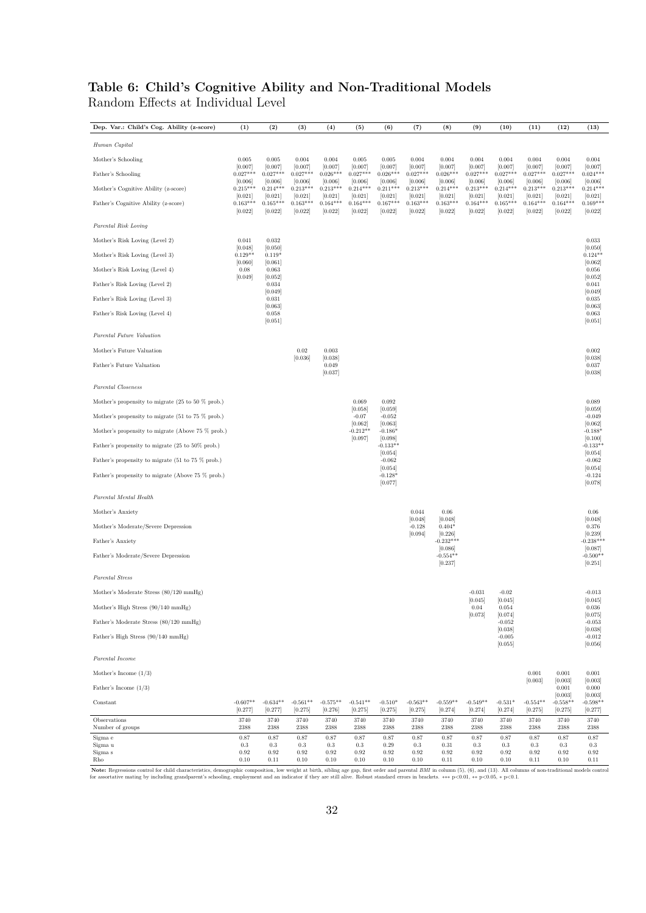# Table 6: Child's Cognitive Ability and Non-Traditional Models

Random Effects at Individual Level

| Dep. Var.: Child's Cog. Ability (z-score) | (1) | (2) | (3) | (4) | (5) | (6) | (7) | (8) | (9) | (10) | (11) | (12) | (13) |
|---|---|---|---|---|---|---|---|---|---|---|---|---|---|
| *Human Capital* | | | | | | | | | | | | | |
| Mother's Schooling | 0.005 | 0.005 | 0.004 | 0.004 | 0.005 | 0.005 | 0.004 | 0.004 | 0.004 | 0.004 | 0.004 | 0.004 | 0.004 |
| | [0.007] | [0.007] | [0.007] | [0.007] | [0.007] | [0.007] | [0.007] | [0.007] | [0.007] | [0.007] | [0.007] | [0.007] | [0.007] |
| Father's Schooling | 0.027*** | 0.027*** | 0.027*** | 0.026*** | 0.027*** | 0.026*** | 0.027*** | 0.026*** | 0.027*** | 0.027*** | 0.027*** | 0.027*** | 0.024*** |
| | [0.006] | [0.006] | [0.006] | [0.006] | [0.006] | [0.006] | [0.006] | [0.006] | [0.006] | [0.006] | [0.006] | [0.006] | [0.006] |
| Mother's Cognitive Ability (z-score) | 0.215*** | 0.214*** | 0.213*** | 0.213*** | 0.214*** | 0.211*** | 0.213*** | 0.214*** | 0.213*** | 0.214*** | 0.213*** | 0.213*** | 0.214*** |
| | [0.021] | [0.021] | [0.021] | [0.021] | [0.021] | [0.021] | [0.021] | [0.021] | [0.021] | [0.021] | [0.021] | [0.021] | [0.021] |
| Father's Cognitive Ability (z-score) | 0.163*** | 0.165*** | 0.163*** | 0.164*** | 0.164*** | 0.167*** | 0.163*** | 0.163*** | 0.164*** | 0.165*** | 0.164*** | 0.164*** | 0.169*** |
| | [0.022] | [0.022] | [0.022] | [0.022] | [0.022] | [0.022] | [0.022] | [0.022] | [0.022] | [0.022] | [0.022] | [0.022] | [0.022] |
| *Parental Risk Loving* | | | | | | | | | | | | | |
| Mother's Risk Loving (Level 2) | 0.041 | 0.032 | | | | | | | | | | | 0.033 |
| | [0.048] | [0.050] | | | | | | | | | | | [0.050] |
| Mother's Risk Loving (Level 3) | 0.129** | 0.119* | | | | | | | | | | | 0.124** |
| | [0.060] | [0.061] | | | | | | | | | | | [0.062] |
| Mother's Risk Loving (Level 4) | 0.08 | 0.063 | | | | | | | | | | | 0.056 |
| | [0.049] | [0.052] | | | | | | | | | | | [0.052] |
| Father's Risk Loving (Level 2) | | 0.034 | | | | | | | | | | | 0.041 |
| | | [0.049] | | | | | | | | | | | [0.049] |
| Father's Risk Loving (Level 3) | | 0.031 | | | | | | | | | | | 0.035 |
| | | [0.063] | | | | | | | | | | | [0.063] |
| Father's Risk Loving (Level 4) | | 0.058 | | | | | | | | | | | 0.063 |
| | | [0.051] | | | | | | | | | | | [0.051] |
| *Parental Future Valuation* | | | | | | | | | | | | | |
| Mother's Future Valuation | | | 0.02 | 0.003 | | | | | | | | | 0.002 |
| | | | [0.036] | [0.038] | | | | | | | | | [0.038] |
| Father's Future Valuation | | | | 0.049 | | | | | | | | | 0.037 |
| | | | | [0.037] | | | | | | | | | [0.038] |
| *Parental Closeness* | | | | | | | | | | | | | |
| Mother's propensity to migrate (25 to 50 % prob.) | | | | | 0.069 | 0.092 | | | | | | | 0.089 |
| | | | | | [0.058] | [0.059] | | | | | | | [0.059] |
| Mother's propensity to migrate (51 to 75 % prob.) | | | | | -0.07 | -0.052 | | | | | | | -0.049 |
| | | | | | [0.062] | [0.063] | | | | | | | [0.062] |
| Mother's propensity to migrate (Above 75 % prob.) | | | | | -0.212** | -0.186* | | | | | | | -0.188* |
| | | | | | [0.097] | [0.098] | | | | | | | [0.100] |
| Father's propensity to migrate (25 to 50% prob.) | | | | | | -0.133** | | | | | | | -0.133** |
| | | | | | | [0.054] | | | | | | | [0.054] |
| Father's propensity to migrate (51 to 75 % prob.) | | | | | | -0.062 | | | | | | | -0.062 |
| | | | | | | [0.054] | | | | | | | [0.054] |
| Father's propensity to migrate (Above 75 % prob.) | | | | | | -0.128* | | | | | | | -0.124 |
| | | | | | | [0.077] | | | | | | | [0.078] |
| *Parental Mental Health* | | | | | | | | | | | | | |
| Mother's Anxiety | | | | | | | 0.044 | 0.06 | | | | | 0.06 |
| | | | | | | | [0.048] | [0.048] | | | | | [0.048] |
| Mother's Moderate/Severe Depression | | | | | | | -0.128 | 0.404* | | | | | 0.376 |
| | | | | | | | [0.094] | [0.226] | | | | | [0.239] |
| Father's Anxiety | | | | | | | | -0.232*** | | | | | -0.238*** |
| | | | | | | | | [0.086] | | | | | [0.087] |
| Father's Moderate/Severe Depression | | | | | | | | -0.554** | | | | | -0.500** |
| | | | | | | | | [0.237] | | | | | [0.251] |
| *Parental Stress* | | | | | | | | | | | | | |
| Mother's Moderate Stress (80/120 mmHg) | | | | | | | | | -0.031 | -0.02 | | | -0.013 |
| | | | | | | | | | [0.045] | [0.045] | | | [0.045] |
| Mother's High Stress (90/140 mmHg) | | | | | | | | | 0.04 | 0.054 | | | 0.036 |
| | | | | | | | | | [0.073] | [0.074] | | | [0.075] |
| Father's Moderate Stress (80/120 mmHg) | | | | | | | | | | -0.052 | | | -0.053 |
| | | | | | | | | | | [0.038] | | | [0.038] |
| Father's High Stress (90/140 mmHg) | | | | | | | | | | -0.005 | | | -0.012 |
| | | | | | | | | | | [0.055] | | | [0.056] |
| *Parental Income* | | | | | | | | | | | | | |
| Mother's Income (1/3) | | | | | | | | | | | 0.001 | 0.001 | 0.001 |
| | | | | | | | | | | | [0.003] | [0.003] | [0.003] |
| Father's Income (1/3) | | | | | | | | | | | | 0.001 | 0.000 |
| | | | | | | | | | | | | [0.003] | [0.003] |
| Constant | -0.607** | -0.634** | -0.561** | -0.575** | -0.541** | -0.510* | -0.563** | -0.559** | -0.549** | -0.531* | -0.554** | -0.558** | -0.598** |
| | [0.277] | [0.277] | [0.275] | [0.276] | [0.275] | [0.275] | [0.275] | [0.274] | [0.274] | [0.274] | [0.275] | [0.275] | [0.277] |
| Observations | 3740 | 3740 | 3740 | 3740 | 3740 | 3740 | 3740 | 3740 | 3740 | 3740 | 3740 | 3740 | 3740 |
| Number of groups | 2388 | 2388 | 2388 | 2388 | 2388 | 2388 | 2388 | 2388 | 2388 | 2388 | 2388 | 2388 | 2388 |
| Sigma e | 0.87 | 0.87 | 0.87 | 0.87 | 0.87 | 0.87 | 0.87 | 0.87 | 0.87 | 0.87 | 0.87 | 0.87 | 0.87 |
| Sigma u | 0.3 | 0.3 | 0.3 | 0.3 | 0.3 | 0.29 | 0.3 | 0.31 | 0.3 | 0.3 | 0.3 | 0.3 | 0.3 |
| Sigma s | 0.92 | 0.92 | 0.92 | 0.92 | 0.92 | 0.92 | 0.92 | 0.92 | 0.92 | 0.92 | 0.92 | 0.92 | 0.92 |
| Rho | 0.10 | 0.11 | 0.10 | 0.10 | 0.10 | 0.10 | 0.10 | 0.11 | 0.10 | 0.10 | 0.11 | 0.10 | 0.11 |

**Note:** Regressions control for child characteristics, demographic composition, low weight at birth, sibling age gap, first order and parental *BMI* in column (5), (6), and (13). All columns of non-traditional models control for assortative mating by including grandparent's schooling, employment and an indicator if they are still alive. Robust standard errors in brackets. *** p<0.01, ** p<0.05, * p<0.1.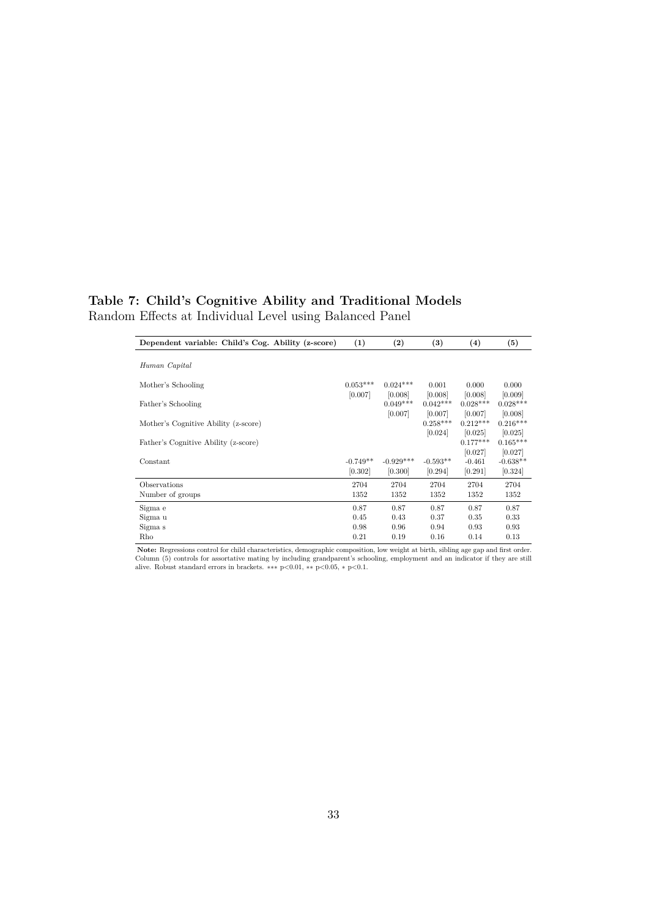**Table 7: Child's Cognitive Ability and Traditional Models**
Random Effects at Individual Level using Balanced Panel

| Dependent variable: Child's Cog. Ability (z-score) | (1) | (2) | (3) | (4) | (5) |
|---|---|---|---|---|---|
| *Human Capital* | | | | | |
| Mother's Schooling | 0.053*** | 0.024*** | 0.001 | 0.000 | 0.000 |
| | [0.007] | [0.008] | [0.008] | [0.008] | [0.009] |
| Father's Schooling | | 0.049*** | 0.042*** | 0.028*** | 0.028*** |
| | | [0.007] | [0.007] | [0.007] | [0.008] |
| Mother's Cognitive Ability (z-score) | | | 0.258*** | 0.212*** | 0.216*** |
| | | | [0.024] | [0.025] | [0.025] |
| Father's Cognitive Ability (z-score) | | | | 0.177*** | 0.165*** |
| | | | | [0.027] | [0.027] |
| Constant | -0.749** | -0.929*** | -0.593** | -0.461 | -0.638** |
| | [0.302] | [0.300] | [0.294] | [0.291] | [0.324] |
| Observations | 2704 | 2704 | 2704 | 2704 | 2704 |
| Number of groups | 1352 | 1352 | 1352 | 1352 | 1352 |
| Sigma e | 0.87 | 0.87 | 0.87 | 0.87 | 0.87 |
| Sigma u | 0.45 | 0.43 | 0.37 | 0.35 | 0.33 |
| Sigma s | 0.98 | 0.96 | 0.94 | 0.93 | 0.93 |
| Rho | 0.21 | 0.19 | 0.16 | 0.14 | 0.13 |

**Note:** Regressions control for child characteristics, demographic composition, low weight at birth, sibling age gap and first order. Column (5) controls for assortative mating by including grandparent's schooling, employment and an indicator if they are still alive. Robust standard errors in brackets. *** $p<0.01$, ** $p<0.05$, * $p<0.1$.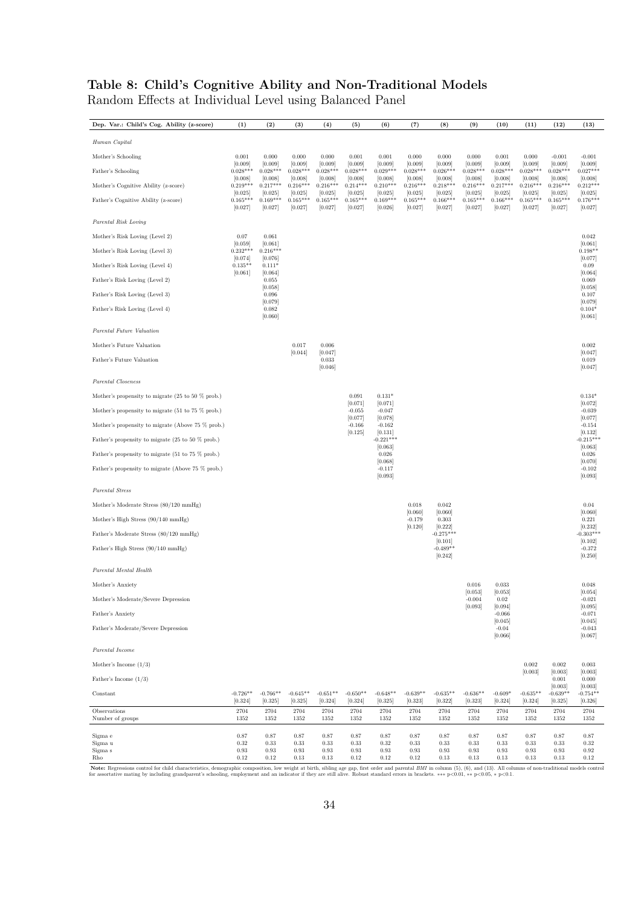## Table 8: Child's Cognitive Ability and Non-Traditional Models

Random Effects at Individual Level using Balanced Panel

| Dep. Var.: Child's Cog. Ability (z-score) | (1) | (2) | (3) | (4) | (5) | (6) | (7) | (8) | (9) | (10) | (11) | (12) | (13) |
|---|---|---|---|---|---|---|---|---|---|---|---|---|---|
| *Human Capital* | | | | | | | | | | | | | |
| Mother's Schooling | 0.001 | 0.000 | 0.000 | 0.000 | 0.001 | 0.001 | 0.000 | 0.000 | 0.000 | 0.001 | 0.000 | -0.001 | -0.001 |
| | [0.009] | [0.009] | [0.009] | [0.009] | [0.009] | [0.009] | [0.009] | [0.009] | [0.009] | [0.009] | [0.009] | [0.009] | [0.009] |
| Father's Schooling | 0.028*** | 0.028*** | 0.028*** | 0.028*** | 0.028*** | 0.029*** | 0.028*** | 0.026*** | 0.028*** | 0.028*** | 0.028*** | 0.028*** | 0.027*** |
| | [0.008] | [0.008] | [0.008] | [0.008] | [0.008] | [0.008] | [0.008] | [0.008] | [0.008] | [0.008] | [0.008] | [0.008] | [0.008] |
| Mother's Cognitive Ability (z-score) | 0.219*** | 0.217*** | 0.216*** | 0.216*** | 0.214*** | 0.210*** | 0.216*** | 0.218*** | 0.216*** | 0.217*** | 0.216*** | 0.216*** | 0.212*** |
| | [0.025] | [0.025] | [0.025] | [0.025] | [0.025] | [0.025] | [0.025] | [0.025] | [0.025] | [0.025] | [0.025] | [0.025] | [0.025] |
| Father's Cognitive Ability (z-score) | 0.165*** | 0.169*** | 0.165*** | 0.165*** | 0.165*** | 0.169*** | 0.165*** | 0.166*** | 0.165*** | 0.166*** | 0.165*** | 0.165*** | 0.176*** |
| | [0.027] | [0.027] | [0.027] | [0.027] | [0.027] | [0.026] | [0.027] | [0.027] | [0.027] | [0.027] | [0.027] | [0.027] | [0.027] |
| *Parental Risk Loving* | | | | | | | | | | | | | |
| Mother's Risk Loving (Level 2) | 0.07 | 0.061 | | | | | | | | | | | 0.042 |
| | [0.059] | [0.061] | | | | | | | | | | | [0.061] |
| Mother's Risk Loving (Level 3) | 0.232*** | 0.216*** | | | | | | | | | | | 0.198** |
| | [0.074] | [0.076] | | | | | | | | | | | [0.077] |
| Mother's Risk Loving (Level 4) | 0.135** | 0.111* | | | | | | | | | | | 0.09 |
| | [0.061] | [0.064] | | | | | | | | | | | [0.064] |
| Father's Risk Loving (Level 2) | | 0.055 | | | | | | | | | | | 0.069 |
| | | [0.058] | | | | | | | | | | | [0.058] |
| Father's Risk Loving (Level 3) | | 0.096 | | | | | | | | | | | 0.107 |
| | | [0.079] | | | | | | | | | | | [0.079] |
| Father's Risk Loving (Level 4) | | 0.082 | | | | | | | | | | | 0.104* |
| | | [0.060] | | | | | | | | | | | [0.061] |
| *Parental Future Valuation* | | | | | | | | | | | | | |
| Mother's Future Valuation | | | 0.017 | 0.006 | | | | | | | | | 0.002 |
| | | | [0.044] | [0.047] | | | | | | | | | [0.047] |
| Father's Future Valuation | | | | 0.033 | | | | | | | | | 0.019 |
| | | | | [0.046] | | | | | | | | | [0.047] |
| *Parental Closeness* | | | | | | | | | | | | | |
| Mother's propensity to migrate (25 to 50 % prob.) | | | | | 0.091 | 0.131* | | | | | | | 0.134* |
| | | | | | [0.071] | [0.071] | | | | | | | [0.072] |
| Mother's propensity to migrate (51 to 75 % prob.) | | | | | -0.055 | -0.047 | | | | | | | -0.039 |
| | | | | | [0.077] | [0.078] | | | | | | | [0.077] |
| Mother's propensity to migrate (Above 75 % prob.) | | | | | -0.166 | -0.162 | | | | | | | -0.154 |
| | | | | | [0.125] | [0.131] | | | | | | | [0.132] |
| Father's propensity to migrate (25 to 50 % prob.) | | | | | | -0.221*** | | | | | | | -0.215*** |
| | | | | | | [0.063] | | | | | | | [0.063] |
| Father's propensity to migrate (51 to 75 % prob.) | | | | | | 0.026 | | | | | | | 0.026 |
| | | | | | | [0.068] | | | | | | | [0.070] |
| Father's propensity to migrate (Above 75 % prob.) | | | | | | -0.117 | | | | | | | -0.102 |
| | | | | | | [0.093] | | | | | | | [0.093] |
| *Parental Stress* | | | | | | | | | | | | | |
| Mother's Moderate Stress (80/120 mmHg) | | | | | | | 0.018 | 0.042 | | | | | 0.04 |
| | | | | | | | [0.060] | [0.060] | | | | | [0.060] |
| Mother's High Stress (90/140 mmHg) | | | | | | | -0.179 | 0.303 | | | | | 0.221 |
| | | | | | | | [0.120] | [0.222] | | | | | [0.232] |
| Father's Moderate Stress (80/120 mmHg) | | | | | | | | -0.275*** | | | | | -0.303*** |
| | | | | | | | | [0.101] | | | | | [0.102] |
| Father's High Stress (90/140 mmHg) | | | | | | | | -0.489** | | | | | -0.372 |
| | | | | | | | | [0.242] | | | | | [0.250] |
| *Parental Mental Health* | | | | | | | | | | | | | |
| Mother's Anxiety | | | | | | | | | 0.016 | 0.033 | | | 0.048 |
| | | | | | | | | | [0.053] | [0.053] | | | [0.054] |
| Mother's Moderate/Severe Depression | | | | | | | | | -0.004 | 0.02 | | | -0.021 |
| | | | | | | | | | [0.093] | [0.094] | | | [0.095] |
| Father's Anxiety | | | | | | | | | | -0.066 | | | -0.071 |
| | | | | | | | | | | [0.045] | | | [0.045] |
| Father's Moderate/Severe Depression | | | | | | | | | | -0.04 | | | -0.043 |
| | | | | | | | | | | [0.066] | | | [0.067] |
| *Parental Income* | | | | | | | | | | | | | |
| Mother's Income (1/3) | | | | | | | | | | | 0.002 | 0.002 | 0.003 |
| | | | | | | | | | | | [0.003] | [0.003] | [0.003] |
| Father's Income (1/3) | | | | | | | | | | | | 0.001 | 0.000 |
| | | | | | | | | | | | | [0.003] | [0.003] |
| Constant | -0.726** | -0.766** | -0.645** | -0.651** | -0.650** | -0.648** | -0.639** | -0.635** | -0.636** | -0.609* | -0.635** | -0.639** | -0.754** |
| | [0.324] | [0.325] | [0.325] | [0.324] | [0.324] | [0.325] | [0.323] | [0.322] | [0.323] | [0.324] | [0.324] | [0.325] | [0.326] |
| Observations | 2704 | 2704 | 2704 | 2704 | 2704 | 2704 | 2704 | 2704 | 2704 | 2704 | 2704 | 2704 | 2704 |
| Number of groups | 1352 | 1352 | 1352 | 1352 | 1352 | 1352 | 1352 | 1352 | 1352 | 1352 | 1352 | 1352 | 1352 |
| Sigma e | 0.87 | 0.87 | 0.87 | 0.87 | 0.87 | 0.87 | 0.87 | 0.87 | 0.87 | 0.87 | 0.87 | 0.87 | 0.87 |
| Sigma u | 0.32 | 0.33 | 0.33 | 0.33 | 0.33 | 0.32 | 0.33 | 0.33 | 0.33 | 0.33 | 0.33 | 0.33 | 0.32 |
| Sigma s | 0.93 | 0.93 | 0.93 | 0.93 | 0.93 | 0.93 | 0.93 | 0.93 | 0.93 | 0.93 | 0.93 | 0.93 | 0.92 |
| Rho | 0.12 | 0.12 | 0.13 | 0.13 | 0.12 | 0.12 | 0.12 | 0.13 | 0.13 | 0.13 | 0.13 | 0.13 | 0.12 |

**Note:** Regressions control for child characteristics, demographic composition, low weight at birth, sibling age gap, first order and parental *BMI* in column (5), (6), and (13). All columns of non-traditional models control for assortative mating by including grandparent's schooling, employment and an indicator if they are still alive. Robust standard errors in brackets. *** p<0.01, ** p<0.05, * p<0.1.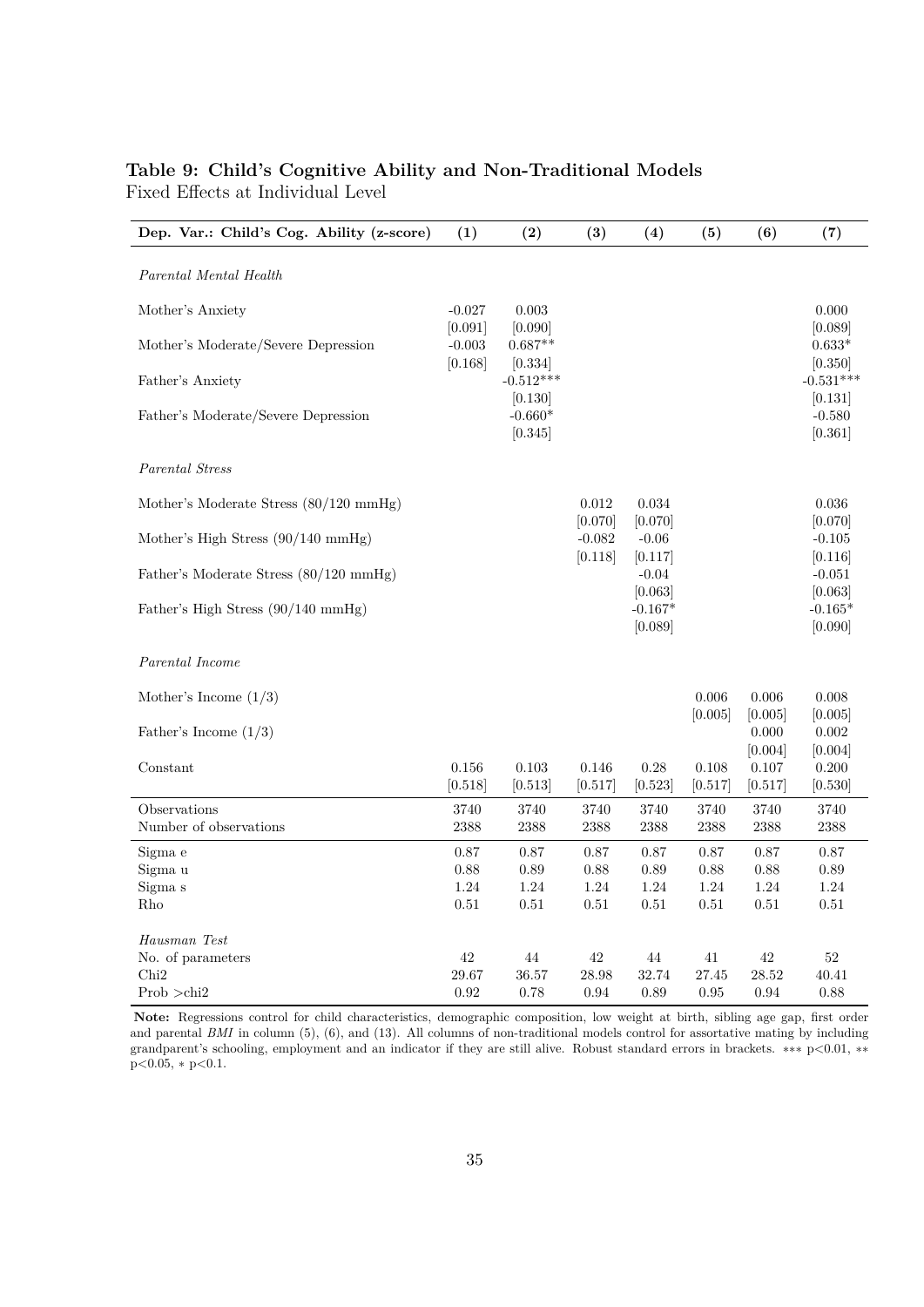**Table 9: Child's Cognitive Ability and Non-Traditional Models**
Fixed Effects at Individual Level

| Dep. Var.: Child's Cog. Ability (z-score) | (1) | (2) | (3) | (4) | (5) | (6) | (7) |
|---|---|---|---|---|---|---|---|
| *Parental Mental Health* | | | | | | | |
| Mother's Anxiety | -0.027 | 0.003 | | | | | 0.000 |
| | [0.091] | [0.090] | | | | | [0.089] |
| Mother's Moderate/Severe Depression | -0.003 | 0.687** | | | | | 0.633* |
| | [0.168] | [0.334] | | | | | [0.350] |
| Father's Anxiety | | -0.512*** | | | | | -0.531*** |
| | | [0.130] | | | | | [0.131] |
| Father's Moderate/Severe Depression | | -0.660* | | | | | -0.580 |
| | | [0.345] | | | | | [0.361] |
| *Parental Stress* | | | | | | | |
| Mother's Moderate Stress (80/120 mmHg) | | | 0.012 | 0.034 | | | 0.036 |
| | | | [0.070] | [0.070] | | | [0.070] |
| Mother's High Stress (90/140 mmHg) | | | -0.082 | -0.06 | | | -0.105 |
| | | | [0.118] | [0.117] | | | [0.116] |
| Father's Moderate Stress (80/120 mmHg) | | | | -0.04 | | | -0.051 |
| | | | | [0.063] | | | [0.063] |
| Father's High Stress (90/140 mmHg) | | | | -0.167* | | | -0.165* |
| | | | | [0.089] | | | [0.090] |
| *Parental Income* | | | | | | | |
| Mother's Income (1/3) | | | | | 0.006 | 0.006 | 0.008 |
| | | | | | [0.005] | [0.005] | [0.005] |
| Father's Income (1/3) | | | | | | 0.000 | 0.002 |
| | | | | | | [0.004] | [0.004] |
| Constant | 0.156 | 0.103 | 0.146 | 0.28 | 0.108 | 0.107 | 0.200 |
| | [0.518] | [0.513] | [0.517] | [0.523] | [0.517] | [0.517] | [0.530] |
| Observations | 3740 | 3740 | 3740 | 3740 | 3740 | 3740 | 3740 |
| Number of observations | 2388 | 2388 | 2388 | 2388 | 2388 | 2388 | 2388 |
| Sigma e | 0.87 | 0.87 | 0.87 | 0.87 | 0.87 | 0.87 | 0.87 |
| Sigma u | 0.88 | 0.89 | 0.88 | 0.89 | 0.88 | 0.88 | 0.89 |
| Sigma s | 1.24 | 1.24 | 1.24 | 1.24 | 1.24 | 1.24 | 1.24 |
| Rho | 0.51 | 0.51 | 0.51 | 0.51 | 0.51 | 0.51 | 0.51 |
| *Hausman Test* | | | | | | | |
| No. of parameters | 42 | 44 | 42 | 44 | 41 | 42 | 52 |
| Chi2 | 29.67 | 36.57 | 28.98 | 32.74 | 27.45 | 28.52 | 40.41 |
| Prob >chi2 | 0.92 | 0.78 | 0.94 | 0.89 | 0.95 | 0.94 | 0.88 |

**Note:** Regressions control for child characteristics, demographic composition, low weight at birth, sibling age gap, first order and parental *BMI* in column (5), (6), and (13). All columns of non-traditional models control for assortative mating by including grandparent's schooling, employment and an indicator if they are still alive. Robust standard errors in brackets. *** p<0.01, ** p<0.05, * p<0.1.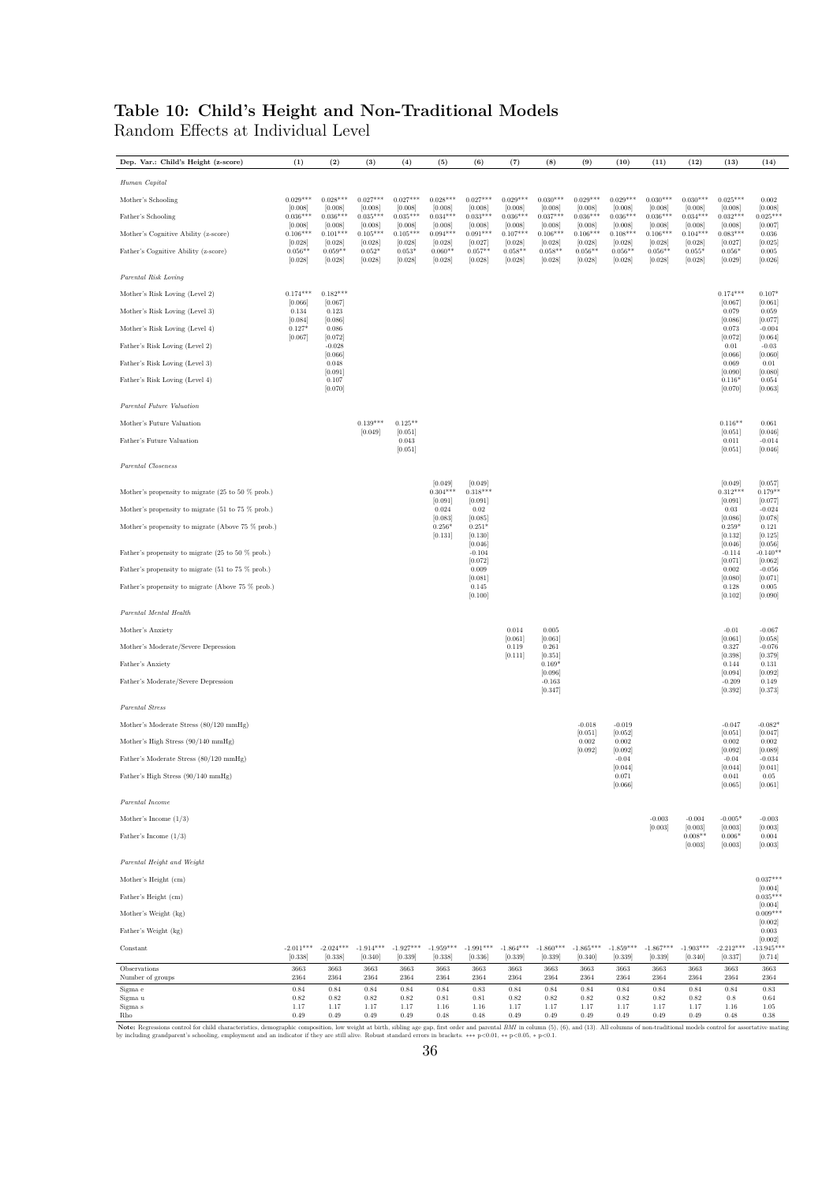# Table 10: Child's Height and Non-Traditional Models

Random Effects at Individual Level

| Dep. Var.: Child's Height (z-score) | (1) | (2) | (3) | (4) | (5) | (6) | (7) | (8) | (9) | (10) | (11) | (12) | (13) | (14) |
|---|---|---|---|---|---|---|---|---|---|---|---|---|---|---|
| *Human Capital* | | | | | | | | | | | | | | |
| Mother's Schooling | 0.029*** | 0.028*** | 0.027*** | 0.027*** | 0.028*** | 0.027*** | 0.029*** | 0.030*** | 0.029*** | 0.029*** | 0.030*** | 0.030*** | 0.025*** | 0.002 |
| | [0.008] | [0.008] | [0.008] | [0.008] | [0.008] | [0.008] | [0.008] | [0.008] | [0.008] | [0.008] | [0.008] | [0.008] | [0.008] | [0.008] |
| Father's Schooling | 0.036*** | 0.036*** | 0.035*** | 0.035*** | 0.034*** | 0.033*** | 0.036*** | 0.037*** | 0.036*** | 0.036*** | 0.036*** | 0.034*** | 0.032*** | 0.025*** |
| | [0.008] | [0.008] | [0.008] | [0.008] | [0.008] | [0.008] | [0.008] | [0.008] | [0.008] | [0.008] | [0.008] | [0.008] | [0.008] | [0.007] |
| Mother's Cognitive Ability (z-score) | 0.106*** | 0.101*** | 0.105*** | 0.105*** | 0.094*** | 0.091*** | 0.107*** | 0.106*** | 0.106*** | 0.108*** | 0.106*** | 0.104*** | 0.083*** | 0.036 |
| | [0.028] | [0.028] | [0.028] | [0.028] | [0.028] | [0.027] | [0.028] | [0.028] | [0.028] | [0.028] | [0.028] | [0.028] | [0.027] | [0.025] |
| Father's Cognitive Ability (z-score) | 0.056** | 0.059** | 0.052* | 0.053* | 0.060** | 0.057** | 0.058** | 0.058** | 0.056** | 0.056** | 0.056** | 0.055* | 0.056* | 0.005 |
| | [0.028] | [0.028] | [0.028] | [0.028] | [0.028] | [0.028] | [0.028] | [0.028] | [0.028] | [0.028] | [0.028] | [0.028] | [0.029] | [0.026] |
| *Parental Risk Loving* | | | | | | | | | | | | | | |
| Mother's Risk Loving (Level 2) | 0.174*** | 0.182*** | | | | | | | | | | | 0.174*** | 0.107* |
| | [0.066] | [0.067] | | | | | | | | | | | [0.067] | [0.061] |
| Mother's Risk Loving (Level 3) | 0.134 | 0.123 | | | | | | | | | | | 0.079 | 0.059 |
| | [0.084] | [0.086] | | | | | | | | | | | [0.086] | [0.077] |
| Mother's Risk Loving (Level 4) | 0.127* | 0.086 | | | | | | | | | | | 0.073 | -0.004 |
| | [0.067] | [0.072] | | | | | | | | | | | [0.072] | [0.064] |
| Father's Risk Loving (Level 2) | | -0.028 | | | | | | | | | | | 0.01 | -0.03 |
| | | [0.066] | | | | | | | | | | | [0.066] | [0.060] |
| Father's Risk Loving (Level 3) | | 0.048 | | | | | | | | | | | 0.069 | 0.01 |
| | | [0.091] | | | | | | | | | | | [0.090] | [0.080] |
| Father's Risk Loving (Level 4) | | 0.107 | | | | | | | | | | | 0.116* | 0.054 |
| | | [0.070] | | | | | | | | | | | [0.070] | [0.063] |
| *Parental Future Valuation* | | | | | | | | | | | | | | |
| Mother's Future Valuation | | | 0.139*** | 0.125** | | | | | | | | | 0.116** | 0.061 |
| | | | [0.049] | [0.051] | | | | | | | | | [0.051] | [0.046] |
| Father's Future Valuation | | | | 0.043 | | | | | | | | | 0.011 | -0.014 |
| | | | | [0.051] | | | | | | | | | [0.051] | [0.046] |
| *Parental Closeness* | | | | | | | | | | | | | | |
| | | | | | [0.049] | [0.049] | | | | | | | [0.049] | [0.057] |
| Mother's propensity to migrate (25 to 50 % prob.) | | | | | 0.304*** | 0.318*** | | | | | | | 0.312*** | 0.179** |
| | | | | | [0.091] | [0.091] | | | | | | | [0.091] | [0.077] |
| Mother's propensity to migrate (51 to 75 % prob.) | | | | | 0.024 | 0.02 | | | | | | | 0.03 | -0.024 |
| | | | | | [0.083] | [0.085] | | | | | | | [0.086] | [0.078] |
| Mother's propensity to migrate (Above 75 % prob.) | | | | | 0.256* | 0.251* | | | | | | | 0.259* | 0.121 |
| | | | | | [0.131] | [0.130] | | | | | | | [0.132] | [0.125] |
| | | | | | | [0.046] | | | | | | | [0.046] | [0.056] |
| Father's propensity to migrate (25 to 50 % prob.) | | | | | | -0.104 | | | | | | | -0.114 | -0.140** |
| | | | | | | [0.072] | | | | | | | [0.071] | [0.062] |
| Father's propensity to migrate (51 to 75 % prob.) | | | | | | 0.009 | | | | | | | 0.002 | -0.056 |
| | | | | | | [0.081] | | | | | | | [0.080] | [0.071] |
| Father's propensity to migrate (Above 75 % prob.) | | | | | | 0.145 | | | | | | | 0.128 | 0.005 |
| | | | | | | [0.100] | | | | | | | [0.102] | [0.090] |
| *Parental Mental Health* | | | | | | | | | | | | | | |
| Mother's Anxiety | | | | | | | 0.014 | 0.005 | | | | | -0.01 | -0.067 |
| | | | | | | | [0.061] | [0.061] | | | | | [0.061] | [0.058] |
| Mother's Moderate/Severe Depression | | | | | | | 0.119 | 0.261 | | | | | 0.327 | -0.076 |
| | | | | | | | [0.111] | [0.351] | | | | | [0.398] | [0.379] |
| Father's Anxiety | | | | | | | | 0.169* | | | | | 0.144 | 0.131 |
| | | | | | | | | [0.096] | | | | | [0.094] | [0.092] |
| Father's Moderate/Severe Depression | | | | | | | | -0.163 | | | | | -0.209 | 0.149 |
| | | | | | | | | [0.347] | | | | | [0.392] | [0.373] |
| *Parental Stress* | | | | | | | | | | | | | | |
| Mother's Moderate Stress (80/120 mmHg) | | | | | | | | | -0.018 | -0.019 | | | -0.047 | -0.082* |
| | | | | | | | | | [0.051] | [0.052] | | | [0.051] | [0.047] |
| Mother's High Stress (90/140 mmHg) | | | | | | | | | 0.002 | 0.002 | | | 0.002 | 0.002 |
| | | | | | | | | | [0.092] | [0.092] | | | [0.092] | [0.089] |
| Father's Moderate Stress (80/120 mmHg) | | | | | | | | | | -0.04 | | | -0.04 | -0.034 |
| | | | | | | | | | | [0.044] | | | [0.044] | [0.041] |
| Father's High Stress (90/140 mmHg) | | | | | | | | | | 0.071 | | | 0.041 | 0.05 |
| | | | | | | | | | | [0.066] | | | [0.065] | [0.061] |
| *Parental Income* | | | | | | | | | | | | | | |
| Mother's Income (1/3) | | | | | | | | | | | -0.003 | -0.004 | -0.005* | -0.003 |
| | | | | | | | | | | | [0.003] | [0.003] | [0.003] | [0.003] |
| Father's Income (1/3) | | | | | | | | | | | | 0.008** | 0.006* | 0.004 |
| | | | | | | | | | | | | [0.003] | [0.003] | [0.003] |
| *Parental Height and Weight* | | | | | | | | | | | | | | |
| Mother's Height (cm) | | | | | | | | | | | | | | 0.037*** |
| | | | | | | | | | | | | | | [0.004] |
| Father's Height (cm) | | | | | | | | | | | | | | 0.035*** |
| | | | | | | | | | | | | | | [0.004] |
| Mother's Weight (kg) | | | | | | | | | | | | | | 0.009*** |
| | | | | | | | | | | | | | | [0.002] |
| Father's Weight (kg) | | | | | | | | | | | | | | 0.003 |
| | | | | | | | | | | | | | | [0.002] |
| Constant | -2.011*** | -2.024*** | -1.914*** | -1.927*** | -1.959*** | -1.991*** | -1.864*** | -1.860*** | -1.865*** | -1.859*** | -1.867*** | -1.903*** | -2.212*** | -13.945*** |
| | [0.338] | [0.338] | [0.340] | [0.339] | [0.338] | [0.336] | [0.339] | [0.339] | [0.340] | [0.339] | [0.339] | [0.340] | [0.337] | [0.714] |
| Observations | 3663 | 3663 | 3663 | 3663 | 3663 | 3663 | 3663 | 3663 | 3663 | 3663 | 3663 | 3663 | 3663 | 3663 |
| Number of groups | 2364 | 2364 | 2364 | 2364 | 2364 | 2364 | 2364 | 2364 | 2364 | 2364 | 2364 | 2364 | 2364 | 2364 |
| Sigma e | 0.84 | 0.84 | 0.84 | 0.84 | 0.84 | 0.83 | 0.84 | 0.84 | 0.84 | 0.84 | 0.84 | 0.84 | 0.84 | 0.83 |
| Sigma u | 0.82 | 0.82 | 0.82 | 0.82 | 0.81 | 0.81 | 0.82 | 0.82 | 0.82 | 0.82 | 0.82 | 0.82 | 0.8 | 0.64 |
| Sigma s | 1.17 | 1.17 | 1.17 | 1.17 | 1.16 | 1.16 | 1.17 | 1.17 | 1.17 | 1.17 | 1.17 | 1.17 | 1.16 | 1.05 |
| Rho | 0.49 | 0.49 | 0.49 | 0.49 | 0.48 | 0.48 | 0.49 | 0.49 | 0.49 | 0.49 | 0.49 | 0.49 | 0.48 | 0.38 |

**Note:** Regressions control for child characteristics, demographic composition, low weight at birth, sibling age gap, first order and parental *BMI* in column (5), (6), and (13). All columns of non-traditional models control for assortative mating by including grandparent's schooling, employment and an indicator if they are still alive. Robust standard errors in brackets. *** p<0.01, ** p<0.05, * p<0.1.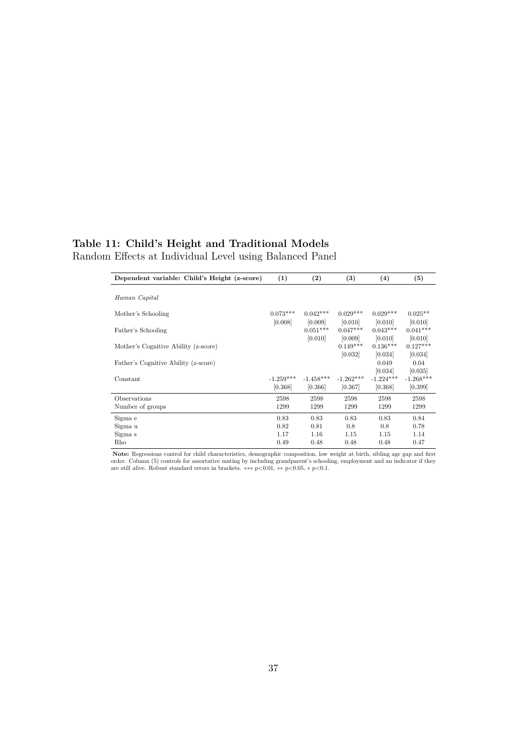**Table 11: Child's Height and Traditional Models**

Random Effects at Individual Level using Balanced Panel

| Dependent variable: Child's Height (z-score) | (1) | (2) | (3) | (4) | (5) |
|---|---|---|---|---|---|
| *Human Capital* | | | | | |
| Mother's Schooling | 0.073*** | 0.042*** | 0.029*** | 0.029*** | 0.025** |
| | [0.008] | [0.009] | [0.010] | [0.010] | [0.010] |
| Father's Schooling | | 0.051*** | 0.047*** | 0.043*** | 0.041*** |
| | | [0.010] | [0.009] | [0.010] | [0.010] |
| Mother's Cognitive Ability (z-score) | | | 0.149*** | 0.136*** | 0.127*** |
| | | | [0.032] | [0.034] | [0.034] |
| Father's Cognitive Ability (z-score) | | | | 0.049 | 0.04 |
| | | | | [0.034] | [0.035] |
| Constant | -1.259*** | -1.458*** | -1.262*** | -1.224*** | -1.268*** |
| | [0.368] | [0.366] | [0.367] | [0.368] | [0.399] |
| Observations | 2598 | 2598 | 2598 | 2598 | 2598 |
| Number of groups | 1299 | 1299 | 1299 | 1299 | 1299 |
| Sigma e | 0.83 | 0.83 | 0.83 | 0.83 | 0.84 |
| Sigma u | 0.82 | 0.81 | 0.8 | 0.8 | 0.78 |
| Sigma s | 1.17 | 1.16 | 1.15 | 1.15 | 1.14 |
| Rho | 0.49 | 0.48 | 0.48 | 0.48 | 0.47 |

**Note:** Regressions control for child characteristics, demographic composition, low weight at birth, sibling age gap and first order. Column (5) controls for assortative mating by including grandparent's schooling, employment and an indicator if they are still alive. Robust standard errors in brackets. *** p<0.01, ** p<0.05, * p<0.1.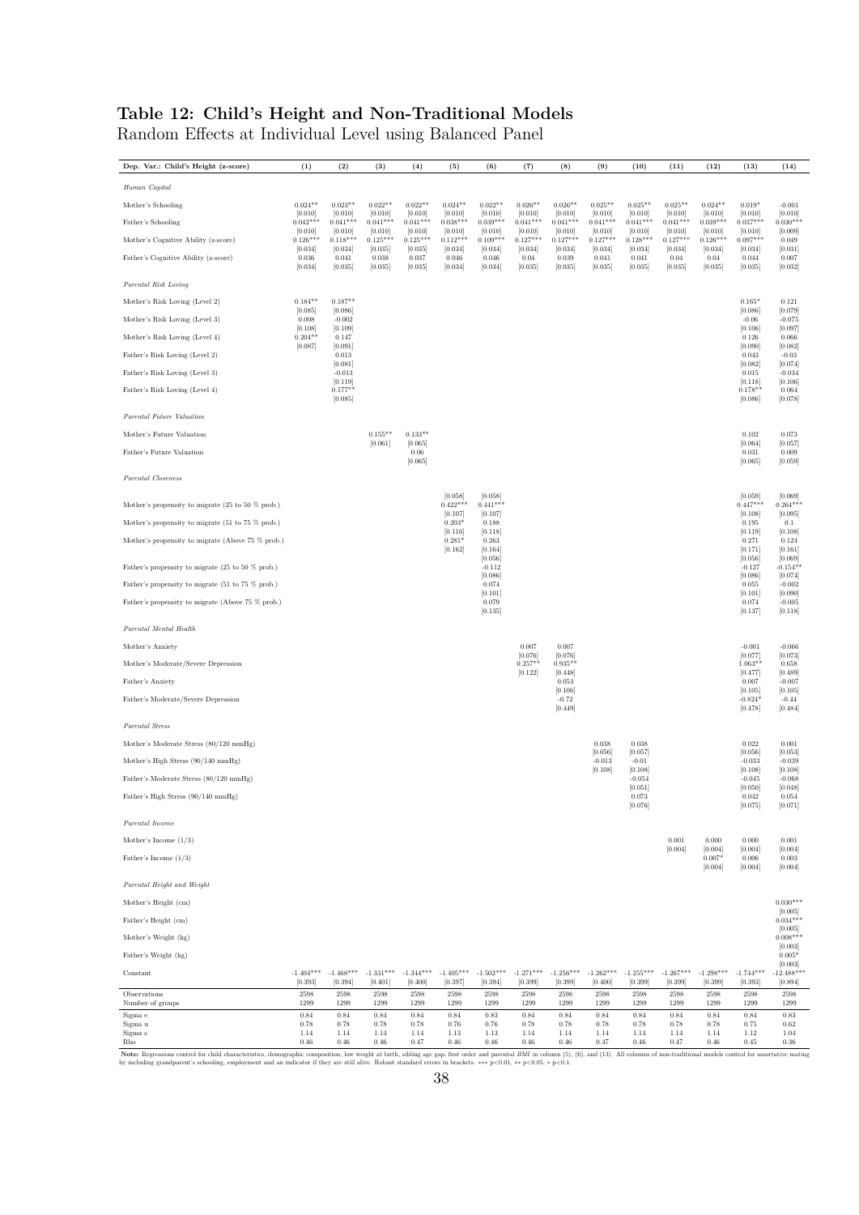# Table 12: Child's Height and Non-Traditional Models

Random Effects at Individual Level using Balanced Panel

| Dep. Var.: Child's Height (z-score) | (1) | (2) | (3) | (4) | (5) | (6) | (7) | (8) | (9) | (10) | (11) | (12) | (13) | (14) |
|---|---|---|---|---|---|---|---|---|---|---|---|---|---|---|
| *Human Capital* | | | | | | | | | | | | | | |
| Mother's Schooling | 0.024** | 0.023** | 0.022** | 0.022** | 0.024** | 0.022** | 0.026** | 0.026** | 0.025** | 0.025** | 0.025** | 0.024** | 0.019* | -0.001 |
| | [0.010] | [0.010] | [0.010] | [0.010] | [0.010] | [0.010] | [0.010] | [0.010] | [0.010] | [0.010] | [0.010] | [0.010] | [0.010] | [0.010] |
| Father's Schooling | 0.042*** | 0.041*** | 0.041*** | 0.041*** | 0.038*** | 0.039*** | 0.041*** | 0.041*** | 0.041*** | 0.041*** | 0.041*** | 0.039*** | 0.037*** | 0.030*** |
| | [0.010] | [0.010] | [0.010] | [0.010] | [0.010] | [0.010] | [0.010] | [0.010] | [0.010] | [0.010] | [0.010] | [0.010] | [0.010] | [0.009] |
| Mother's Cognitive Ability (z-score) | 0.126*** | 0.118*** | 0.125*** | 0.125*** | 0.112*** | 0.109*** | 0.127*** | 0.127*** | 0.127*** | 0.128*** | 0.127*** | 0.126*** | 0.097*** | 0.049 |
| | [0.034] | [0.034] | [0.035] | [0.035] | [0.034] | [0.034] | [0.034] | [0.034] | [0.034] | [0.034] | [0.034] | [0.034] | [0.034] | [0.031] |
| Father's Cognitive Ability (z-score) | 0.036 | 0.041 | 0.038 | 0.037 | 0.046 | 0.046 | 0.04 | 0.039 | 0.041 | 0.041 | 0.04 | 0.04 | 0.044 | 0.007 |
| | [0.034] | [0.035] | [0.035] | [0.035] | [0.034] | [0.034] | [0.035] | [0.035] | [0.035] | [0.035] | [0.035] | [0.035] | [0.035] | [0.032] |
| *Parental Risk Loving* | | | | | | | | | | | | | | |
| Mother's Risk Loving (Level 2) | 0.184** | 0.187** | | | | | | | | | | | 0.165* | 0.121 |
| | [0.085] | [0.086] | | | | | | | | | | | [0.086] | [0.079] |
| Mother's Risk Loving (Level 3) | 0.008 | -0.002 | | | | | | | | | | | -0.06 | -0.075 |
| | [0.108] | [0.109] | | | | | | | | | | | [0.106] | [0.097] |
| Mother's Risk Loving (Level 4) | 0.204** | 0.147 | | | | | | | | | | | 0.126 | 0.066 |
| | [0.087] | [0.091] | | | | | | | | | | | [0.090] | [0.082] |
| Father's Risk Loving (Level 2) | | 0.013 | | | | | | | | | | | 0.043 | -0.03 |
| | | [0.081] | | | | | | | | | | | [0.082] | [0.074] |
| Father's Risk Loving (Level 3) | | -0.013 | | | | | | | | | | | 0.015 | -0.034 |
| | | [0.119] | | | | | | | | | | | [0.118] | [0.106] |
| Father's Risk Loving (Level 4) | | 0.177** | | | | | | | | | | | 0.178** | 0.064 |
| | | [0.085] | | | | | | | | | | | [0.086] | [0.078] |
| *Parental Future Valuation* | | | | | | | | | | | | | | |
| Mother's Future Valuation | | | 0.155** | 0.133** | | | | | | | | | 0.102 | 0.073 |
| | | | [0.061] | [0.065] | | | | | | | | | [0.064] | [0.057] |
| Father's Future Valuation | | | | 0.06 | | | | | | | | | 0.031 | 0.009 |
| | | | | [0.065] | | | | | | | | | [0.065] | [0.059] |
| *Parental Closeness* | | | | | | | | | | | | | | |
| | | | | | [0.058] | [0.058] | | | | | | | [0.059] | [0.069] |
| Mother's propensity to migrate (25 to 50 % prob.) | | | | | 0.422*** | 0.441*** | | | | | | | 0.447*** | 0.264*** |
| | | | | | [0.107] | [0.107] | | | | | | | [0.108] | [0.095] |
| Mother's propensity to migrate (51 to 75 % prob.) | | | | | 0.203* | 0.188 | | | | | | | 0.195 | 0.1 |
| | | | | | [0.116] | [0.118] | | | | | | | [0.119] | [0.108] |
| Mother's propensity to migrate (Above 75 % prob.) | | | | | 0.281* | 0.263 | | | | | | | 0.271 | 0.124 |
| | | | | | [0.162] | [0.164] | | | | | | | [0.171] | [0.161] |
| | | | | | | [0.056] | | | | | | | [0.056] | [0.069] |
| Father's propensity to migrate (25 to 50 % prob.) | | | | | | -0.112 | | | | | | | -0.127 | -0.154** |
| | | | | | | [0.086] | | | | | | | [0.086] | [0.074] |
| Father's propensity to migrate (51 to 75 % prob.) | | | | | | 0.074 | | | | | | | 0.055 | -0.002 |
| | | | | | | [0.101] | | | | | | | [0.101] | [0.090] |
| Father's propensity to migrate (Above 75 % prob.) | | | | | | 0.079 | | | | | | | 0.074 | -0.005 |
| | | | | | | [0.135] | | | | | | | [0.137] | [0.118] |
| *Parental Mental Health* | | | | | | | | | | | | | | |
| Mother's Anxiety | | | | | | | 0.007 | 0.007 | | | | | -0.001 | -0.066 |
| | | | | | | | [0.076] | [0.076] | | | | | [0.077] | [0.073] |
| Mother's Moderate/Severe Depression | | | | | | | 0.257** | 0.935** | | | | | 1.063** | 0.658 |
| | | | | | | | [0.122] | [0.448] | | | | | [0.477] | [0.489] |
| Father's Anxiety | | | | | | | | 0.053 | | | | | 0.007 | -0.007 |
| | | | | | | | | [0.106] | | | | | [0.105] | [0.105] |
| Father's Moderate/Severe Depression | | | | | | | | -0.72 | | | | | -0.824* | -0.44 |
| | | | | | | | | [0.449] | | | | | [0.478] | [0.484] |
| *Parental Stress* | | | | | | | | | | | | | | |
| Mother's Moderate Stress (80/120 mmHg) | | | | | | | | | 0.038 | 0.038 | | | 0.022 | 0.001 |
| | | | | | | | | | [0.056] | [0.057] | | | [0.056] | [0.053] |
| Mother's High Stress (90/140 mmHg) | | | | | | | | | -0.013 | -0.01 | | | -0.033 | -0.039 |
| | | | | | | | | | [0.108] | [0.108] | | | [0.108] | [0.108] |
| Father's Moderate Stress (80/120 mmHg) | | | | | | | | | | -0.054 | | | -0.045 | -0.068 |
| | | | | | | | | | | [0.051] | | | [0.050] | [0.048] |
| Father's High Stress (90/140 mmHg) | | | | | | | | | | 0.073 | | | 0.042 | 0.054 |
| | | | | | | | | | | [0.076] | | | [0.075] | [0.071] |
| *Parental Income* | | | | | | | | | | | | | | |
| Mother's Income (1/3) | | | | | | | | | | | 0.001 | 0.000 | 0.000 | 0.001 |
| | | | | | | | | | | | [0.004] | [0.004] | [0.004] | [0.004] |
| Father's Income (1/3) | | | | | | | | | | | | 0.007* | 0.006 | 0.003 |
| | | | | | | | | | | | | [0.004] | [0.004] | [0.004] |
| *Parental Height and Weight* | | | | | | | | | | | | | | |
| Mother's Height (cm) | | | | | | | | | | | | | | 0.030*** |
| | | | | | | | | | | | | | | [0.005] |
| Father's Height (cm) | | | | | | | | | | | | | | 0.034*** |
| | | | | | | | | | | | | | | [0.005] |
| Mother's Weight (kg) | | | | | | | | | | | | | | 0.008*** |
| | | | | | | | | | | | | | | [0.003] |
| Father's Weight (kg) | | | | | | | | | | | | | | 0.005* |
| | | | | | | | | | | | | | | [0.003] |
| Constant | -1.404*** | -1.468*** | -1.331*** | -1.344*** | -1.405*** | -1.502*** | -1.271*** | -1.256*** | -1.262*** | -1.255*** | -1.267*** | -1.298*** | -1.744*** | -12.488*** |
| | [0.393] | [0.394] | [0.401] | [0.400] | [0.397] | [0.394] | [0.399] | [0.399] | [0.400] | [0.399] | [0.399] | [0.399] | [0.393] | [0.894] |
| Observations | 2598 | 2598 | 2598 | 2598 | 2598 | 2598 | 2598 | 2598 | 2598 | 2598 | 2598 | 2598 | 2598 | 2598 |
| Number of groups | 1299 | 1299 | 1299 | 1299 | 1299 | 1299 | 1299 | 1299 | 1299 | 1299 | 1299 | 1299 | 1299 | 1299 |
| Sigma e | 0.84 | 0.84 | 0.84 | 0.84 | 0.84 | 0.83 | 0.84 | 0.84 | 0.84 | 0.84 | 0.84 | 0.84 | 0.84 | 0.83 |
| Sigma u | 0.78 | 0.78 | 0.78 | 0.78 | 0.76 | 0.76 | 0.78 | 0.78 | 0.78 | 0.78 | 0.78 | 0.78 | 0.75 | 0.62 |
| Sigma s | 1.14 | 1.14 | 1.14 | 1.14 | 1.13 | 1.13 | 1.14 | 1.14 | 1.14 | 1.14 | 1.14 | 1.14 | 1.12 | 1.04 |
| Rho | 0.46 | 0.46 | 0.46 | 0.47 | 0.46 | 0.46 | 0.46 | 0.46 | 0.47 | 0.46 | 0.47 | 0.46 | 0.45 | 0.36 |

**Note:** Regressions control for child characteristics, demographic composition, low weight at birth, sibling age gap, first order and parental *BMI* in column (5), (6), and (13). All columns of non-traditional models control for assortative mating by including grandparent's schooling, employment and an indicator if they are still alive. Robust standard errors in brackets. *** p<0.01, ** p<0.05, * p<0.1.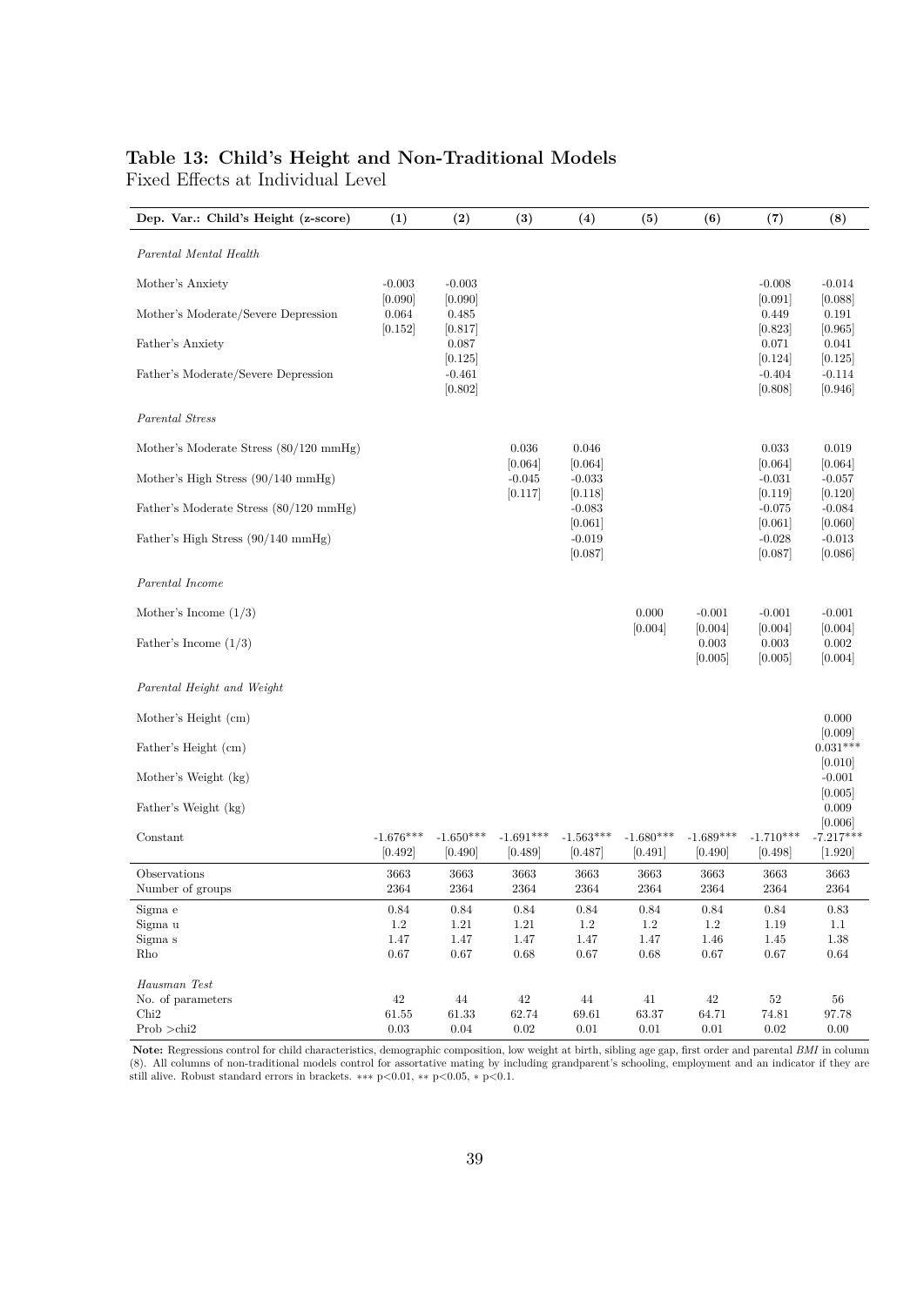## Table 13: Child's Height and Non-Traditional Models

Fixed Effects at Individual Level

| Dep. Var.: Child's Height (z-score) | (1) | (2) | (3) | (4) | (5) | (6) | (7) | (8) |
|---|---|---|---|---|---|---|---|---|
| *Parental Mental Health* | | | | | | | | |
| Mother's Anxiety | -0.003 | -0.003 | | | | | -0.008 | -0.014 |
| | [0.090] | [0.090] | | | | | [0.091] | [0.088] |
| Mother's Moderate/Severe Depression | 0.064 | 0.485 | | | | | 0.449 | 0.191 |
| | [0.152] | [0.817] | | | | | [0.823] | [0.965] |
| Father's Anxiety | | 0.087 | | | | | 0.071 | 0.041 |
| | | [0.125] | | | | | [0.124] | [0.125] |
| Father's Moderate/Severe Depression | | -0.461 | | | | | -0.404 | -0.114 |
| | | [0.802] | | | | | [0.808] | [0.946] |
| *Parental Stress* | | | | | | | | |
| Mother's Moderate Stress (80/120 mmHg) | | | 0.036 | 0.046 | | | 0.033 | 0.019 |
| | | | [0.064] | [0.064] | | | [0.064] | [0.064] |
| Mother's High Stress (90/140 mmHg) | | | -0.045 | -0.033 | | | -0.031 | -0.057 |
| | | | [0.117] | [0.118] | | | [0.119] | [0.120] |
| Father's Moderate Stress (80/120 mmHg) | | | | -0.083 | | | -0.075 | -0.084 |
| | | | | [0.061] | | | [0.061] | [0.060] |
| Father's High Stress (90/140 mmHg) | | | | -0.019 | | | -0.028 | -0.013 |
| | | | | [0.087] | | | [0.087] | [0.086] |
| *Parental Income* | | | | | | | | |
| Mother's Income (1/3) | | | | | 0.000 | -0.001 | -0.001 | -0.001 |
| | | | | | [0.004] | [0.004] | [0.004] | [0.004] |
| Father's Income (1/3) | | | | | | 0.003 | 0.003 | 0.002 |
| | | | | | | [0.005] | [0.005] | [0.004] |
| *Parental Height and Weight* | | | | | | | | |
| Mother's Height (cm) | | | | | | | | 0.000 |
| | | | | | | | | [0.009] |
| Father's Height (cm) | | | | | | | | 0.031*** |
| | | | | | | | | [0.010] |
| Mother's Weight (kg) | | | | | | | | -0.001 |
| | | | | | | | | [0.005] |
| Father's Weight (kg) | | | | | | | | 0.009 |
| | | | | | | | | [0.006] |
| Constant | -1.676*** | -1.650*** | -1.691*** | -1.563*** | -1.680*** | -1.689*** | -1.710*** | -7.217*** |
| | [0.492] | [0.490] | [0.489] | [0.487] | [0.491] | [0.490] | [0.498] | [1.920] |
| Observations | 3663 | 3663 | 3663 | 3663 | 3663 | 3663 | 3663 | 3663 |
| Number of groups | 2364 | 2364 | 2364 | 2364 | 2364 | 2364 | 2364 | 2364 |
| Sigma e | 0.84 | 0.84 | 0.84 | 0.84 | 0.84 | 0.84 | 0.84 | 0.83 |
| Sigma u | 1.2 | 1.21 | 1.21 | 1.2 | 1.2 | 1.2 | 1.19 | 1.1 |
| Sigma s | 1.47 | 1.47 | 1.47 | 1.47 | 1.47 | 1.46 | 1.45 | 1.38 |
| Rho | 0.67 | 0.67 | 0.68 | 0.67 | 0.68 | 0.67 | 0.67 | 0.64 |
| *Hausman Test* | | | | | | | | |
| No. of parameters | 42 | 44 | 42 | 44 | 41 | 42 | 52 | 56 |
| Chi2 | 61.55 | 61.33 | 62.74 | 69.61 | 63.37 | 64.71 | 74.81 | 97.78 |
| Prob >chi2 | 0.03 | 0.04 | 0.02 | 0.01 | 0.01 | 0.01 | 0.02 | 0.00 |

**Note:** Regressions control for child characteristics, demographic composition, low weight at birth, sibling age gap, first order and parental *BMI* in column (8). All columns of non-traditional models control for assortative mating by including grandparent's schooling, employment and an indicator if they are still alive. Robust standard errors in brackets. *** p<0.01, ** p<0.05, * p<0.1.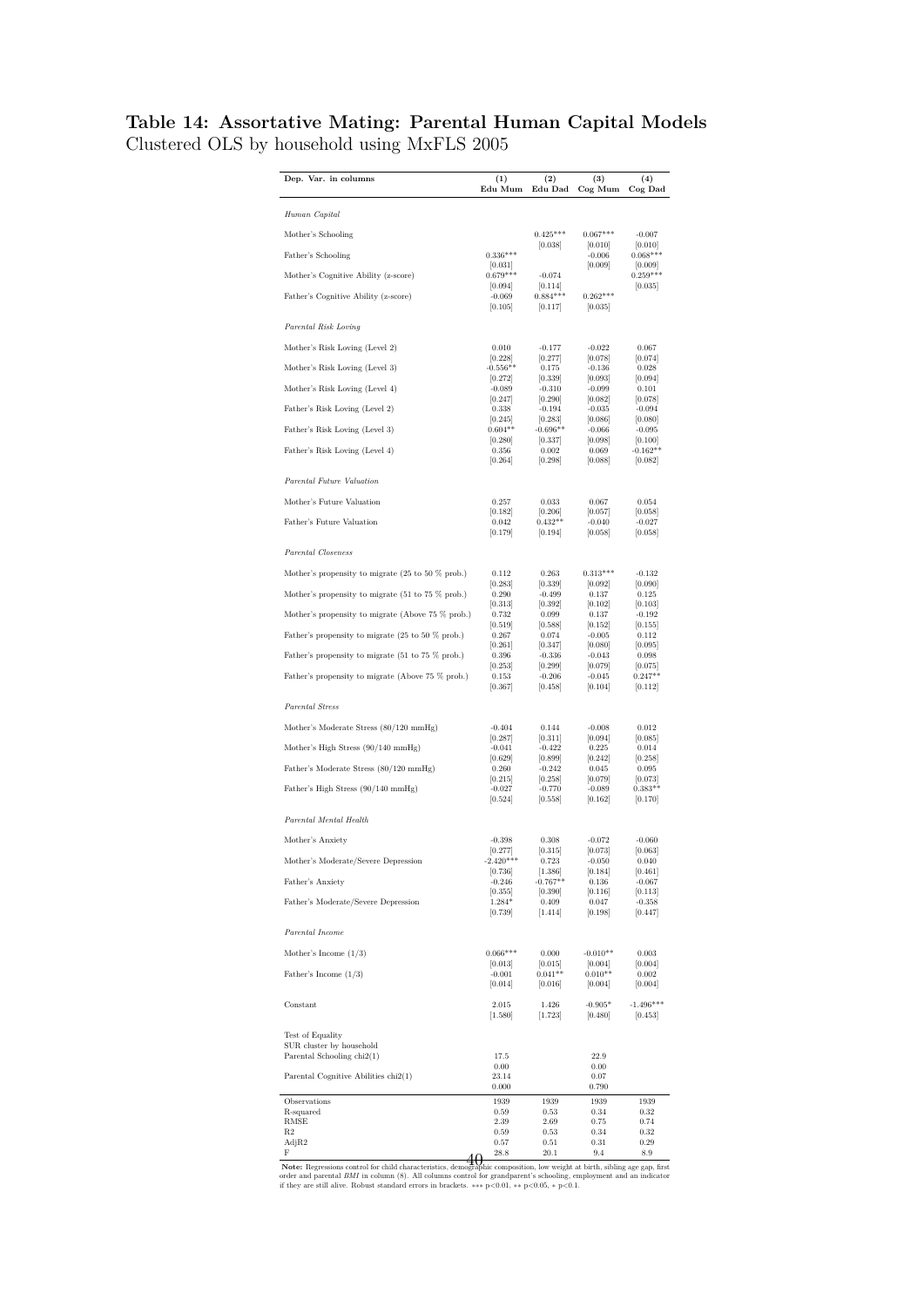**Table 14: Assortative Mating: Parental Human Capital Models**
Clustered OLS by household using MxFLS 2005

| Dep. Var. in columns | (1) Edu Mum | (2) Edu Dad | (3) Cog Mum | (4) Cog Dad |
|---|---|---|---|---|
| *Human Capital* | | | | |
| Mother's Schooling | | 0.425*** | 0.067*** | -0.007 |
| | | [0.038] | [0.010] | [0.010] |
| Father's Schooling | 0.336*** | | -0.006 | 0.068*** |
| | [0.031] | | [0.009] | [0.009] |
| Mother's Cognitive Ability (z-score) | 0.679*** | -0.074 | | 0.259*** |
| | [0.094] | [0.114] | | [0.035] |
| Father's Cognitive Ability (z-score) | -0.069 | 0.884*** | 0.262*** | |
| | [0.105] | [0.117] | [0.035] | |
| *Parental Risk Loving* | | | | |
| Mother's Risk Loving (Level 2) | 0.010 | -0.177 | -0.022 | 0.067 |
| | [0.228] | [0.277] | [0.078] | [0.074] |
| Mother's Risk Loving (Level 3) | -0.556** | 0.175 | -0.136 | 0.028 |
| | [0.272] | [0.339] | [0.093] | [0.094] |
| Mother's Risk Loving (Level 4) | -0.089 | -0.310 | -0.099 | 0.101 |
| | [0.247] | [0.290] | [0.082] | [0.078] |
| Father's Risk Loving (Level 2) | 0.338 | -0.194 | -0.035 | -0.094 |
| | [0.245] | [0.283] | [0.086] | [0.080] |
| Father's Risk Loving (Level 3) | 0.604** | -0.696** | -0.066 | -0.095 |
| | [0.280] | [0.337] | [0.098] | [0.100] |
| Father's Risk Loving (Level 4) | 0.356 | 0.002 | 0.069 | -0.162** |
| | [0.264] | [0.298] | [0.088] | [0.082] |
| *Parental Future Valuation* | | | | |
| Mother's Future Valuation | 0.257 | 0.033 | 0.067 | 0.054 |
| | [0.182] | [0.206] | [0.057] | [0.058] |
| Father's Future Valuation | 0.042 | 0.432** | -0.040 | -0.027 |
| | [0.179] | [0.194] | [0.058] | [0.058] |
| *Parental Closeness* | | | | |
| Mother's propensity to migrate (25 to 50 % prob.) | 0.112 | 0.263 | 0.313*** | -0.132 |
| | [0.283] | [0.339] | [0.092] | [0.090] |
| Mother's propensity to migrate (51 to 75 % prob.) | 0.290 | -0.499 | 0.137 | 0.125 |
| | [0.313] | [0.392] | [0.102] | [0.103] |
| Mother's propensity to migrate (Above 75 % prob.) | 0.732 | 0.099 | 0.137 | -0.192 |
| | [0.519] | [0.588] | [0.152] | [0.155] |
| Father's propensity to migrate (25 to 50 % prob.) | 0.267 | 0.074 | -0.005 | 0.112 |
| | [0.261] | [0.347] | [0.080] | [0.095] |
| Father's propensity to migrate (51 to 75 % prob.) | 0.396 | -0.336 | -0.043 | 0.098 |
| | [0.253] | [0.299] | [0.079] | [0.075] |
| Father's propensity to migrate (Above 75 % prob.) | 0.153 | -0.206 | -0.045 | 0.247** |
| | [0.367] | [0.458] | [0.104] | [0.112] |
| *Parental Stress* | | | | |
| Mother's Moderate Stress (80/120 mmHg) | -0.404 | 0.144 | -0.008 | 0.012 |
| | [0.287] | [0.311] | [0.094] | [0.085] |
| Mother's High Stress (90/140 mmHg) | -0.041 | -0.422 | 0.225 | 0.014 |
| | [0.629] | [0.899] | [0.242] | [0.258] |
| Father's Moderate Stress (80/120 mmHg) | 0.260 | -0.242 | 0.045 | 0.095 |
| | [0.215] | [0.258] | [0.079] | [0.073] |
| Father's High Stress (90/140 mmHg) | -0.027 | -0.770 | -0.089 | 0.383** |
| | [0.524] | [0.558] | [0.162] | [0.170] |
| *Parental Mental Health* | | | | |
| Mother's Anxiety | -0.398 | 0.308 | -0.072 | -0.060 |
| | [0.277] | [0.315] | [0.073] | [0.063] |
| Mother's Moderate/Severe Depression | -2.420*** | 0.723 | -0.050 | 0.040 |
| | [0.736] | [1.386] | [0.184] | [0.461] |
| Father's Anxiety | -0.246 | -0.767** | 0.136 | -0.067 |
| | [0.355] | [0.390] | [0.116] | [0.113] |
| Father's Moderate/Severe Depression | 1.284* | 0.409 | 0.047 | -0.358 |
| | [0.739] | [1.414] | [0.198] | [0.447] |
| *Parental Income* | | | | |
| Mother's Income (1/3) | 0.066*** | 0.000 | -0.010** | 0.003 |
| | [0.013] | [0.015] | [0.004] | [0.004] |
| Father's Income (1/3) | -0.001 | 0.041** | 0.010** | 0.002 |
| | [0.014] | [0.016] | [0.004] | [0.004] |
| Constant | 2.015 | 1.426 | -0.905* | -1.496*** |
| | [1.580] | [1.723] | [0.480] | [0.453] |
| Test of Equality | | | | |
| SUR cluster by household | | | | |
| Parental Schooling chi2(1) | 17.5 | | 22.9 | |
| | 0.00 | | 0.00 | |
| Parental Cognitive Abilities chi2(1) | 23.14 | | 0.07 | |
| | 0.000 | | 0.790 | |
| Observations | 1939 | 1939 | 1939 | 1939 |
| R-squared | 0.59 | 0.53 | 0.34 | 0.32 |
| RMSE | 2.39 | 2.69 | 0.75 | 0.74 |
| R2 | 0.59 | 0.53 | 0.34 | 0.32 |
| AdjR2 | 0.57 | 0.51 | 0.31 | 0.29 |
| F | 28.8 | 20.1 | 9.4 | 8.9 |

**Note:** Regressions control for child characteristics, demographic composition, low weight at birth, sibling age gap, first order and parental *BMI* in column (8). All columns control for grandparent's schooling, employment and an indicator if they are still alive. Robust standard errors in brackets. *** p<0.01, ** p<0.05, * p<0.1.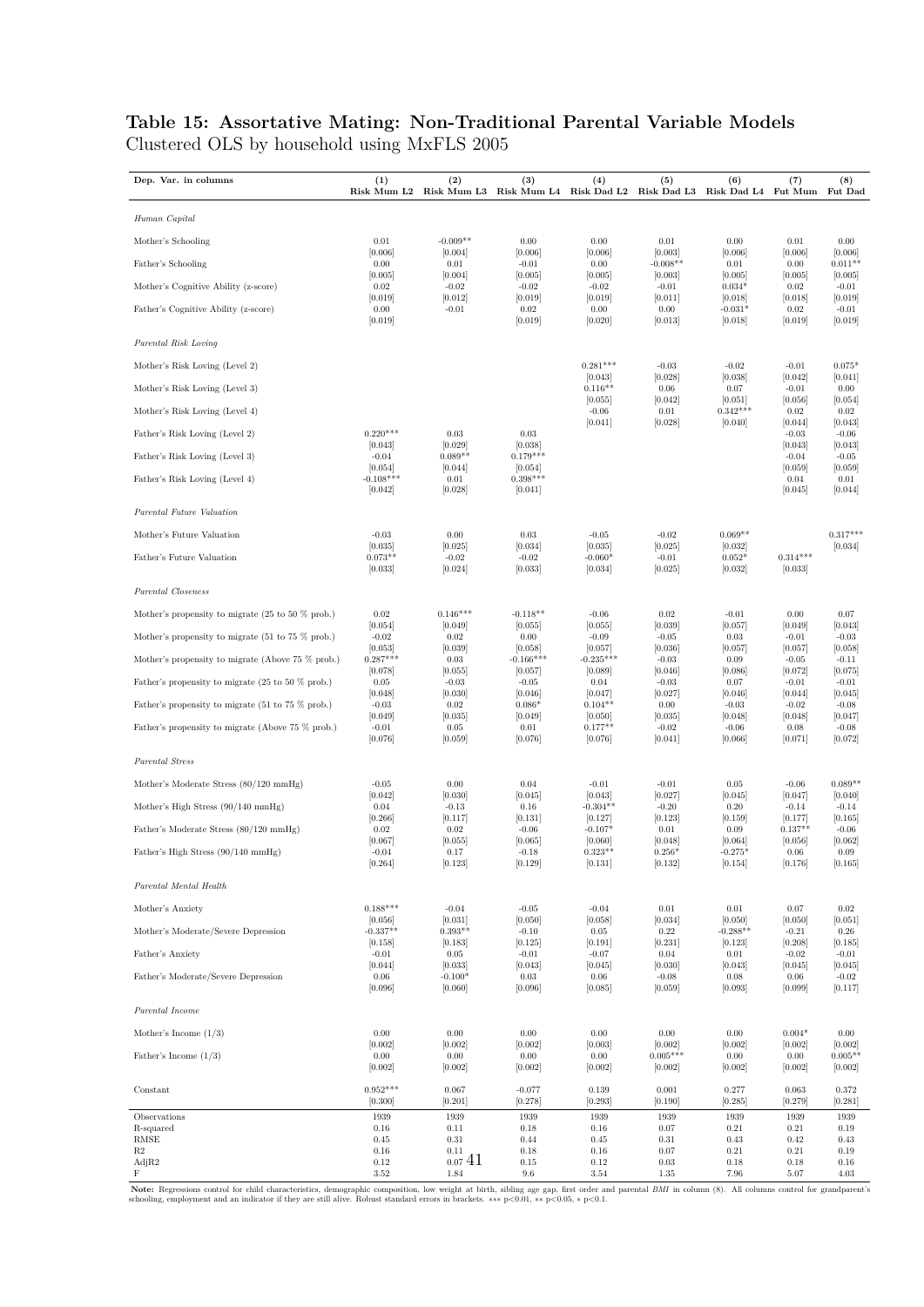**Table 15: Assortative Mating: Non-Traditional Parental Variable Models**
Clustered OLS by household using MxFLS 2005

| Dep. Var. in columns | (1) Risk Mum L2 | (2) Risk Mum L3 | (3) Risk Mum L4 | (4) Risk Dad L2 | (5) Risk Dad L3 | (6) Risk Dad L4 | (7) Fut Mum | (8) Fut Dad |
|---|---|---|---|---|---|---|---|---|
| *Human Capital* | | | | | | | | |
| Mother's Schooling | 0.01 | -0.009** | 0.00 | 0.00 | 0.01 | 0.00 | 0.01 | 0.00 |
| | [0.006] | [0.004] | [0.006] | [0.006] | [0.003] | [0.006] | [0.006] | [0.006] |
| Father's Schooling | 0.00 | 0.01 | -0.01 | 0.00 | -0.008** | 0.01 | 0.00 | 0.011** |
| | [0.005] | [0.004] | [0.005] | [0.005] | [0.003] | [0.005] | [0.005] | [0.005] |
| Mother's Cognitive Ability (z-score) | 0.02 | -0.02 | -0.02 | -0.02 | -0.01 | 0.034* | 0.02 | -0.01 |
| | [0.019] | [0.012] | [0.019] | [0.019] | [0.011] | [0.018] | [0.018] | [0.019] |
| Father's Cognitive Ability (z-score) | 0.00 | -0.01 | 0.02 | 0.00 | 0.00 | -0.031* | 0.02 | -0.01 |
| | [0.019] | | [0.019] | [0.020] | [0.013] | [0.018] | [0.019] | [0.019] |
| *Parental Risk Loving* | | | | | | | | |
| Mother's Risk Loving (Level 2) | | | | 0.281*** | -0.03 | -0.02 | -0.01 | 0.075* |
| | | | | [0.043] | [0.028] | [0.038] | [0.042] | [0.041] |
| Mother's Risk Loving (Level 3) | | | | 0.116** | 0.06 | 0.07 | -0.01 | 0.00 |
| | | | | [0.055] | [0.042] | [0.051] | [0.056] | [0.054] |
| Mother's Risk Loving (Level 4) | | | | -0.06 | 0.01 | 0.342*** | 0.02 | 0.02 |
| | | | | [0.041] | [0.028] | [0.040] | [0.044] | [0.043] |
| Father's Risk Loving (Level 2) | 0.220*** | 0.03 | 0.03 | | | | -0.03 | -0.06 |
| | [0.043] | [0.029] | [0.038] | | | | [0.043] | [0.043] |
| Father's Risk Loving (Level 3) | -0.04 | 0.089** | 0.179*** | | | | -0.04 | -0.05 |
| | [0.054] | [0.044] | [0.054] | | | | [0.059] | [0.059] |
| Father's Risk Loving (Level 4) | -0.108*** | 0.01 | 0.398*** | | | | 0.04 | 0.01 |
| | [0.042] | [0.028] | [0.041] | | | | [0.045] | [0.044] |
| *Parental Future Valuation* | | | | | | | | |
| Mother's Future Valuation | -0.03 | 0.00 | 0.03 | -0.05 | -0.02 | 0.069** | | 0.317*** |
| | [0.035] | [0.025] | [0.034] | [0.035] | [0.025] | [0.032] | | [0.034] |
| Father's Future Valuation | 0.073** | -0.02 | -0.02 | -0.060* | -0.01 | 0.052* | 0.314*** | |
| | [0.033] | [0.024] | [0.033] | [0.034] | [0.025] | [0.032] | [0.033] | |
| *Parental Closeness* | | | | | | | | |
| Mother's propensity to migrate (25 to 50 % prob.) | 0.02 | 0.146*** | -0.118** | -0.06 | 0.02 | -0.01 | 0.00 | 0.07 |
| | [0.054] | [0.049] | [0.055] | [0.055] | [0.039] | [0.057] | [0.049] | [0.043] |
| Mother's propensity to migrate (51 to 75 % prob.) | -0.02 | 0.02 | 0.00 | -0.09 | -0.05 | 0.03 | -0.01 | -0.03 |
| | [0.053] | [0.039] | [0.058] | [0.057] | [0.036] | [0.057] | [0.057] | [0.058] |
| Mother's propensity to migrate (Above 75 % prob.) | 0.287*** | 0.03 | -0.166*** | -0.235*** | -0.03 | 0.09 | -0.05 | -0.11 |
| | [0.078] | [0.055] | [0.057] | [0.089] | [0.046] | [0.086] | [0.072] | [0.075] |
| Father's propensity to migrate (25 to 50 % prob.) | 0.05 | -0.03 | -0.05 | 0.04 | -0.03 | 0.07 | -0.01 | -0.01 |
| | [0.048] | [0.030] | [0.046] | [0.047] | [0.027] | [0.046] | [0.044] | [0.045] |
| Father's propensity to migrate (51 to 75 % prob.) | -0.03 | 0.02 | 0.086* | 0.104** | 0.00 | -0.03 | -0.02 | -0.08 |
| | [0.049] | [0.035] | [0.049] | [0.050] | [0.035] | [0.048] | [0.048] | [0.047] |
| Father's propensity to migrate (Above 75 % prob.) | -0.01 | 0.05 | 0.01 | 0.177** | -0.02 | -0.06 | 0.08 | -0.08 |
| | [0.076] | [0.059] | [0.076] | [0.076] | [0.041] | [0.066] | [0.071] | [0.072] |
| *Parental Stress* | | | | | | | | |
| Mother's Moderate Stress (80/120 mmHg) | -0.05 | 0.00 | 0.04 | -0.01 | -0.01 | 0.05 | -0.06 | 0.089** |
| | [0.042] | [0.030] | [0.045] | [0.043] | [0.027] | [0.045] | [0.047] | [0.040] |
| Mother's High Stress (90/140 mmHg) | 0.04 | -0.13 | 0.16 | -0.304** | -0.20 | 0.20 | -0.14 | -0.14 |
| | [0.266] | [0.117] | [0.131] | [0.127] | [0.123] | [0.159] | [0.177] | [0.165] |
| Father's Moderate Stress (80/120 mmHg) | 0.02 | 0.02 | -0.06 | -0.107* | 0.01 | 0.09 | 0.137** | -0.06 |
| | [0.067] | [0.055] | [0.065] | [0.060] | [0.048] | [0.064] | [0.056] | [0.062] |
| Father's High Stress (90/140 mmHg) | -0.04 | 0.17 | -0.18 | 0.323** | 0.256* | -0.275* | 0.06 | 0.09 |
| | [0.264] | [0.123] | [0.129] | [0.131] | [0.132] | [0.154] | [0.176] | [0.165] |
| *Parental Mental Health* | | | | | | | | |
| Mother's Anxiety | 0.188*** | -0.04 | -0.05 | -0.04 | 0.01 | 0.01 | 0.07 | 0.02 |
| | [0.056] | [0.031] | [0.050] | [0.058] | [0.034] | [0.050] | [0.050] | [0.051] |
| Mother's Moderate/Severe Depression | -0.337** | 0.393** | -0.10 | 0.05 | 0.22 | -0.288** | -0.21 | 0.26 |
| | [0.158] | [0.183] | [0.125] | [0.191] | [0.231] | [0.123] | [0.208] | [0.185] |
| Father's Anxiety | -0.01 | 0.05 | -0.01 | -0.07 | 0.04 | 0.01 | -0.02 | -0.01 |
| | [0.044] | [0.033] | [0.043] | [0.045] | [0.030] | [0.043] | [0.045] | [0.045] |
| Father's Moderate/Severe Depression | 0.06 | -0.100* | 0.03 | 0.06 | -0.08 | 0.08 | 0.06 | -0.02 |
| | [0.096] | [0.060] | [0.096] | [0.085] | [0.059] | [0.093] | [0.099] | [0.117] |
| *Parental Income* | | | | | | | | |
| Mother's Income (1/3) | 0.00 | 0.00 | 0.00 | 0.00 | 0.00 | 0.00 | 0.004* | 0.00 |
| | [0.002] | [0.002] | [0.002] | [0.003] | [0.002] | [0.002] | [0.002] | [0.002] |
| Father's Income (1/3) | 0.00 | 0.00 | 0.00 | 0.00 | 0.005*** | 0.00 | 0.00 | 0.005** |
| | [0.002] | [0.002] | [0.002] | [0.002] | [0.002] | [0.002] | [0.002] | [0.002] |
| Constant | 0.952*** | 0.067 | -0.077 | 0.139 | 0.001 | 0.277 | 0.063 | 0.372 |
| | [0.300] | [0.201] | [0.278] | [0.293] | [0.190] | [0.285] | [0.279] | [0.281] |
| Observations | 1939 | 1939 | 1939 | 1939 | 1939 | 1939 | 1939 | 1939 |
| R-squared | 0.16 | 0.11 | 0.18 | 0.16 | 0.07 | 0.21 | 0.21 | 0.19 |
| RMSE | 0.45 | 0.31 | 0.44 | 0.45 | 0.31 | 0.43 | 0.42 | 0.43 |
| R2 | 0.16 | 0.11 | 0.18 | 0.16 | 0.07 | 0.21 | 0.21 | 0.19 |
| AdjR2 | 0.12 | 0.07 | 0.15 | 0.12 | 0.03 | 0.18 | 0.18 | 0.16 |
| F | 3.52 | 1.84 | 9.6 | 3.54 | 1.35 | 7.96 | 5.07 | 4.03 |

**Note:** Regressions control for child characteristics, demographic composition, low weight at birth, sibling age gap, first order and parental *BMI* in column (8). All columns control for grandparent's schooling, employment and an indicator if they are still alive. Robust standard errors in brackets. *** p<0.01, ** p<0.05, * p<0.1.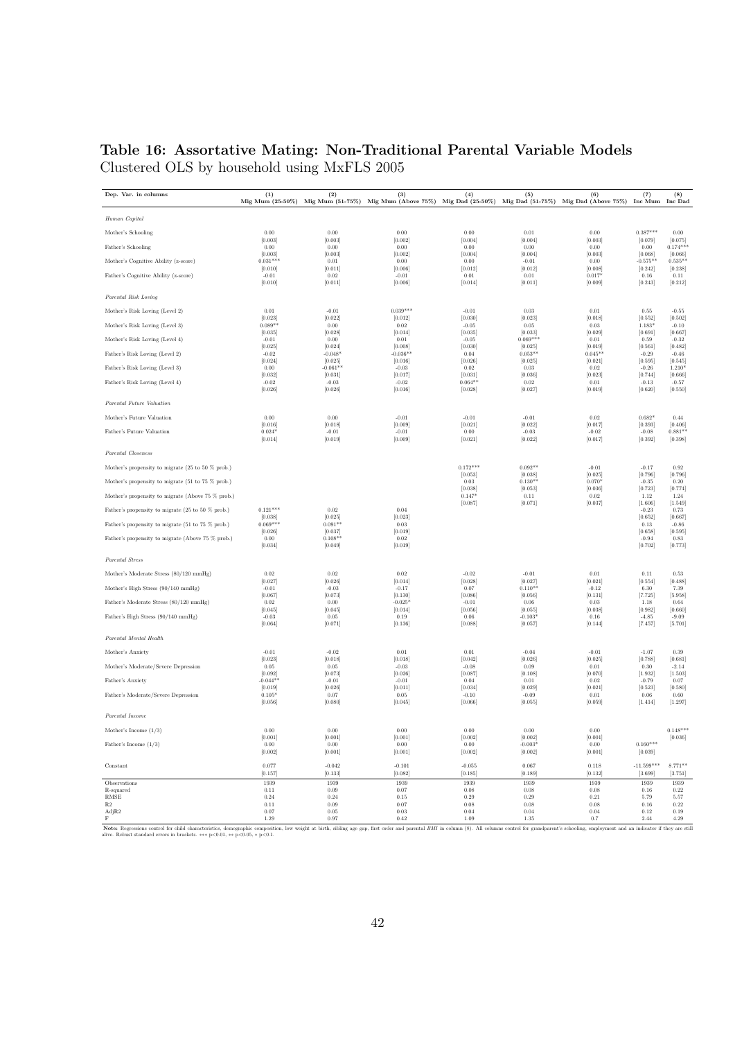## Table 16: Assortative Mating: Non-Traditional Parental Variable Models

Clustered OLS by household using MxFLS 2005

| Dep. Var. in columns | (1) Mig Mum (25-50%) | (2) Mig Mum (51-75%) | (3) Mig Mum (Above 75%) | (4) Mig Dad (25-50%) | (5) Mig Dad (51-75%) | (6) Mig Dad (Above 75%) | (7) Inc Mum | (8) Inc Dad |
|---|---|---|---|---|---|---|---|---|
| *Human Capital* | | | | | | | | |
| Mother's Schooling | 0.00 | 0.00 | 0.00 | 0.00 | 0.01 | 0.00 | 0.387*** | 0.00 |
| | [0.003] | [0.003] | [0.002] | [0.004] | [0.004] | [0.003] | [0.079] | [0.075] |
| Father's Schooling | 0.00 | 0.00 | 0.00 | 0.00 | 0.00 | 0.00 | 0.00 | 0.174*** |
| | [0.003] | [0.003] | [0.002] | [0.004] | [0.004] | [0.003] | [0.068] | [0.066] |
| Mother's Cognitive Ability (z-score) | 0.031*** | 0.01 | 0.00 | 0.00 | -0.01 | 0.00 | -0.575** | 0.535** |
| | [0.010] | [0.011] | [0.006] | [0.012] | [0.012] | [0.008] | [0.242] | [0.238] |
| Father's Cognitive Ability (z-score) | -0.01 | 0.02 | -0.01 | 0.01 | 0.01 | 0.017* | 0.16 | 0.11 |
| | [0.010] | [0.011] | [0.006] | [0.014] | [0.011] | [0.009] | [0.243] | [0.212] |
| *Parental Risk Loving* | | | | | | | | |
| Mother's Risk Loving (Level 2) | 0.01 | -0.01 | 0.039*** | -0.01 | 0.03 | 0.01 | 0.55 | -0.55 |
| | [0.023] | [0.022] | [0.012] | [0.030] | [0.023] | [0.018] | [0.552] | [0.502] |
| Mother's Risk Loving (Level 3) | 0.089** | 0.00 | 0.02 | -0.05 | 0.05 | 0.03 | 1.183* | -0.10 |
| | [0.035] | [0.028] | [0.014] | [0.035] | [0.033] | [0.029] | [0.691] | [0.667] |
| Mother's Risk Loving (Level 4) | -0.01 | 0.00 | 0.01 | -0.05 | 0.069*** | 0.01 | 0.59 | -0.32 |
| | [0.025] | [0.024] | [0.008] | [0.030] | [0.025] | [0.019] | [0.561] | [0.482] |
| Father's Risk Loving (Level 2) | -0.02 | -0.048* | -0.036** | 0.04 | 0.053** | 0.045** | -0.29 | -0.46 |
| | [0.024] | [0.025] | [0.016] | [0.026] | [0.025] | [0.021] | [0.595] | [0.545] |
| Father's Risk Loving (Level 3) | 0.00 | -0.061** | -0.03 | 0.02 | 0.03 | 0.03 | -0.26 | 1.210* |
| | [0.032] | [0.031] | [0.017] | [0.031] | [0.036] | [0.023] | [0.744] | [0.666] |
| Father's Risk Loving (Level 4) | -0.02 | -0.03 | -0.02 | 0.064** | 0.02 | 0.01 | -0.13 | -0.57 |
| | [0.026] | [0.026] | [0.016] | [0.028] | [0.027] | [0.019] | [0.620] | [0.550] |
| *Parental Future Valuation* | | | | | | | | |
| Mother's Future Valuation | 0.00 | 0.00 | -0.01 | -0.01 | -0.01 | 0.02 | 0.682* | 0.44 |
| | [0.016] | [0.018] | [0.009] | [0.021] | [0.022] | [0.017] | [0.393] | [0.406] |
| Father's Future Valuation | 0.024* | -0.01 | -0.01 | 0.00 | -0.03 | -0.02 | -0.08 | 0.881** |
| | [0.014] | [0.019] | [0.009] | [0.021] | [0.022] | [0.017] | [0.392] | [0.398] |
| *Parental Closeness* | | | | | | | | |
| Mother's propensity to migrate (25 to 50 % prob.) | | | | 0.172*** | 0.092** | -0.01 | -0.17 | 0.92 |
| | | | | [0.053] | [0.038] | [0.025] | [0.796] | [0.796] |
| Mother's propensity to migrate (51 to 75 % prob.) | | | | 0.03 | 0.130** | 0.070* | -0.35 | 0.20 |
| | | | | [0.038] | [0.053] | [0.036] | [0.723] | [0.774] |
| Mother's propensity to migrate (Above 75 % prob.) | | | | 0.147* | 0.11 | 0.02 | 1.12 | 1.24 |
| | | | | [0.087] | [0.071] | [0.037] | [1.606] | [1.549] |
| Father's propensity to migrate (25 to 50 % prob.) | 0.121*** | 0.02 | 0.04 | | | | -0.23 | 0.73 |
| | [0.038] | [0.025] | [0.023] | | | | [0.652] | [0.667] |
| Father's propensity to migrate (51 to 75 % prob.) | 0.069*** | 0.091** | 0.03 | | | | 0.13 | -0.86 |
| | [0.026] | [0.037] | [0.019] | | | | [0.658] | [0.595] |
| Father's propensity to migrate (Above 75 % prob.) | 0.00 | 0.108** | 0.02 | | | | -0.94 | 0.83 |
| | [0.034] | [0.049] | [0.019] | | | | [0.702] | [0.773] |
| *Parental Stress* | | | | | | | | |
| Mother's Moderate Stress (80/120 mmHg) | 0.02 | 0.02 | 0.02 | -0.02 | -0.01 | 0.01 | 0.11 | 0.53 |
| | [0.027] | [0.026] | [0.014] | [0.028] | [0.027] | [0.021] | [0.554] | [0.488] |
| Mother's High Stress (90/140 mmHg) | -0.01 | -0.03 | -0.17 | 0.07 | 0.110** | -0.12 | 6.30 | 7.39 |
| | [0.067] | [0.073] | [0.130] | [0.086] | [0.056] | [0.131] | [7.725] | [5.958] |
| Father's Moderate Stress (80/120 mmHg) | 0.02 | 0.00 | -0.025* | -0.01 | 0.06 | 0.03 | 1.18 | 0.64 |
| | [0.045] | [0.045] | [0.014] | [0.056] | [0.055] | [0.038] | [0.982] | [0.660] |
| Father's High Stress (90/140 mmHg) | -0.03 | 0.05 | 0.19 | 0.06 | -0.103* | 0.16 | -4.85 | -9.09 |
| | [0.064] | [0.071] | [0.136] | [0.088] | [0.057] | [0.144] | [7.457] | [5.701] |
| *Parental Mental Health* | | | | | | | | |
| Mother's Anxiety | -0.01 | -0.02 | 0.01 | 0.01 | -0.04 | -0.01 | -1.07 | 0.39 |
| | [0.023] | [0.018] | [0.018] | [0.042] | [0.026] | [0.025] | [0.788] | [0.681] |
| Mother's Moderate/Severe Depression | 0.05 | 0.05 | -0.03 | -0.08 | 0.09 | 0.01 | 0.30 | -2.14 |
| | [0.092] | [0.073] | [0.026] | [0.087] | [0.108] | [0.070] | [1.932] | [1.503] |
| Father's Anxiety | -0.044** | -0.01 | -0.01 | 0.04 | 0.01 | 0.02 | -0.79 | 0.07 |
| | [0.019] | [0.026] | [0.011] | [0.034] | [0.029] | [0.021] | [0.523] | [0.580] |
| Father's Moderate/Severe Depression | 0.105* | 0.07 | 0.05 | -0.10 | -0.09 | 0.01 | 0.06 | 0.60 |
| | [0.056] | [0.080] | [0.045] | [0.066] | [0.055] | [0.059] | [1.414] | [1.297] |
| *Parental Income* | | | | | | | | |
| Mother's Income (1/3) | 0.00 | 0.00 | 0.00 | 0.00 | 0.00 | 0.00 | | 0.148*** |
| | [0.001] | [0.001] | [0.001] | [0.002] | [0.002] | [0.001] | | [0.036] |
| Father's Income (1/3) | 0.00 | 0.00 | 0.00 | 0.00 | -0.003* | 0.00 | 0.160*** | |
| | [0.002] | [0.001] | [0.001] | [0.002] | [0.002] | [0.001] | [0.039] | |
| Constant | 0.077 | -0.042 | -0.101 | -0.055 | 0.067 | 0.118 | -11.599*** | 8.771** |
| | [0.157] | [0.133] | [0.082] | [0.185] | [0.189] | [0.132] | [3.699] | [3.751] |
| Observations | 1939 | 1939 | 1939 | 1939 | 1939 | 1939 | 1939 | 1939 |
| R-squared | 0.11 | 0.09 | 0.07 | 0.08 | 0.08 | 0.08 | 0.16 | 0.22 |
| RMSE | 0.24 | 0.24 | 0.15 | 0.29 | 0.29 | 0.21 | 5.79 | 5.57 |
| R2 | 0.11 | 0.09 | 0.07 | 0.08 | 0.08 | 0.08 | 0.16 | 0.22 |
| AdjR2 | 0.07 | 0.05 | 0.03 | 0.04 | 0.04 | 0.04 | 0.12 | 0.19 |
| F | 1.29 | 0.97 | 0.42 | 1.09 | 1.35 | 0.7 | 2.44 | 4.29 |

**Note:** Regressions control for child characteristics, demographic composition, low weight at birth, sibling age gap, first order and parental *BMI* in column (8). All columns control for grandparent's schooling, employment and an indicator if they are still alive. Robust standard errors in brackets. *** p<0.01, ** p<0.05, * p<0.1.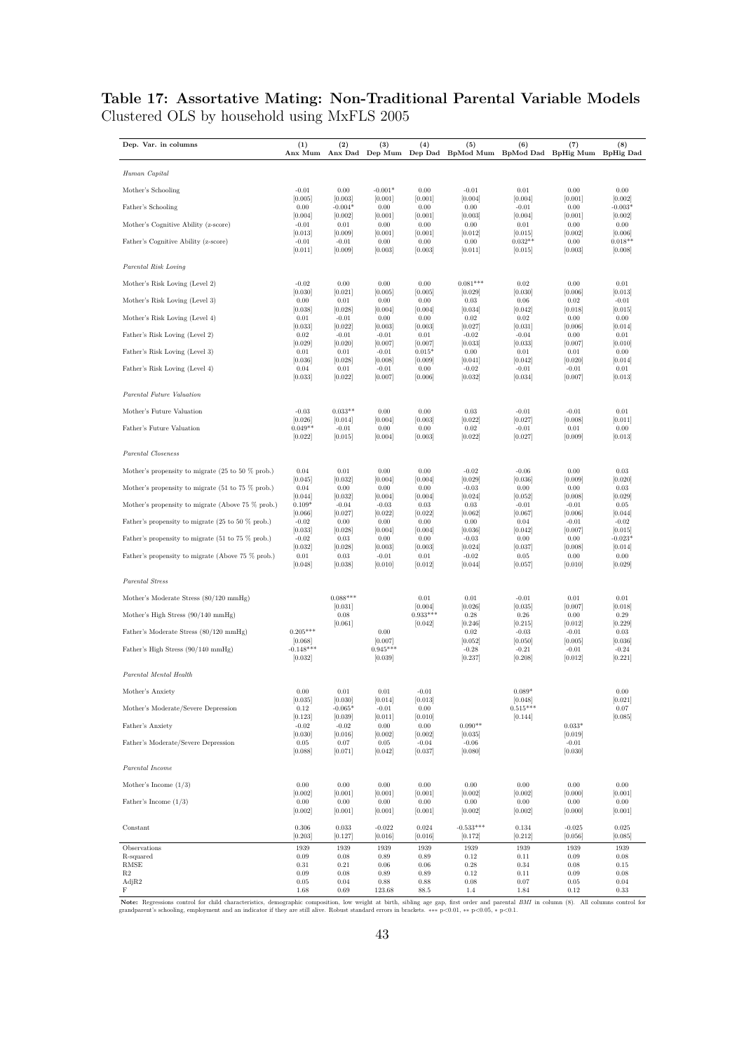**Table 17: Assortative Mating: Non-Traditional Parental Variable Models**
Clustered OLS by household using MxFLS 2005

| Dep. Var. in columns | (1) Anx Mum | (2) Anx Dad | (3) Dep Mum | (4) Dep Dad | (5) BpMod Mum | (6) BpMod Dad | (7) BpHig Mum | (8) BpHig Dad |
|---|---|---|---|---|---|---|---|---|
| *Human Capital* | | | | | | | | |
| Mother's Schooling | -0.01 | 0.00 | -0.001* | 0.00 | -0.01 | 0.01 | 0.00 | 0.00 |
| | [0.005] | [0.003] | [0.001] | [0.001] | [0.004] | [0.004] | [0.001] | [0.002] |
| Father's Schooling | 0.00 | -0.004* | 0.00 | 0.00 | 0.00 | -0.01 | 0.00 | -0.003* |
| | [0.004] | [0.002] | [0.001] | [0.001] | [0.003] | [0.004] | [0.001] | [0.002] |
| Mother's Cognitive Ability (z-score) | -0.01 | 0.01 | 0.00 | 0.00 | 0.00 | 0.01 | 0.00 | 0.00 |
| | [0.013] | [0.009] | [0.001] | [0.001] | [0.012] | [0.015] | [0.002] | [0.006] |
| Father's Cognitive Ability (z-score) | -0.01 | -0.01 | 0.00 | 0.00 | 0.00 | 0.032** | 0.00 | 0.018** |
| | [0.011] | [0.009] | [0.003] | [0.003] | [0.011] | [0.015] | [0.003] | [0.008] |
| *Parental Risk Loving* | | | | | | | | |
| Mother's Risk Loving (Level 2) | -0.02 | 0.00 | 0.00 | 0.00 | 0.081*** | 0.02 | 0.00 | 0.01 |
| | [0.030] | [0.021] | [0.005] | [0.005] | [0.029] | [0.030] | [0.006] | [0.013] |
| Mother's Risk Loving (Level 3) | 0.00 | 0.01 | 0.00 | 0.00 | 0.03 | 0.06 | 0.02 | -0.01 |
| | [0.038] | [0.028] | [0.004] | [0.004] | [0.034] | [0.042] | [0.018] | [0.015] |
| Mother's Risk Loving (Level 4) | 0.01 | -0.01 | 0.00 | 0.00 | 0.02 | 0.02 | 0.00 | 0.00 |
| | [0.033] | [0.022] | [0.003] | [0.003] | [0.027] | [0.031] | [0.006] | [0.014] |
| Father's Risk Loving (Level 2) | 0.02 | -0.01 | -0.01 | 0.01 | -0.02 | -0.04 | 0.00 | 0.01 |
| | [0.029] | [0.020] | [0.007] | [0.007] | [0.033] | [0.033] | [0.007] | [0.010] |
| Father's Risk Loving (Level 3) | 0.01 | 0.01 | -0.01 | 0.015* | 0.00 | 0.01 | 0.01 | 0.00 |
| | [0.036] | [0.028] | [0.008] | [0.009] | [0.041] | [0.042] | [0.020] | [0.014] |
| Father's Risk Loving (Level 4) | 0.04 | 0.01 | -0.01 | 0.00 | -0.02 | -0.01 | -0.01 | 0.01 |
| | [0.033] | [0.022] | [0.007] | [0.006] | [0.032] | [0.034] | [0.007] | [0.013] |
| *Parental Future Valuation* | | | | | | | | |
| Mother's Future Valuation | -0.03 | 0.033** | 0.00 | 0.00 | 0.03 | -0.01 | -0.01 | 0.01 |
| | [0.026] | [0.014] | [0.004] | [0.003] | [0.022] | [0.027] | [0.008] | [0.011] |
| Father's Future Valuation | 0.049** | -0.01 | 0.00 | 0.00 | 0.02 | -0.01 | 0.01 | 0.00 |
| | [0.022] | [0.015] | [0.004] | [0.003] | [0.022] | [0.027] | [0.009] | [0.013] |
| *Parental Closeness* | | | | | | | | |
| Mother's propensity to migrate (25 to 50 % prob.) | 0.04 | 0.01 | 0.00 | 0.00 | -0.02 | -0.06 | 0.00 | 0.03 |
| | [0.045] | [0.032] | [0.004] | [0.004] | [0.029] | [0.036] | [0.009] | [0.020] |
| Mother's propensity to migrate (51 to 75 % prob.) | 0.04 | 0.00 | 0.00 | 0.00 | -0.03 | 0.00 | 0.00 | 0.03 |
| | [0.044] | [0.032] | [0.004] | [0.004] | [0.024] | [0.052] | [0.008] | [0.029] |
| Mother's propensity to migrate (Above 75 % prob.) | 0.109* | -0.04 | -0.03 | 0.03 | 0.03 | -0.01 | -0.01 | 0.05 |
| | [0.066] | [0.027] | [0.022] | [0.022] | [0.062] | [0.067] | [0.006] | [0.044] |
| Father's propensity to migrate (25 to 50 % prob.) | -0.02 | 0.00 | 0.00 | 0.00 | 0.00 | 0.04 | -0.01 | -0.02 |
| | [0.033] | [0.028] | [0.004] | [0.004] | [0.036] | [0.042] | [0.007] | [0.015] |
| Father's propensity to migrate (51 to 75 % prob.) | -0.02 | 0.03 | 0.00 | 0.00 | -0.03 | 0.00 | 0.00 | -0.023* |
| | [0.032] | [0.028] | [0.003] | [0.003] | [0.024] | [0.037] | [0.008] | [0.014] |
| Father's propensity to migrate (Above 75 % prob.) | 0.01 | 0.03 | -0.01 | 0.01 | -0.02 | 0.05 | 0.00 | 0.00 |
| | [0.048] | [0.038] | [0.010] | [0.012] | [0.044] | [0.057] | [0.010] | [0.029] |
| *Parental Stress* | | | | | | | | |
| Mother's Moderate Stress (80/120 mmHg) | | 0.088*** | | 0.01 | 0.01 | -0.01 | 0.01 | 0.01 |
| | | [0.031] | | [0.004] | [0.026] | [0.035] | [0.007] | [0.018] |
| Mother's High Stress (90/140 mmHg) | | 0.08 | | 0.933*** | 0.28 | 0.26 | 0.00 | 0.29 |
| | | [0.061] | | [0.042] | [0.246] | [0.215] | [0.012] | [0.229] |
| Father's Moderate Stress (80/120 mmHg) | 0.205*** | | 0.00 | | 0.02 | -0.03 | -0.01 | 0.03 |
| | [0.068] | | [0.007] | | [0.052] | [0.050] | [0.005] | [0.036] |
| Father's High Stress (90/140 mmHg) | -0.148*** | | 0.945*** | | -0.28 | -0.21 | -0.01 | -0.24 |
| | [0.032] | | [0.039] | | [0.237] | [0.208] | [0.012] | [0.221] |
| *Parental Mental Health* | | | | | | | | |
| Mother's Anxiety | 0.00 | 0.01 | 0.01 | -0.01 | | 0.089* | | 0.00 |
| | [0.035] | [0.030] | [0.014] | [0.013] | | [0.048] | | [0.021] |
| Mother's Moderate/Severe Depression | 0.12 | -0.065* | -0.01 | 0.00 | | 0.515*** | | 0.07 |
| | [0.123] | [0.039] | [0.011] | [0.010] | | [0.144] | | [0.085] |
| Father's Anxiety | -0.02 | -0.02 | 0.00 | 0.00 | 0.090** | | 0.033* | |
| | [0.030] | [0.016] | [0.002] | [0.002] | [0.035] | | [0.019] | |
| Father's Moderate/Severe Depression | 0.05 | 0.07 | 0.05 | -0.04 | -0.06 | | -0.01 | |
| | [0.088] | [0.071] | [0.042] | [0.037] | [0.080] | | [0.030] | |
| *Parental Income* | | | | | | | | |
| Mother's Income (1/3) | 0.00 | 0.00 | 0.00 | 0.00 | 0.00 | 0.00 | 0.00 | 0.00 |
| | [0.002] | [0.001] | [0.001] | [0.001] | [0.002] | [0.002] | [0.000] | [0.001] |
| Father's Income (1/3) | 0.00 | 0.00 | 0.00 | 0.00 | 0.00 | 0.00 | 0.00 | 0.00 |
| | [0.002] | [0.001] | [0.001] | [0.001] | [0.002] | [0.002] | [0.000] | [0.001] |
| Constant | 0.306 | 0.033 | -0.022 | 0.024 | -0.533*** | 0.134 | -0.025 | 0.025 |
| | [0.203] | [0.127] | [0.016] | [0.016] | [0.172] | [0.212] | [0.056] | [0.085] |
| Observations | 1939 | 1939 | 1939 | 1939 | 1939 | 1939 | 1939 | 1939 |
| R-squared | 0.09 | 0.08 | 0.89 | 0.89 | 0.12 | 0.11 | 0.09 | 0.08 |
| RMSE | 0.31 | 0.21 | 0.06 | 0.06 | 0.28 | 0.34 | 0.08 | 0.15 |
| R2 | 0.09 | 0.08 | 0.89 | 0.89 | 0.12 | 0.11 | 0.09 | 0.08 |
| AdjR2 | 0.05 | 0.04 | 0.88 | 0.88 | 0.08 | 0.07 | 0.05 | 0.04 |
| F | 1.68 | 0.69 | 123.68 | 88.5 | 1.4 | 1.84 | 0.12 | 0.33 |

**Note:** Regressions control for child characteristics, demographic composition, low weight at birth, sibling age gap, first order and parental *BMI* in column (8). All columns control for grandparent's schooling, employment and an indicator if they are still alive. Robust standard errors in brackets. *** p<0.01, ** p<0.05, * p<0.1.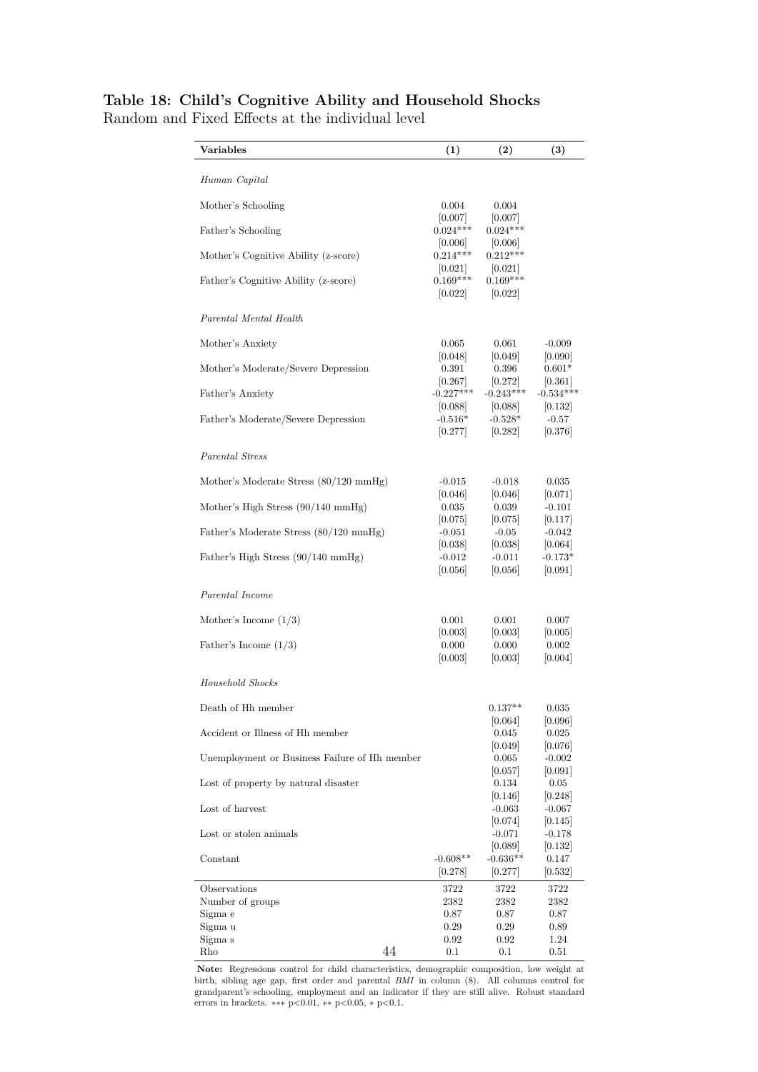**Table 18: Child's Cognitive Ability and Household Shocks**
Random and Fixed Effects at the individual level

| Variables | (1) | (2) | (3) |
|---|---|---|---|
| *Human Capital* | | | |
| Mother's Schooling | 0.004 | 0.004 | |
| | [0.007] | [0.007] | |
| Father's Schooling | 0.024*** | 0.024*** | |
| | [0.006] | [0.006] | |
| Mother's Cognitive Ability (z-score) | 0.214*** | 0.212*** | |
| | [0.021] | [0.021] | |
| Father's Cognitive Ability (z-score) | 0.169*** | 0.169*** | |
| | [0.022] | [0.022] | |
| *Parental Mental Health* | | | |
| Mother's Anxiety | 0.065 | 0.061 | -0.009 |
| | [0.048] | [0.049] | [0.090] |
| Mother's Moderate/Severe Depression | 0.391 | 0.396 | 0.601* |
| | [0.267] | [0.272] | [0.361] |
| Father's Anxiety | -0.227*** | -0.243*** | -0.534*** |
| | [0.088] | [0.088] | [0.132] |
| Father's Moderate/Severe Depression | -0.516* | -0.528* | -0.57 |
| | [0.277] | [0.282] | [0.376] |
| *Parental Stress* | | | |
| Mother's Moderate Stress (80/120 mmHg) | -0.015 | -0.018 | 0.035 |
| | [0.046] | [0.046] | [0.071] |
| Mother's High Stress (90/140 mmHg) | 0.035 | 0.039 | -0.101 |
| | [0.075] | [0.075] | [0.117] |
| Father's Moderate Stress (80/120 mmHg) | -0.051 | -0.05 | -0.042 |
| | [0.038] | [0.038] | [0.064] |
| Father's High Stress (90/140 mmHg) | -0.012 | -0.011 | -0.173* |
| | [0.056] | [0.056] | [0.091] |
| *Parental Income* | | | |
| Mother's Income (1/3) | 0.001 | 0.001 | 0.007 |
| | [0.003] | [0.003] | [0.005] |
| Father's Income (1/3) | 0.000 | 0.000 | 0.002 |
| | [0.003] | [0.003] | [0.004] |
| *Household Shocks* | | | |
| Death of Hh member | | 0.137** | 0.035 |
| | | [0.064] | [0.096] |
| Accident or Illness of Hh member | | 0.045 | 0.025 |
| | | [0.049] | [0.076] |
| Unemployment or Business Failure of Hh member | | 0.065 | -0.002 |
| | | [0.057] | [0.091] |
| Lost of property by natural disaster | | 0.134 | 0.05 |
| | | [0.146] | [0.248] |
| Lost of harvest | | -0.063 | -0.067 |
| | | [0.074] | [0.145] |
| Lost or stolen animals | | -0.071 | -0.178 |
| | | [0.089] | [0.132] |
| Constant | -0.608** | -0.636** | 0.147 |
| | [0.278] | [0.277] | [0.532] |
| Observations | 3722 | 3722 | 3722 |
| Number of groups | 2382 | 2382 | 2382 |
| Sigma e | 0.87 | 0.87 | 0.87 |
| Sigma u | 0.29 | 0.29 | 0.89 |
| Sigma s | 0.92 | 0.92 | 1.24 |
| Rho | 0.1 | 0.1 | 0.51 |

**Note:** Regressions control for child characteristics, demographic composition, low weight at birth, sibling age gap, first order and parental *BMI* in column (8). All columns control for grandparent's schooling, employment and an indicator if they are still alive. Robust standard errors in brackets. ∗∗∗ $p<0.01$, ∗∗ $p<0.05$, ∗ $p<0.1$.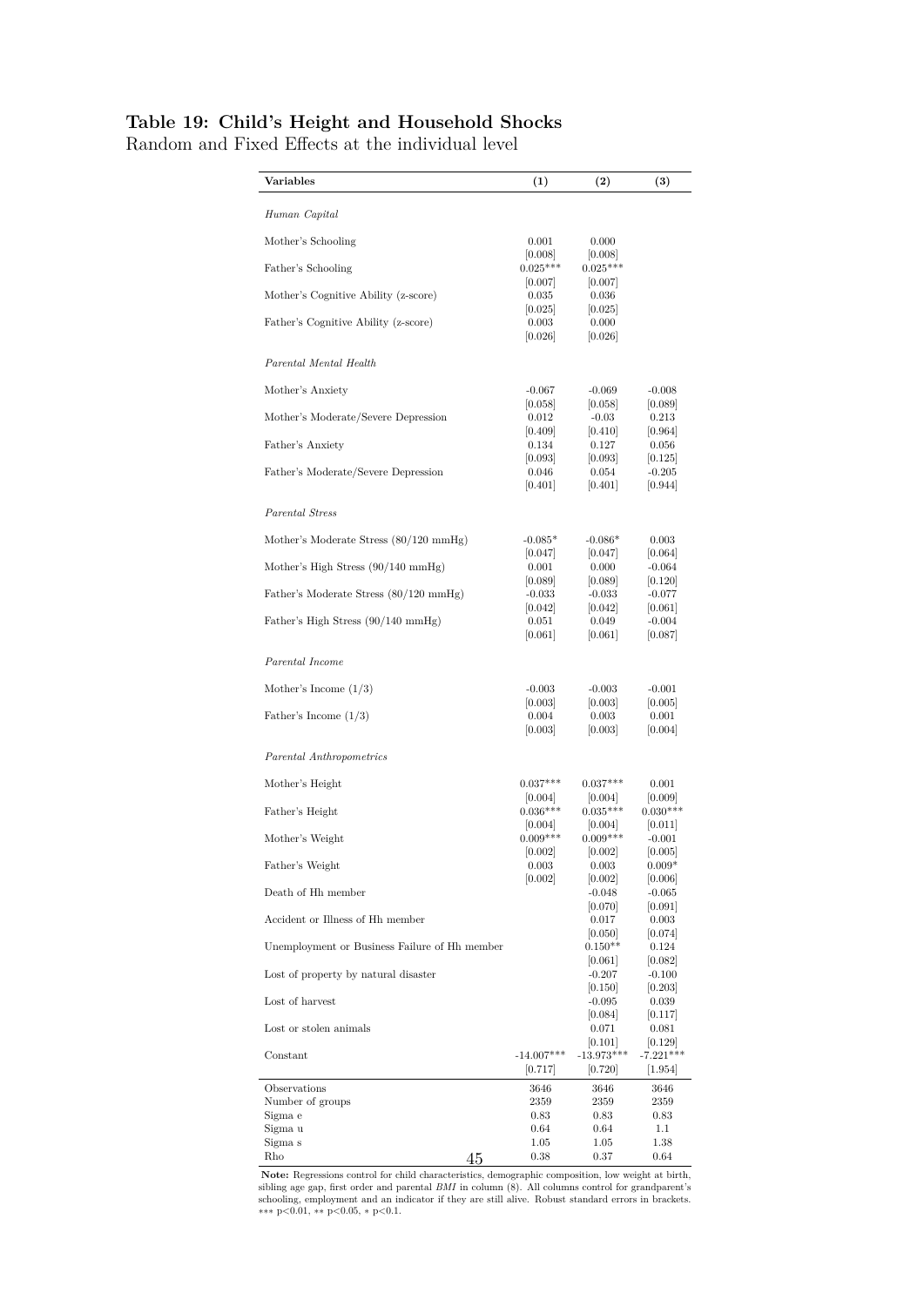**Table 19: Child's Height and Household Shocks**

Random and Fixed Effects at the individual level

| Variables | (1) | (2) | (3) |
|---|---|---|---|
| *Human Capital* | | | |
| Mother's Schooling | 0.001 | 0.000 | |
| | [0.008] | [0.008] | |
| Father's Schooling | 0.025*** | 0.025*** | |
| | [0.007] | [0.007] | |
| Mother's Cognitive Ability (z-score) | 0.035 | 0.036 | |
| | [0.025] | [0.025] | |
| Father's Cognitive Ability (z-score) | 0.003 | 0.000 | |
| | [0.026] | [0.026] | |
| *Parental Mental Health* | | | |
| Mother's Anxiety | -0.067 | -0.069 | -0.008 |
| | [0.058] | [0.058] | [0.089] |
| Mother's Moderate/Severe Depression | 0.012 | -0.03 | 0.213 |
| | [0.409] | [0.410] | [0.964] |
| Father's Anxiety | 0.134 | 0.127 | 0.056 |
| | [0.093] | [0.093] | [0.125] |
| Father's Moderate/Severe Depression | 0.046 | 0.054 | -0.205 |
| | [0.401] | [0.401] | [0.944] |
| *Parental Stress* | | | |
| Mother's Moderate Stress (80/120 mmHg) | -0.085* | -0.086* | 0.003 |
| | [0.047] | [0.047] | [0.064] |
| Mother's High Stress (90/140 mmHg) | 0.001 | 0.000 | -0.064 |
| | [0.089] | [0.089] | [0.120] |
| Father's Moderate Stress (80/120 mmHg) | -0.033 | -0.033 | -0.077 |
| | [0.042] | [0.042] | [0.061] |
| Father's High Stress (90/140 mmHg) | 0.051 | 0.049 | -0.004 |
| | [0.061] | [0.061] | [0.087] |
| *Parental Income* | | | |
| Mother's Income (1/3) | -0.003 | -0.003 | -0.001 |
| | [0.003] | [0.003] | [0.005] |
| Father's Income (1/3) | 0.004 | 0.003 | 0.001 |
| | [0.003] | [0.003] | [0.004] |
| *Parental Anthropometrics* | | | |
| Mother's Height | 0.037*** | 0.037*** | 0.001 |
| | [0.004] | [0.004] | [0.009] |
| Father's Height | 0.036*** | 0.035*** | 0.030*** |
| | [0.004] | [0.004] | [0.011] |
| Mother's Weight | 0.009*** | 0.009*** | -0.001 |
| | [0.002] | [0.002] | [0.005] |
| Father's Weight | 0.003 | 0.003 | 0.009* |
| | [0.002] | [0.002] | [0.006] |
| Death of Hh member | | -0.048 | -0.065 |
| | | [0.070] | [0.091] |
| Accident or Illness of Hh member | | 0.017 | 0.003 |
| | | [0.050] | [0.074] |
| Unemployment or Business Failure of Hh member | | 0.150** | 0.124 |
| | | [0.061] | [0.082] |
| Lost of property by natural disaster | | -0.207 | -0.100 |
| | | [0.150] | [0.203] |
| Lost of harvest | | -0.095 | 0.039 |
| | | [0.084] | [0.117] |
| Lost or stolen animals | | 0.071 | 0.081 |
| | | [0.101] | [0.129] |
| Constant | -14.007*** | -13.973*** | -7.221*** |
| | [0.717] | [0.720] | [1.954] |
| Observations | 3646 | 3646 | 3646 |
| Number of groups | 2359 | 2359 | 2359 |
| Sigma e | 0.83 | 0.83 | 0.83 |
| Sigma u | 0.64 | 0.64 | 1.1 |
| Sigma s | 1.05 | 1.05 | 1.38 |
| Rho | 0.38 | 0.37 | 0.64 |

**Note:** Regressions control for child characteristics, demographic composition, low weight at birth, sibling age gap, first order and parental *BMI* in column (8). All columns control for grandparent's schooling, employment and an indicator if they are still alive. Robust standard errors in brackets. *** p<0.01, ** p<0.05, * p<0.1.